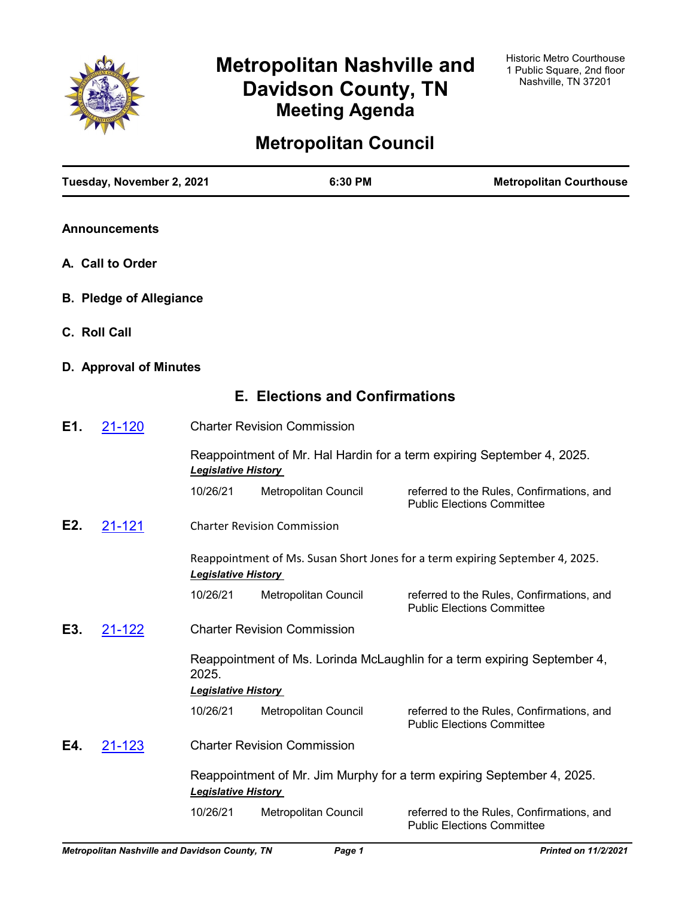# Metropolitan Nashville and Davidson County, TN
## Meeting Agenda

Historic Metro Courthouse
1 Public Square, 2nd floor
Nashville, TN 37201

# Metropolitan Council

**Tuesday, November 2, 2021** | **6:30 PM** | **Metropolitan Courthouse**

**Announcements**

**A. Call to Order**

**B. Pledge of Allegiance**

**C. Roll Call**

**D. Approval of Minutes**

## E. Elections and Confirmations

**E1.** 21-120 Charter Revision Commission

Reappointment of Mr. Hal Hardin for a term expiring September 4, 2025.

***Legislative History***

| | | |
|---|---|---|
| 10/26/21 | Metropolitan Council | referred to the Rules, Confirmations, and Public Elections Committee |

**E2.** 21-121 Charter Revision Commission

Reappointment of Ms. Susan Short Jones for a term expiring September 4, 2025.

***Legislative History***

| | | |
|---|---|---|
| 10/26/21 | Metropolitan Council | referred to the Rules, Confirmations, and Public Elections Committee |

**E3.** 21-122 Charter Revision Commission

Reappointment of Ms. Lorinda McLaughlin for a term expiring September 4, 2025.

***Legislative History***

| | | |
|---|---|---|
| 10/26/21 | Metropolitan Council | referred to the Rules, Confirmations, and Public Elections Committee |

**E4.** 21-123 Charter Revision Commission

Reappointment of Mr. Jim Murphy for a term expiring September 4, 2025.

***Legislative History***

| | | |
|---|---|---|
| 10/26/21 | Metropolitan Council | referred to the Rules, Confirmations, and Public Elections Committee |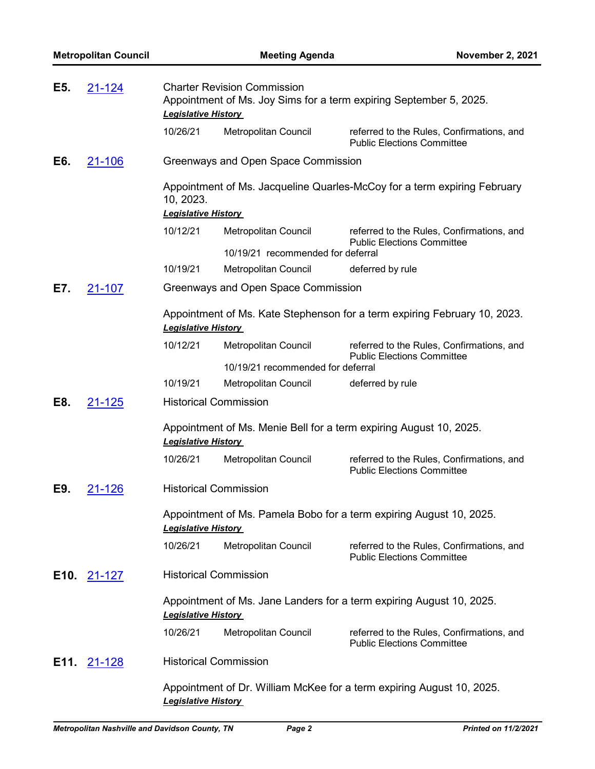**E5. 21-124** Charter Revision Commission

Appointment of Ms. Joy Sims for a term expiring September 5, 2025.

***Legislative History***

| | | |
|---|---|---|
| 10/26/21 | Metropolitan Council | referred to the Rules, Confirmations, and Public Elections Committee |

**E6. 21-106** Greenways and Open Space Commission

Appointment of Ms. Jacqueline Quarles-McCoy for a term expiring February 10, 2023.

***Legislative History***

| | | |
|---|---|---|
| 10/12/21 | Metropolitan Council | referred to the Rules, Confirmations, and Public Elections Committee |
| | 10/19/21 recommended for deferral | |
| 10/19/21 | Metropolitan Council | deferred by rule |

**E7. 21-107** Greenways and Open Space Commission

Appointment of Ms. Kate Stephenson for a term expiring February 10, 2023.

***Legislative History***

| | | |
|---|---|---|
| 10/12/21 | Metropolitan Council | referred to the Rules, Confirmations, and Public Elections Committee |
| | 10/19/21 recommended for deferral | |
| 10/19/21 | Metropolitan Council | deferred by rule |

**E8. 21-125** Historical Commission

Appointment of Ms. Menie Bell for a term expiring August 10, 2025.

***Legislative History***

| | | |
|---|---|---|
| 10/26/21 | Metropolitan Council | referred to the Rules, Confirmations, and Public Elections Committee |

**E9. 21-126** Historical Commission

Appointment of Ms. Pamela Bobo for a term expiring August 10, 2025.

***Legislative History***

| | | |
|---|---|---|
| 10/26/21 | Metropolitan Council | referred to the Rules, Confirmations, and Public Elections Committee |

**E10. 21-127** Historical Commission

Appointment of Ms. Jane Landers for a term expiring August 10, 2025.

***Legislative History***

| | | |
|---|---|---|
| 10/26/21 | Metropolitan Council | referred to the Rules, Confirmations, and Public Elections Committee |

**E11. 21-128** Historical Commission

Appointment of Dr. William McKee for a term expiring August 10, 2025.

***Legislative History***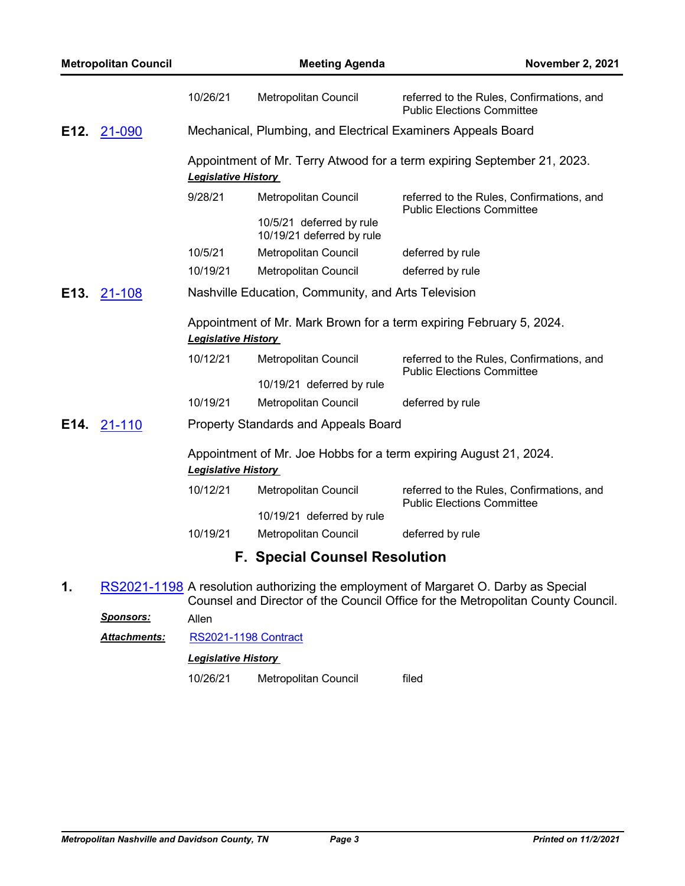| | | |
|---|---|---|
| 10/26/21 | Metropolitan Council | referred to the Rules, Confirmations, and Public Elections Committee |

**E12.** 21-090 Mechanical, Plumbing, and Electrical Examiners Appeals Board

Appointment of Mr. Terry Atwood for a term expiring September 21, 2023.

***Legislative History***

| | | |
|---|---|---|
| 9/28/21 | Metropolitan Council<br>10/5/21 deferred by rule<br>10/19/21 deferred by rule | referred to the Rules, Confirmations, and Public Elections Committee |
| 10/5/21 | Metropolitan Council | deferred by rule |
| 10/19/21 | Metropolitan Council | deferred by rule |

**E13.** 21-108 Nashville Education, Community, and Arts Television

Appointment of Mr. Mark Brown for a term expiring February 5, 2024.

***Legislative History***

| | | |
|---|---|---|
| 10/12/21 | Metropolitan Council<br>10/19/21 deferred by rule | referred to the Rules, Confirmations, and Public Elections Committee |
| 10/19/21 | Metropolitan Council | deferred by rule |

**E14.** 21-110 Property Standards and Appeals Board

Appointment of Mr. Joe Hobbs for a term expiring August 21, 2024.

***Legislative History***

| | | |
|---|---|---|
| 10/12/21 | Metropolitan Council<br>10/19/21 deferred by rule | referred to the Rules, Confirmations, and Public Elections Committee |
| 10/19/21 | Metropolitan Council | deferred by rule |

## F. Special Counsel Resolution

**1.** RS2021-1198 A resolution authorizing the employment of Margaret O. Darby as Special Counsel and Director of the Council Office for the Metropolitan County Council.

***Sponsors:*** Allen

***Attachments:*** RS2021-1198 Contract

***Legislative History***

| | | |
|---|---|---|
| 10/26/21 | Metropolitan Council | filed |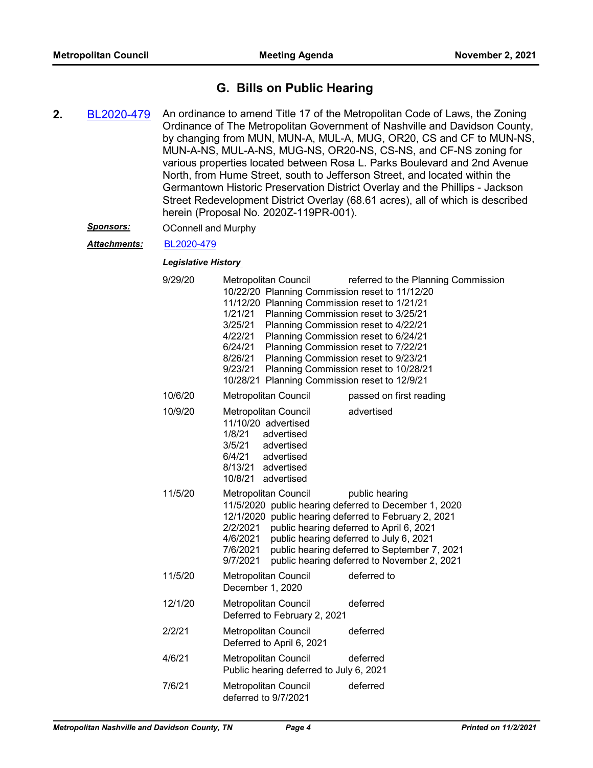## G. Bills on Public Hearing

**2.** BL2020-479 An ordinance to amend Title 17 of the Metropolitan Code of Laws, the Zoning Ordinance of The Metropolitan Government of Nashville and Davidson County, by changing from MUN, MUN-A, MUL-A, MUG, OR20, CS and CF to MUN-NS, MUN-A-NS, MUL-A-NS, MUG-NS, OR20-NS, CS-NS, and CF-NS zoning for various properties located between Rosa L. Parks Boulevard and 2nd Avenue North, from Hume Street, south to Jefferson Street, and located within the Germantown Historic Preservation District Overlay and the Phillips - Jackson Street Redevelopment District Overlay (68.61 acres), all of which is described herein (Proposal No. 2020Z-119PR-001).

***Sponsors:*** OConnell and Murphy

***Attachments:*** BL2020-479

***Legislative History***

| Date | Body | Action |
|---|---|---|
| 9/29/20 | Metropolitan Council<br>10/22/20 Planning Commission reset to 11/12/20<br>11/12/20 Planning Commission reset to 1/21/21<br>1/21/21 Planning Commission reset to 3/25/21<br>3/25/21 Planning Commission reset to 4/22/21<br>4/22/21 Planning Commission reset to 6/24/21<br>6/24/21 Planning Commission reset to 7/22/21<br>8/26/21 Planning Commission reset to 9/23/21<br>9/23/21 Planning Commission reset to 10/28/21<br>10/28/21 Planning Commission reset to 12/9/21 | referred to the Planning Commission |
| 10/6/20 | Metropolitan Council | passed on first reading |
| 10/9/20 | Metropolitan Council<br>11/10/20 advertised<br>1/8/21 advertised<br>3/5/21 advertised<br>6/4/21 advertised<br>8/13/21 advertised<br>10/8/21 advertised | advertised |
| 11/5/20 | Metropolitan Council<br>11/5/2020 public hearing deferred to December 1, 2020<br>12/1/2020 public hearing deferred to February 2, 2021<br>2/2/2021 public hearing deferred to April 6, 2021<br>4/6/2021 public hearing deferred to July 6, 2021<br>7/6/2021 public hearing deferred to September 7, 2021<br>9/7/2021 public hearing deferred to November 2, 2021 | public hearing |
| 11/5/20 | Metropolitan Council<br>December 1, 2020 | deferred to |
| 12/1/20 | Metropolitan Council<br>Deferred to February 2, 2021 | deferred |
| 2/2/21 | Metropolitan Council<br>Deferred to April 6, 2021 | deferred |
| 4/6/21 | Metropolitan Council<br>Public hearing deferred to July 6, 2021 | deferred |
| 7/6/21 | Metropolitan Council<br>deferred to 9/7/2021 | deferred |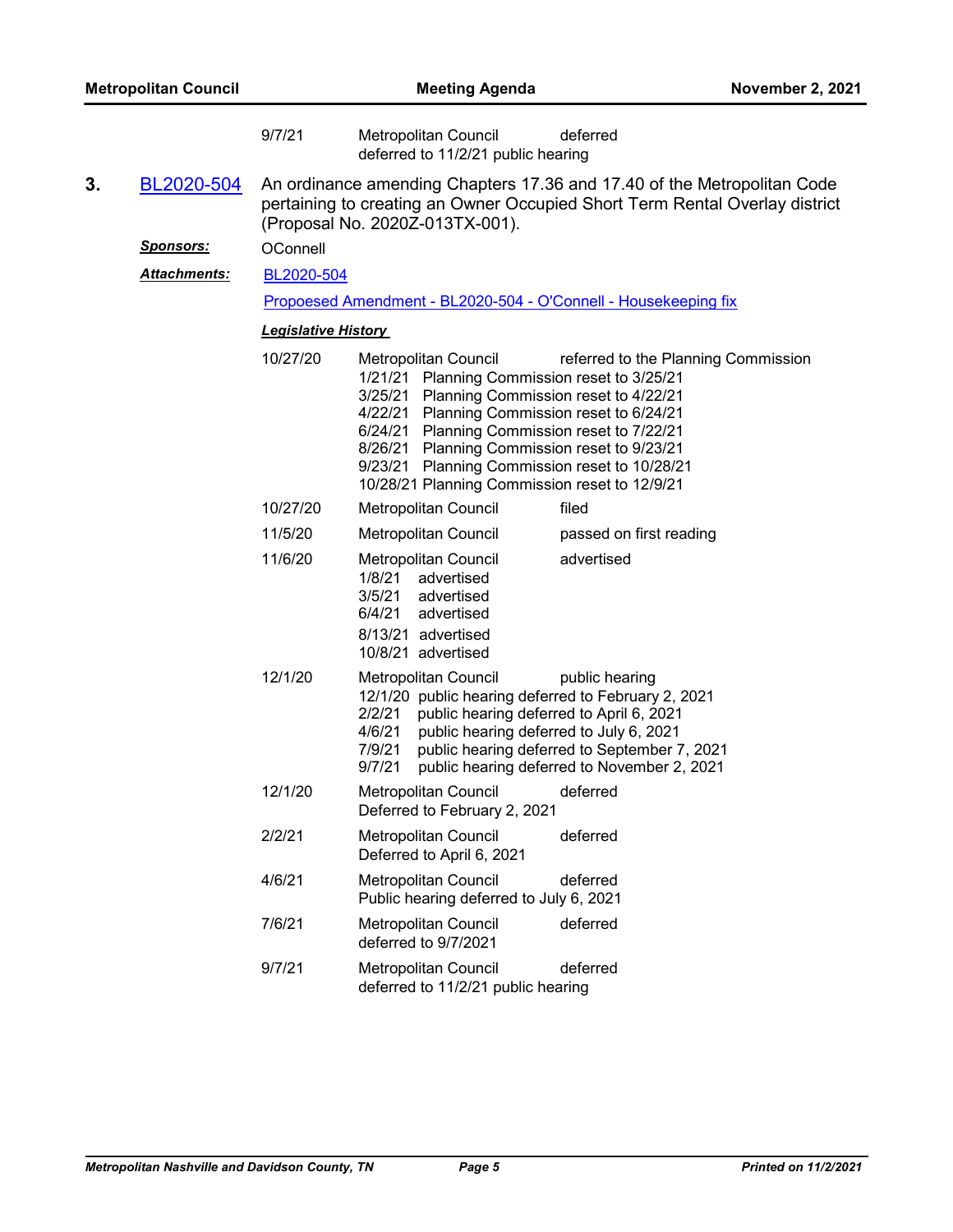| | |
|---|---|
| 9/7/21 | Metropolitan Council — deferred<br>deferred to 11/2/21 public hearing |

**3.** BL2020-504 — An ordinance amending Chapters 17.36 and 17.40 of the Metropolitan Code pertaining to creating an Owner Occupied Short Term Rental Overlay district (Proposal No. 2020Z-013TX-001).

***Sponsors:*** OConnell

***Attachments:*** BL2020-504

Propoesed Amendment - BL2020-504 - O'Connell - Housekeeping fix

***Legislative History***

| Date | Body | Action |
|---|---|---|
| 10/27/20 | Metropolitan Council<br>1/21/21 Planning Commission reset to 3/25/21<br>3/25/21 Planning Commission reset to 4/22/21<br>4/22/21 Planning Commission reset to 6/24/21<br>6/24/21 Planning Commission reset to 7/22/21<br>8/26/21 Planning Commission reset to 9/23/21<br>9/23/21 Planning Commission reset to 10/28/21<br>10/28/21 Planning Commission reset to 12/9/21 | referred to the Planning Commission |
| 10/27/20 | Metropolitan Council | filed |
| 11/5/20 | Metropolitan Council | passed on first reading |
| 11/6/20 | Metropolitan Council<br>1/8/21 advertised<br>3/5/21 advertised<br>6/4/21 advertised<br>8/13/21 advertised<br>10/8/21 advertised | advertised |
| 12/1/20 | Metropolitan Council<br>12/1/20 public hearing deferred to February 2, 2021<br>2/2/21 public hearing deferred to April 6, 2021<br>4/6/21 public hearing deferred to July 6, 2021<br>7/9/21 public hearing deferred to September 7, 2021<br>9/7/21 public hearing deferred to November 2, 2021 | public hearing |
| 12/1/20 | Metropolitan Council<br>Deferred to February 2, 2021 | deferred |
| 2/2/21 | Metropolitan Council<br>Deferred to April 6, 2021 | deferred |
| 4/6/21 | Metropolitan Council<br>Public hearing deferred to July 6, 2021 | deferred |
| 7/6/21 | Metropolitan Council<br>deferred to 9/7/2021 | deferred |
| 9/7/21 | Metropolitan Council<br>deferred to 11/2/21 public hearing | deferred |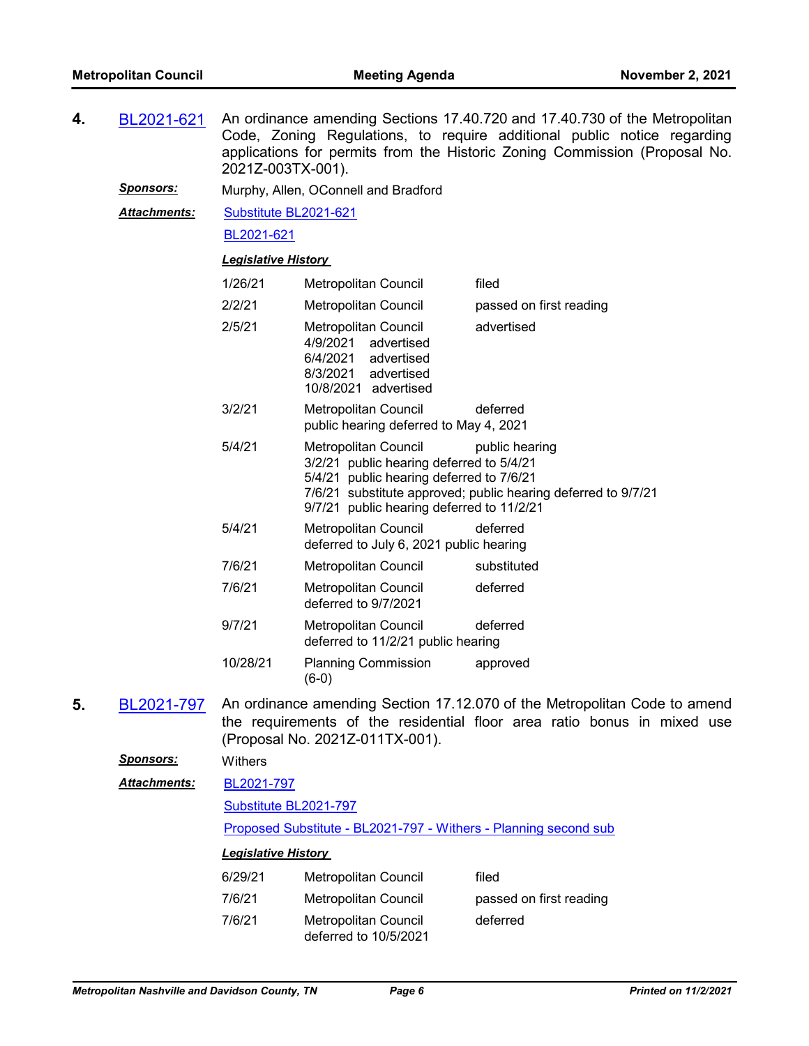**4.** BL2021-621 An ordinance amending Sections 17.40.720 and 17.40.730 of the Metropolitan Code, Zoning Regulations, to require additional public notice regarding applications for permits from the Historic Zoning Commission (Proposal No. 2021Z-003TX-001).

***Sponsors:*** Murphy, Allen, OConnell and Bradford

***Attachments:*** Substitute BL2021-621

BL2021-621

***Legislative History***

| | | |
|---|---|---|
| 1/26/21 | Metropolitan Council | filed |
| 2/2/21 | Metropolitan Council | passed on first reading |
| 2/5/21 | Metropolitan Council<br>4/9/2021 advertised<br>6/4/2021 advertised<br>8/3/2021 advertised<br>10/8/2021 advertised | advertised |
| 3/2/21 | Metropolitan Council<br>public hearing deferred to May 4, 2021 | deferred |
| 5/4/21 | Metropolitan Council<br>3/2/21 public hearing deferred to 5/4/21<br>5/4/21 public hearing deferred to 7/6/21<br>7/6/21 substitute approved; public hearing deferred to 9/7/21<br>9/7/21 public hearing deferred to 11/2/21 | public hearing |
| 5/4/21 | Metropolitan Council<br>deferred to July 6, 2021 public hearing | deferred |
| 7/6/21 | Metropolitan Council | substituted |
| 7/6/21 | Metropolitan Council<br>deferred to 9/7/2021 | deferred |
| 9/7/21 | Metropolitan Council<br>deferred to 11/2/21 public hearing | deferred |
| 10/28/21 | Planning Commission<br>(6-0) | approved |

**5.** BL2021-797 An ordinance amending Section 17.12.070 of the Metropolitan Code to amend the requirements of the residential floor area ratio bonus in mixed use (Proposal No. 2021Z-011TX-001).

***Sponsors:*** Withers

***Attachments:*** BL2021-797

Substitute BL2021-797

Proposed Substitute - BL2021-797 - Withers - Planning second sub

***Legislative History***

| | | |
|---|---|---|
| 6/29/21 | Metropolitan Council | filed |
| 7/6/21 | Metropolitan Council | passed on first reading |
| 7/6/21 | Metropolitan Council<br>deferred to 10/5/2021 | deferred |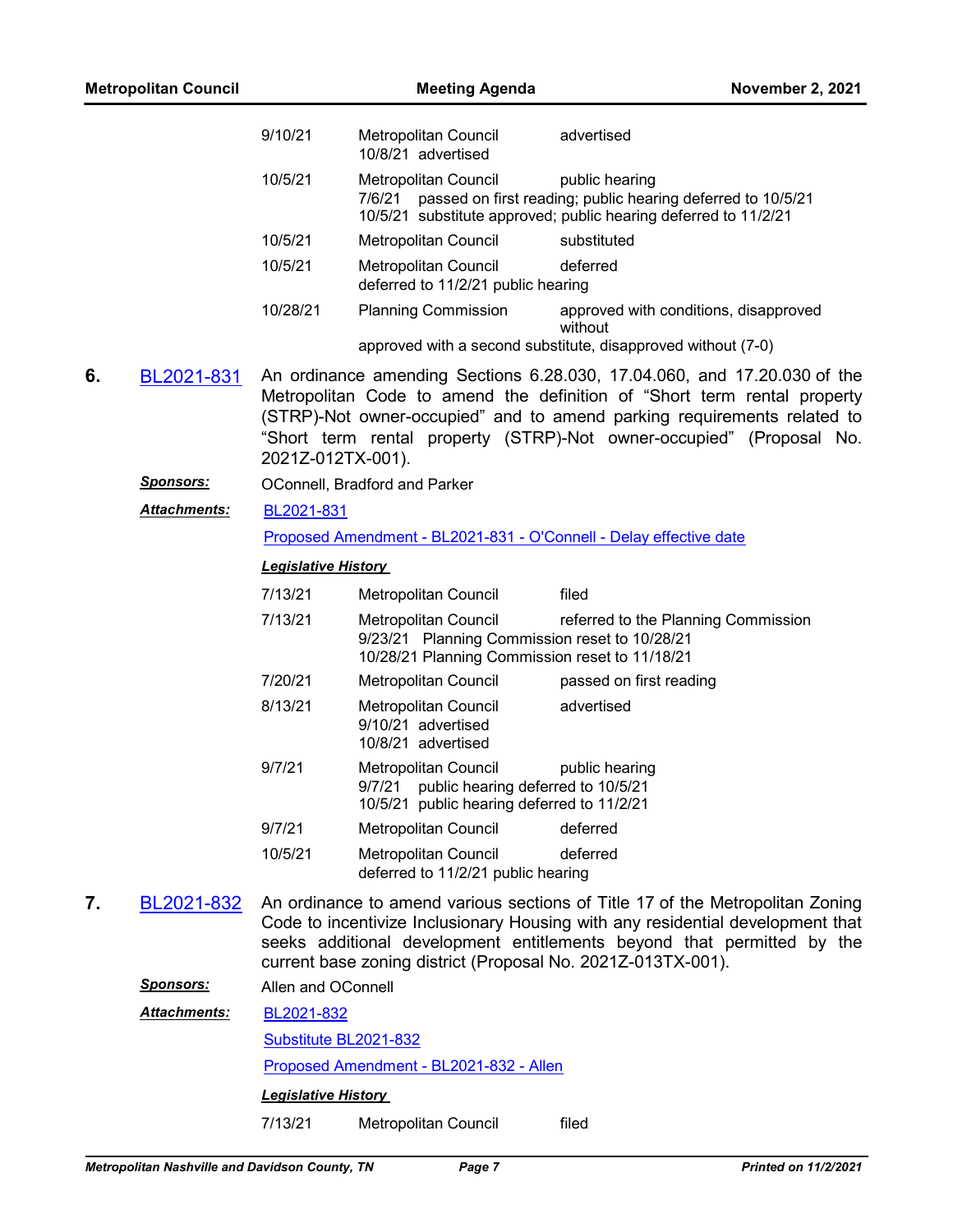| | | |
|---|---|---|
| 9/10/21 | Metropolitan Council<br>10/8/21 advertised | advertised |
| 10/5/21 | Metropolitan Council<br>7/6/21 passed on first reading; public hearing deferred to 10/5/21<br>10/5/21 substitute approved; public hearing deferred to 11/2/21 | public hearing |
| 10/5/21 | Metropolitan Council | substituted |
| 10/5/21 | Metropolitan Council<br>deferred to 11/2/21 public hearing | deferred |
| 10/28/21 | Planning Commission<br>approved with a second substitute, disapproved without (7-0) | approved with conditions, disapproved without |

**6. BL2021-831** An ordinance amending Sections 6.28.030, 17.04.060, and 17.20.030 of the Metropolitan Code to amend the definition of "Short term rental property (STRP)-Not owner-occupied" and to amend parking requirements related to "Short term rental property (STRP)-Not owner-occupied" (Proposal No. 2021Z-012TX-001).

***Sponsors:*** OConnell, Bradford and Parker

***Attachments:*** BL2021-831

Proposed Amendment - BL2021-831 - O'Connell - Delay effective date

***Legislative History***

| | | |
|---|---|---|
| 7/13/21 | Metropolitan Council | filed |
| 7/13/21 | Metropolitan Council<br>9/23/21 Planning Commission reset to 10/28/21<br>10/28/21 Planning Commission reset to 11/18/21 | referred to the Planning Commission |
| 7/20/21 | Metropolitan Council | passed on first reading |
| 8/13/21 | Metropolitan Council<br>9/10/21 advertised<br>10/8/21 advertised | advertised |
| 9/7/21 | Metropolitan Council<br>9/7/21 public hearing deferred to 10/5/21<br>10/5/21 public hearing deferred to 11/2/21 | public hearing |
| 9/7/21 | Metropolitan Council | deferred |
| 10/5/21 | Metropolitan Council<br>deferred to 11/2/21 public hearing | deferred |

**7. BL2021-832** An ordinance to amend various sections of Title 17 of the Metropolitan Zoning Code to incentivize Inclusionary Housing with any residential development that seeks additional development entitlements beyond that permitted by the current base zoning district (Proposal No. 2021Z-013TX-001).

***Sponsors:*** Allen and OConnell

***Attachments:*** BL2021-832

Substitute BL2021-832

Proposed Amendment - BL2021-832 - Allen

***Legislative History***

| | | |
|---|---|---|
| 7/13/21 | Metropolitan Council | filed |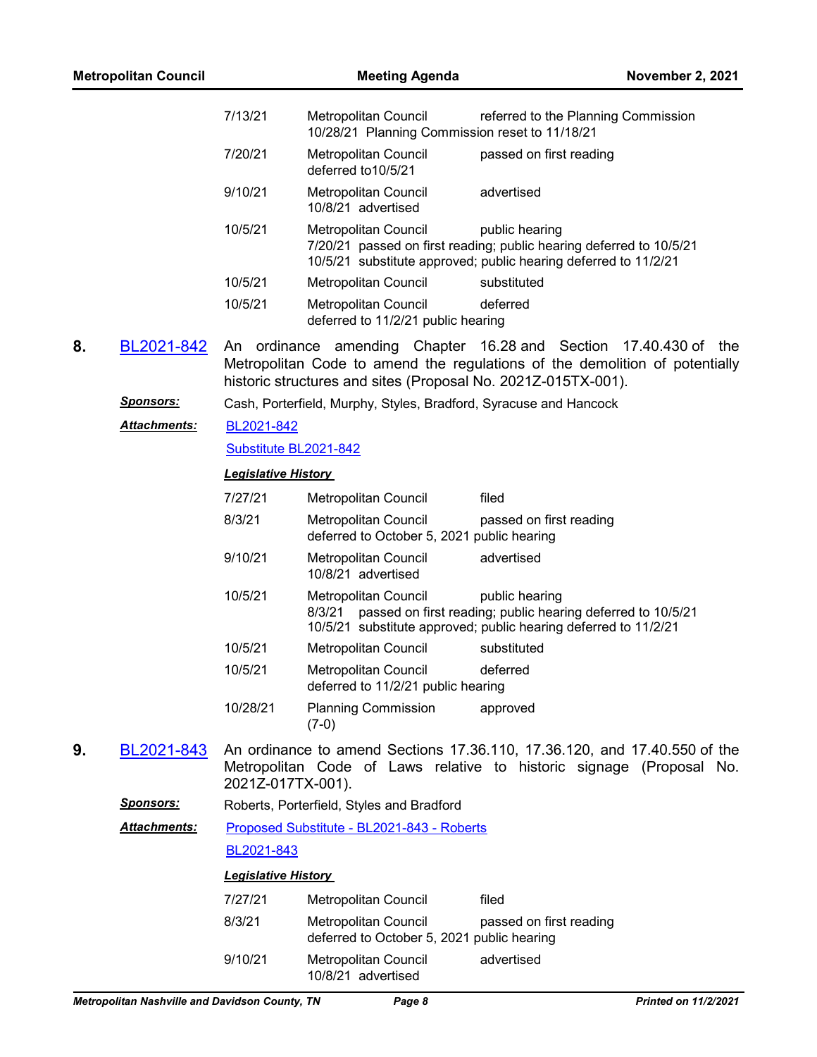| | | |
|---|---|---|
| 7/13/21 | Metropolitan Council<br>10/28/21 Planning Commission reset to 11/18/21 | referred to the Planning Commission |
| 7/20/21 | Metropolitan Council<br>deferred to10/5/21 | passed on first reading |
| 9/10/21 | Metropolitan Council<br>10/8/21 advertised | advertised |
| 10/5/21 | Metropolitan Council<br>7/20/21 passed on first reading; public hearing deferred to 10/5/21<br>10/5/21 substitute approved; public hearing deferred to 11/2/21 | public hearing |
| 10/5/21 | Metropolitan Council | substituted |
| 10/5/21 | Metropolitan Council<br>deferred to 11/2/21 public hearing | deferred |

**8.** BL2021-842 An ordinance amending Chapter 16.28 and Section 17.40.430 of the Metropolitan Code to amend the regulations of the demolition of potentially historic structures and sites (Proposal No. 2021Z-015TX-001).

***Sponsors:*** Cash, Porterfield, Murphy, Styles, Bradford, Syracuse and Hancock

***Attachments:*** BL2021-842

Substitute BL2021-842

***Legislative History***

| | | |
|---|---|---|
| 7/27/21 | Metropolitan Council | filed |
| 8/3/21 | Metropolitan Council<br>deferred to October 5, 2021 public hearing | passed on first reading |
| 9/10/21 | Metropolitan Council<br>10/8/21 advertised | advertised |
| 10/5/21 | Metropolitan Council<br>8/3/21 passed on first reading; public hearing deferred to 10/5/21<br>10/5/21 substitute approved; public hearing deferred to 11/2/21 | public hearing |
| 10/5/21 | Metropolitan Council | substituted |
| 10/5/21 | Metropolitan Council<br>deferred to 11/2/21 public hearing | deferred |
| 10/28/21 | Planning Commission<br>(7-0) | approved |

**9.** BL2021-843 An ordinance to amend Sections 17.36.110, 17.36.120, and 17.40.550 of the Metropolitan Code of Laws relative to historic signage (Proposal No. 2021Z-017TX-001).

***Sponsors:*** Roberts, Porterfield, Styles and Bradford

***Attachments:*** Proposed Substitute - BL2021-843 - Roberts

BL2021-843

***Legislative History***

| | | |
|---|---|---|
| 7/27/21 | Metropolitan Council | filed |
| 8/3/21 | Metropolitan Council<br>deferred to October 5, 2021 public hearing | passed on first reading |
| 9/10/21 | Metropolitan Council<br>10/8/21 advertised | advertised |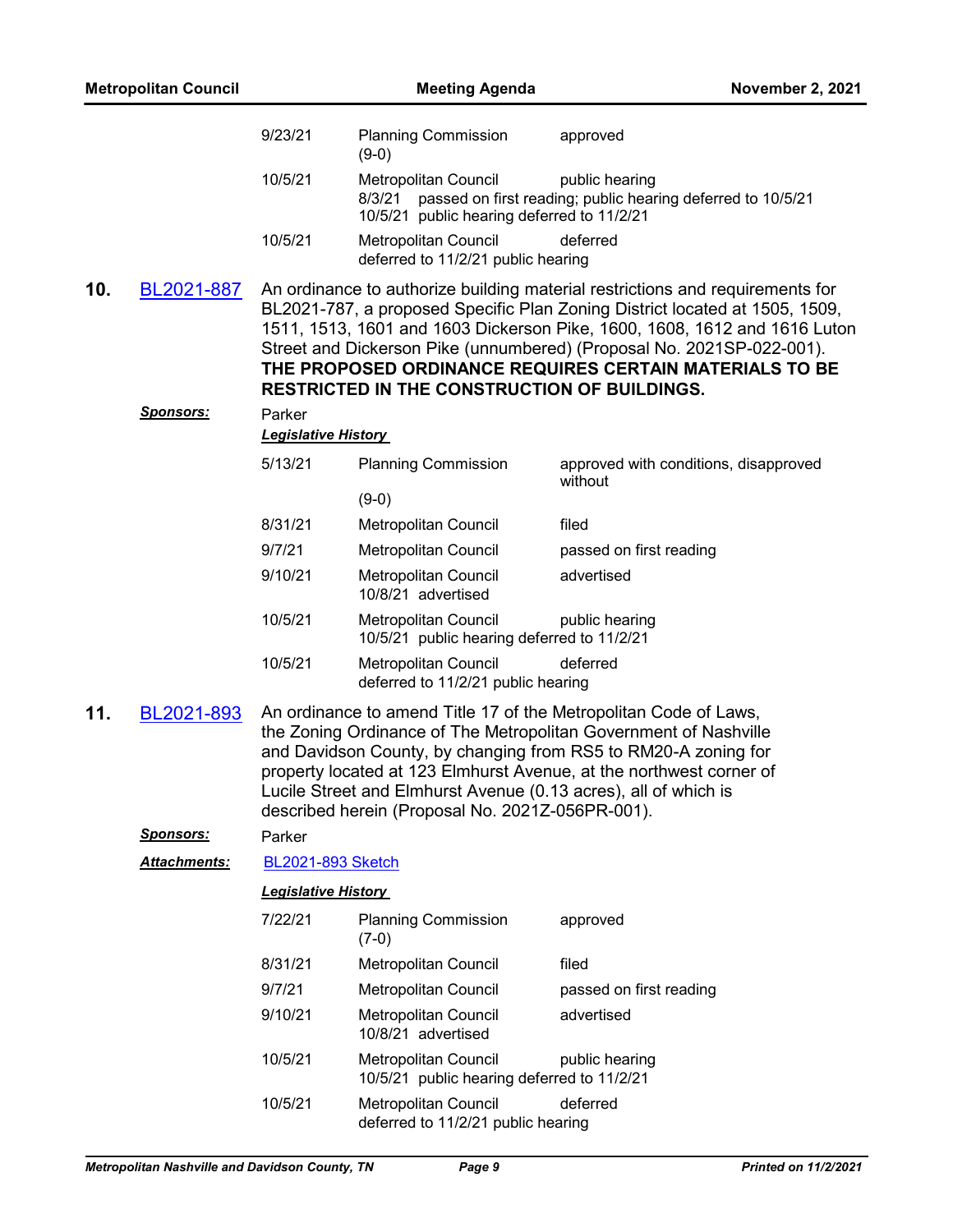| | | |
|---|---|---|
| 9/23/21 | Planning Commission (9-0) | approved |
| 10/5/21 | Metropolitan Council<br>8/3/21 passed on first reading; public hearing deferred to 10/5/21<br>10/5/21 public hearing deferred to 11/2/21 | public hearing |
| 10/5/21 | Metropolitan Council<br>deferred to 11/2/21 public hearing | deferred |

**10.** BL2021-887

An ordinance to authorize building material restrictions and requirements for BL2021-787, a proposed Specific Plan Zoning District located at 1505, 1509, 1511, 1513, 1601 and 1603 Dickerson Pike, 1600, 1608, 1612 and 1616 Luton Street and Dickerson Pike (unnumbered) (Proposal No. 2021SP-022-001). **THE PROPOSED ORDINANCE REQUIRES CERTAIN MATERIALS TO BE RESTRICTED IN THE CONSTRUCTION OF BUILDINGS.**

***Sponsors:*** Parker

***Legislative History***

| | | |
|---|---|---|
| 5/13/21 | Planning Commission (9-0) | approved with conditions, disapproved without |
| 8/31/21 | Metropolitan Council | filed |
| 9/7/21 | Metropolitan Council | passed on first reading |
| 9/10/21 | Metropolitan Council<br>10/8/21 advertised | advertised |
| 10/5/21 | Metropolitan Council<br>10/5/21 public hearing deferred to 11/2/21 | public hearing |
| 10/5/21 | Metropolitan Council<br>deferred to 11/2/21 public hearing | deferred |

**11.** BL2021-893

An ordinance to amend Title 17 of the Metropolitan Code of Laws, the Zoning Ordinance of The Metropolitan Government of Nashville and Davidson County, by changing from RS5 to RM20-A zoning for property located at 123 Elmhurst Avenue, at the northwest corner of Lucile Street and Elmhurst Avenue (0.13 acres), all of which is described herein (Proposal No. 2021Z-056PR-001).

***Sponsors:*** Parker

***Attachments:*** BL2021-893 Sketch

***Legislative History***

| | | |
|---|---|---|
| 7/22/21 | Planning Commission (7-0) | approved |
| 8/31/21 | Metropolitan Council | filed |
| 9/7/21 | Metropolitan Council | passed on first reading |
| 9/10/21 | Metropolitan Council<br>10/8/21 advertised | advertised |
| 10/5/21 | Metropolitan Council<br>10/5/21 public hearing deferred to 11/2/21 | public hearing |
| 10/5/21 | Metropolitan Council<br>deferred to 11/2/21 public hearing | deferred |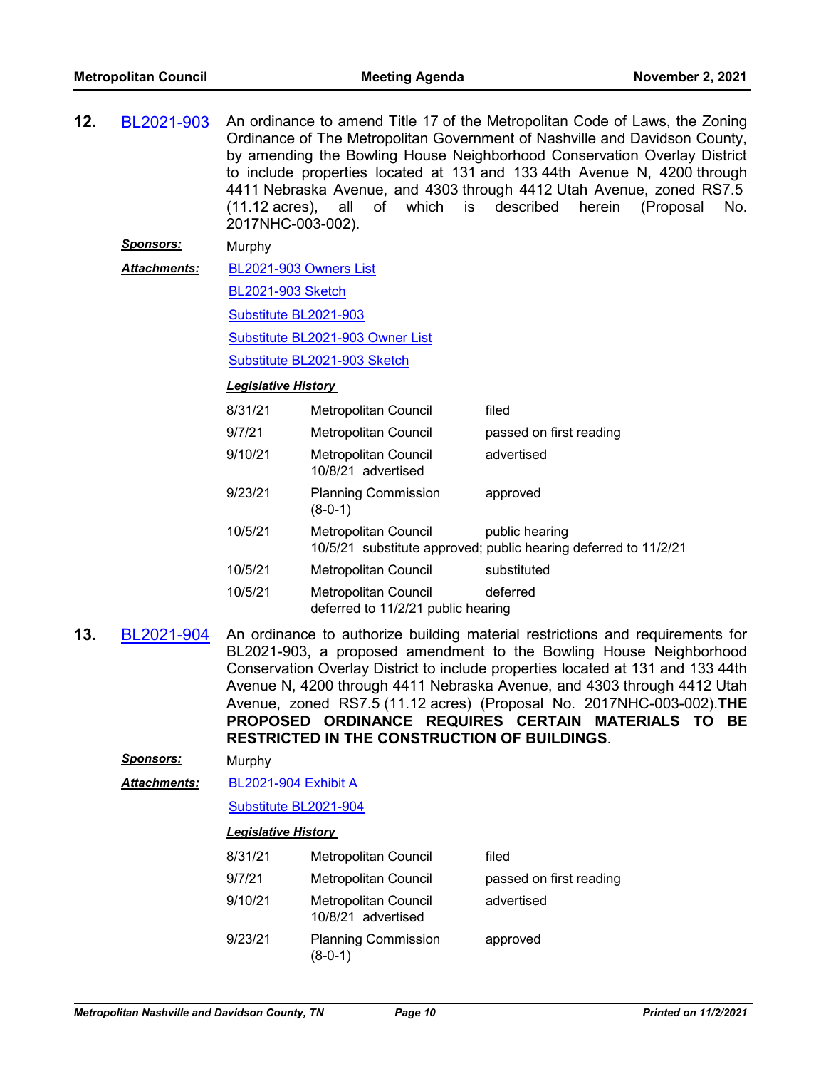**12.** BL2021-903 An ordinance to amend Title 17 of the Metropolitan Code of Laws, the Zoning Ordinance of The Metropolitan Government of Nashville and Davidson County, by amending the Bowling House Neighborhood Conservation Overlay District to include properties located at 131 and 133 44th Avenue N, 4200 through 4411 Nebraska Avenue, and 4303 through 4412 Utah Avenue, zoned RS7.5 (11.12 acres), all of which is described herein (Proposal No. 2017NHC-003-002).

***Sponsors:*** Murphy

***Attachments:*** BL2021-903 Owners List
BL2021-903 Sketch
Substitute BL2021-903
Substitute BL2021-903 Owner List
Substitute BL2021-903 Sketch

***Legislative History***

| | | |
|---|---|---|
| 8/31/21 | Metropolitan Council | filed |
| 9/7/21 | Metropolitan Council | passed on first reading |
| 9/10/21 | Metropolitan Council<br>10/8/21 advertised | advertised |
| 9/23/21 | Planning Commission<br>(8-0-1) | approved |
| 10/5/21 | Metropolitan Council<br>10/5/21 substitute approved; public hearing deferred to 11/2/21 | public hearing |
| 10/5/21 | Metropolitan Council | substituted |
| 10/5/21 | Metropolitan Council<br>deferred to 11/2/21 public hearing | deferred |

**13.** BL2021-904 An ordinance to authorize building material restrictions and requirements for BL2021-903, a proposed amendment to the Bowling House Neighborhood Conservation Overlay District to include properties located at 131 and 133 44th Avenue N, 4200 through 4411 Nebraska Avenue, and 4303 through 4412 Utah Avenue, zoned RS7.5 (11.12 acres) (Proposal No. 2017NHC-003-002).**THE PROPOSED ORDINANCE REQUIRES CERTAIN MATERIALS TO BE RESTRICTED IN THE CONSTRUCTION OF BUILDINGS**.

***Sponsors:*** Murphy

***Attachments:*** BL2021-904 Exhibit A
Substitute BL2021-904

***Legislative History***

| | | |
|---|---|---|
| 8/31/21 | Metropolitan Council | filed |
| 9/7/21 | Metropolitan Council | passed on first reading |
| 9/10/21 | Metropolitan Council<br>10/8/21 advertised | advertised |
| 9/23/21 | Planning Commission<br>(8-0-1) | approved |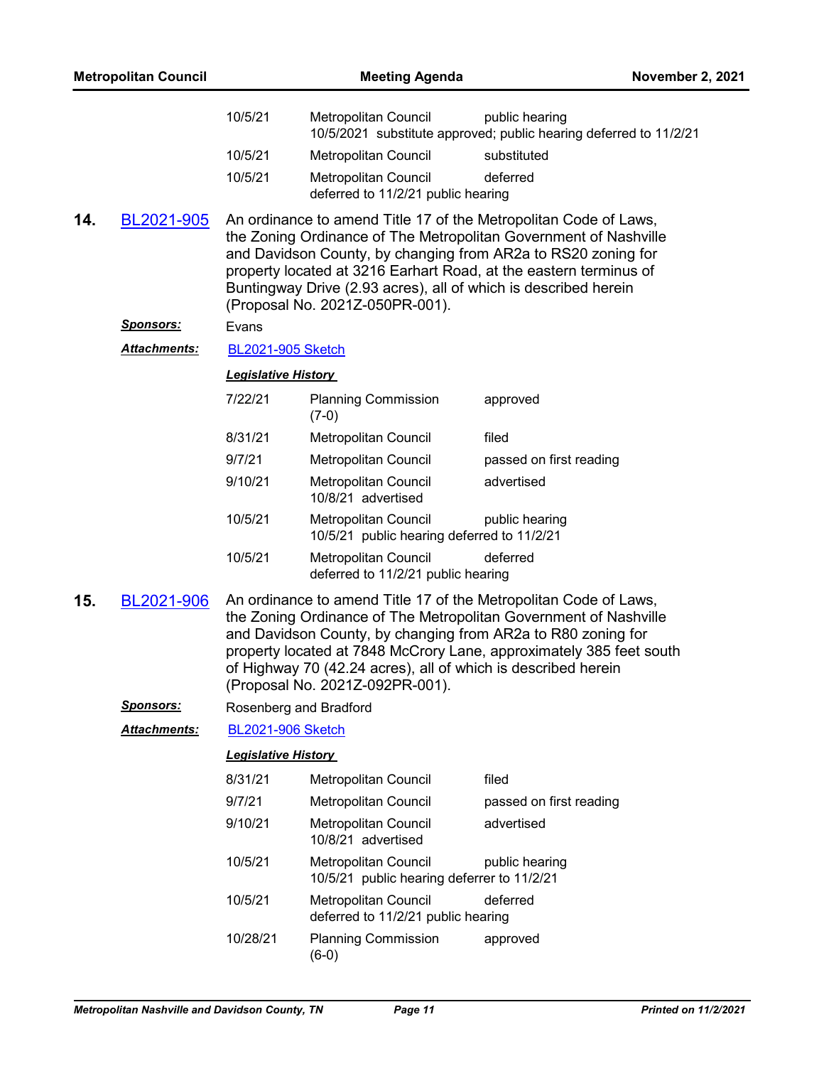| | | |
|---|---|---|
| 10/5/21 | Metropolitan Council<br>10/5/2021 substitute approved; public hearing deferred to 11/2/21 | public hearing |
| 10/5/21 | Metropolitan Council | substituted |
| 10/5/21 | Metropolitan Council<br>deferred to 11/2/21 public hearing | deferred |

**14.** BL2021-905 An ordinance to amend Title 17 of the Metropolitan Code of Laws, the Zoning Ordinance of The Metropolitan Government of Nashville and Davidson County, by changing from AR2a to RS20 zoning for property located at 3216 Earhart Road, at the eastern terminus of Buntingway Drive (2.93 acres), all of which is described herein (Proposal No. 2021Z-050PR-001).

***Sponsors:*** Evans

***Attachments:*** BL2021-905 Sketch

***Legislative History***

| | | |
|---|---|---|
| 7/22/21 | Planning Commission (7-0) | approved |
| 8/31/21 | Metropolitan Council | filed |
| 9/7/21 | Metropolitan Council | passed on first reading |
| 9/10/21 | Metropolitan Council<br>10/8/21 advertised | advertised |
| 10/5/21 | Metropolitan Council<br>10/5/21 public hearing deferred to 11/2/21 | public hearing |
| 10/5/21 | Metropolitan Council<br>deferred to 11/2/21 public hearing | deferred |

**15.** BL2021-906 An ordinance to amend Title 17 of the Metropolitan Code of Laws, the Zoning Ordinance of The Metropolitan Government of Nashville and Davidson County, by changing from AR2a to R80 zoning for property located at 7848 McCrory Lane, approximately 385 feet south of Highway 70 (42.24 acres), all of which is described herein (Proposal No. 2021Z-092PR-001).

***Sponsors:*** Rosenberg and Bradford

***Attachments:*** BL2021-906 Sketch

***Legislative History***

| | | |
|---|---|---|
| 8/31/21 | Metropolitan Council | filed |
| 9/7/21 | Metropolitan Council | passed on first reading |
| 9/10/21 | Metropolitan Council<br>10/8/21 advertised | advertised |
| 10/5/21 | Metropolitan Council<br>10/5/21 public hearing deferrer to 11/2/21 | public hearing |
| 10/5/21 | Metropolitan Council<br>deferred to 11/2/21 public hearing | deferred |
| 10/28/21 | Planning Commission (6-0) | approved |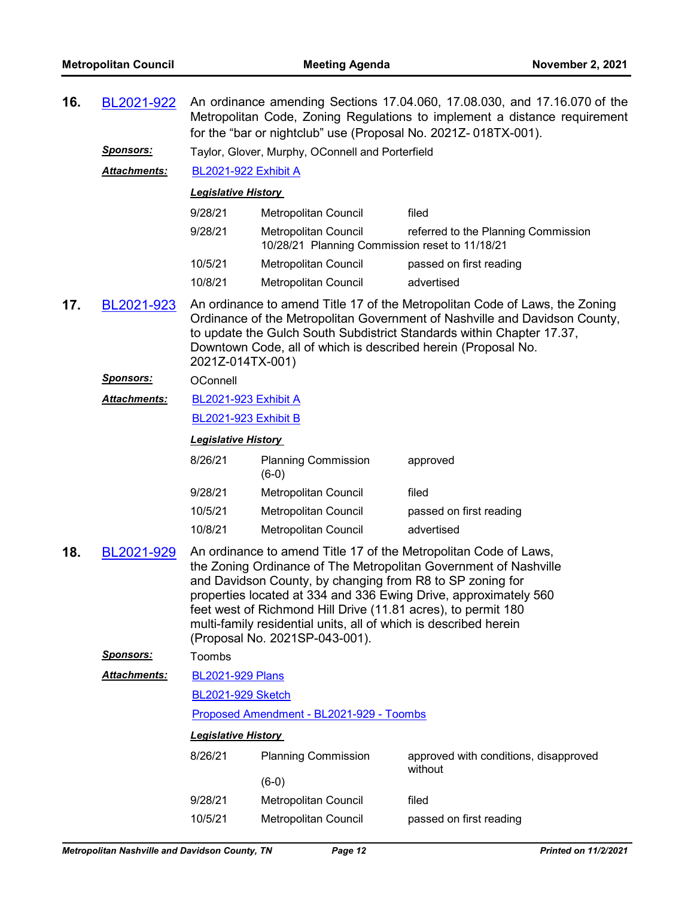**16.** BL2021-922 An ordinance amending Sections 17.04.060, 17.08.030, and 17.16.070 of the Metropolitan Code, Zoning Regulations to implement a distance requirement for the "bar or nightclub" use (Proposal No. 2021Z- 018TX-001).

***Sponsors:*** Taylor, Glover, Murphy, OConnell and Porterfield

***Attachments:*** BL2021-922 Exhibit A

***Legislative History***

| | | |
|---|---|---|
| 9/28/21 | Metropolitan Council | filed |
| 9/28/21 | Metropolitan Council | referred to the Planning Commission |
| | 10/28/21 Planning Commission reset to 11/18/21 | |
| 10/5/21 | Metropolitan Council | passed on first reading |
| 10/8/21 | Metropolitan Council | advertised |

**17.** BL2021-923 An ordinance to amend Title 17 of the Metropolitan Code of Laws, the Zoning Ordinance of the Metropolitan Government of Nashville and Davidson County, to update the Gulch South Subdistrict Standards within Chapter 17.37, Downtown Code, all of which is described herein (Proposal No. 2021Z-014TX-001)

***Sponsors:*** OConnell

***Attachments:*** BL2021-923 Exhibit A

BL2021-923 Exhibit B

***Legislative History***

| | | |
|---|---|---|
| 8/26/21 | Planning Commission (6-0) | approved |
| 9/28/21 | Metropolitan Council | filed |
| 10/5/21 | Metropolitan Council | passed on first reading |
| 10/8/21 | Metropolitan Council | advertised |

**18.** BL2021-929 An ordinance to amend Title 17 of the Metropolitan Code of Laws, the Zoning Ordinance of The Metropolitan Government of Nashville and Davidson County, by changing from R8 to SP zoning for properties located at 334 and 336 Ewing Drive, approximately 560 feet west of Richmond Hill Drive (11.81 acres), to permit 180 multi-family residential units, all of which is described herein (Proposal No. 2021SP-043-001).

***Sponsors:*** Toombs

***Attachments:*** BL2021-929 Plans

BL2021-929 Sketch

Proposed Amendment - BL2021-929 - Toombs

***Legislative History***

| | | |
|---|---|---|
| 8/26/21 | Planning Commission (6-0) | approved with conditions, disapproved without |
| 9/28/21 | Metropolitan Council | filed |
| 10/5/21 | Metropolitan Council | passed on first reading |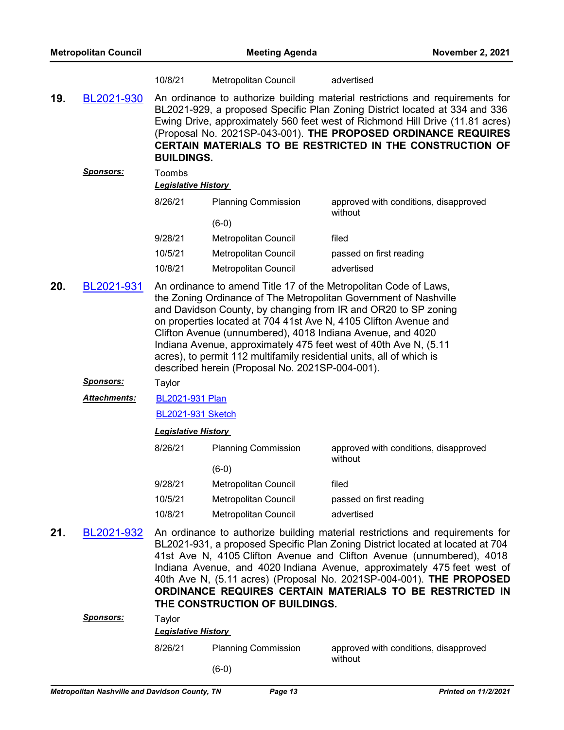| | | |
|---|---|---|
| 10/8/21 | Metropolitan Council | advertised |

**19.** BL2021-930 An ordinance to authorize building material restrictions and requirements for BL2021-929, a proposed Specific Plan Zoning District located at 334 and 336 Ewing Drive, approximately 560 feet west of Richmond Hill Drive (11.81 acres) (Proposal No. 2021SP-043-001). **THE PROPOSED ORDINANCE REQUIRES CERTAIN MATERIALS TO BE RESTRICTED IN THE CONSTRUCTION OF BUILDINGS.**

***Sponsors:*** Toombs

***Legislative History***

| | | |
|---|---|---|
| 8/26/21 | Planning Commission (6-0) | approved with conditions, disapproved without |
| 9/28/21 | Metropolitan Council | filed |
| 10/5/21 | Metropolitan Council | passed on first reading |
| 10/8/21 | Metropolitan Council | advertised |

**20.** BL2021-931 An ordinance to amend Title 17 of the Metropolitan Code of Laws, the Zoning Ordinance of The Metropolitan Government of Nashville and Davidson County, by changing from IR and OR20 to SP zoning on properties located at 704 41st Ave N, 4105 Clifton Avenue and Clifton Avenue (unnumbered), 4018 Indiana Avenue, and 4020 Indiana Avenue, approximately 475 feet west of 40th Ave N, (5.11 acres), to permit 112 multifamily residential units, all of which is described herein (Proposal No. 2021SP-004-001).

***Sponsors:*** Taylor

***Attachments:*** BL2021-931 Plan

BL2021-931 Sketch

***Legislative History***

| | | |
|---|---|---|
| 8/26/21 | Planning Commission (6-0) | approved with conditions, disapproved without |
| 9/28/21 | Metropolitan Council | filed |
| 10/5/21 | Metropolitan Council | passed on first reading |
| 10/8/21 | Metropolitan Council | advertised |

**21.** BL2021-932 An ordinance to authorize building material restrictions and requirements for BL2021-931, a proposed Specific Plan Zoning District located at located at 704 41st Ave N, 4105 Clifton Avenue and Clifton Avenue (unnumbered), 4018 Indiana Avenue, and 4020 Indiana Avenue, approximately 475 feet west of 40th Ave N, (5.11 acres) (Proposal No. 2021SP-004-001). **THE PROPOSED ORDINANCE REQUIRES CERTAIN MATERIALS TO BE RESTRICTED IN THE CONSTRUCTION OF BUILDINGS.**

***Sponsors:*** Taylor

***Legislative History***

| | | |
|---|---|---|
| 8/26/21 | Planning Commission (6-0) | approved with conditions, disapproved without |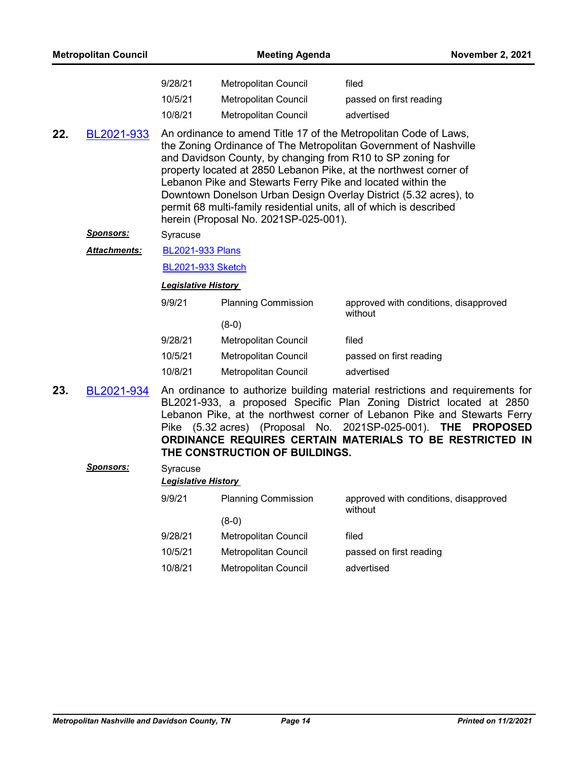| | | |
|---|---|---|
| 9/28/21 | Metropolitan Council | filed |
| 10/5/21 | Metropolitan Council | passed on first reading |
| 10/8/21 | Metropolitan Council | advertised |

**22.** [BL2021-933]

An ordinance to amend Title 17 of the Metropolitan Code of Laws, the Zoning Ordinance of The Metropolitan Government of Nashville and Davidson County, by changing from R10 to SP zoning for property located at 2850 Lebanon Pike, at the northwest corner of Lebanon Pike and Stewarts Ferry Pike and located within the Downtown Donelson Urban Design Overlay District (5.32 acres), to permit 68 multi-family residential units, all of which is described herein (Proposal No. 2021SP-025-001).

***Sponsors:*** Syracuse

***Attachments:*** [BL2021-933 Plans]

[BL2021-933 Sketch]

***Legislative History***

| | | |
|---|---|---|
| 9/9/21 | Planning Commission (8-0) | approved with conditions, disapproved without |
| 9/28/21 | Metropolitan Council | filed |
| 10/5/21 | Metropolitan Council | passed on first reading |
| 10/8/21 | Metropolitan Council | advertised |

**23.** [BL2021-934]

An ordinance to authorize building material restrictions and requirements for BL2021-933, a proposed Specific Plan Zoning District located at 2850 Lebanon Pike, at the northwest corner of Lebanon Pike and Stewarts Ferry Pike (5.32 acres) (Proposal No. 2021SP-025-001). **THE PROPOSED ORDINANCE REQUIRES CERTAIN MATERIALS TO BE RESTRICTED IN THE CONSTRUCTION OF BUILDINGS.**

***Sponsors:*** Syracuse

***Legislative History***

| | | |
|---|---|---|
| 9/9/21 | Planning Commission (8-0) | approved with conditions, disapproved without |
| 9/28/21 | Metropolitan Council | filed |
| 10/5/21 | Metropolitan Council | passed on first reading |
| 10/8/21 | Metropolitan Council | advertised |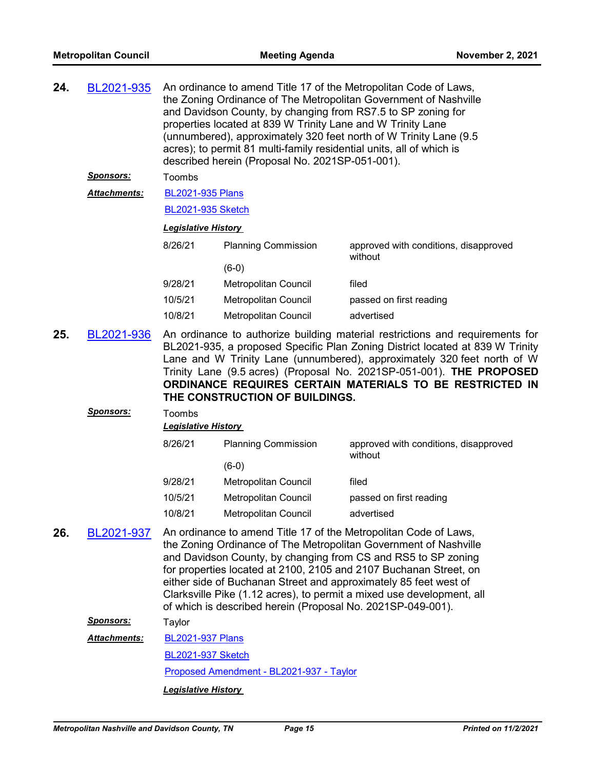**24.** BL2021-935 An ordinance to amend Title 17 of the Metropolitan Code of Laws, the Zoning Ordinance of The Metropolitan Government of Nashville and Davidson County, by changing from RS7.5 to SP zoning for properties located at 839 W Trinity Lane and W Trinity Lane (unnumbered), approximately 320 feet north of W Trinity Lane (9.5 acres); to permit 81 multi-family residential units, all of which is described herein (Proposal No. 2021SP-051-001).

***Sponsors:*** Toombs

***Attachments:*** BL2021-935 Plans

BL2021-935 Sketch

***Legislative History***

| | | |
|---|---|---|
| 8/26/21 | Planning Commission (6-0) | approved with conditions, disapproved without |
| 9/28/21 | Metropolitan Council | filed |
| 10/5/21 | Metropolitan Council | passed on first reading |
| 10/8/21 | Metropolitan Council | advertised |

**25.** BL2021-936 An ordinance to authorize building material restrictions and requirements for BL2021-935, a proposed Specific Plan Zoning District located at 839 W Trinity Lane and W Trinity Lane (unnumbered), approximately 320 feet north of W Trinity Lane (9.5 acres) (Proposal No. 2021SP-051-001). **THE PROPOSED ORDINANCE REQUIRES CERTAIN MATERIALS TO BE RESTRICTED IN THE CONSTRUCTION OF BUILDINGS.**

***Sponsors:*** Toombs

***Legislative History***

| | | |
|---|---|---|
| 8/26/21 | Planning Commission (6-0) | approved with conditions, disapproved without |
| 9/28/21 | Metropolitan Council | filed |
| 10/5/21 | Metropolitan Council | passed on first reading |
| 10/8/21 | Metropolitan Council | advertised |

**26.** BL2021-937 An ordinance to amend Title 17 of the Metropolitan Code of Laws, the Zoning Ordinance of The Metropolitan Government of Nashville and Davidson County, by changing from CS and RS5 to SP zoning for properties located at 2100, 2105 and 2107 Buchanan Street, on either side of Buchanan Street and approximately 85 feet west of Clarksville Pike (1.12 acres), to permit a mixed use development, all of which is described herein (Proposal No. 2021SP-049-001).

***Sponsors:*** Taylor

***Attachments:*** BL2021-937 Plans

BL2021-937 Sketch

Proposed Amendment - BL2021-937 - Taylor

***Legislative History***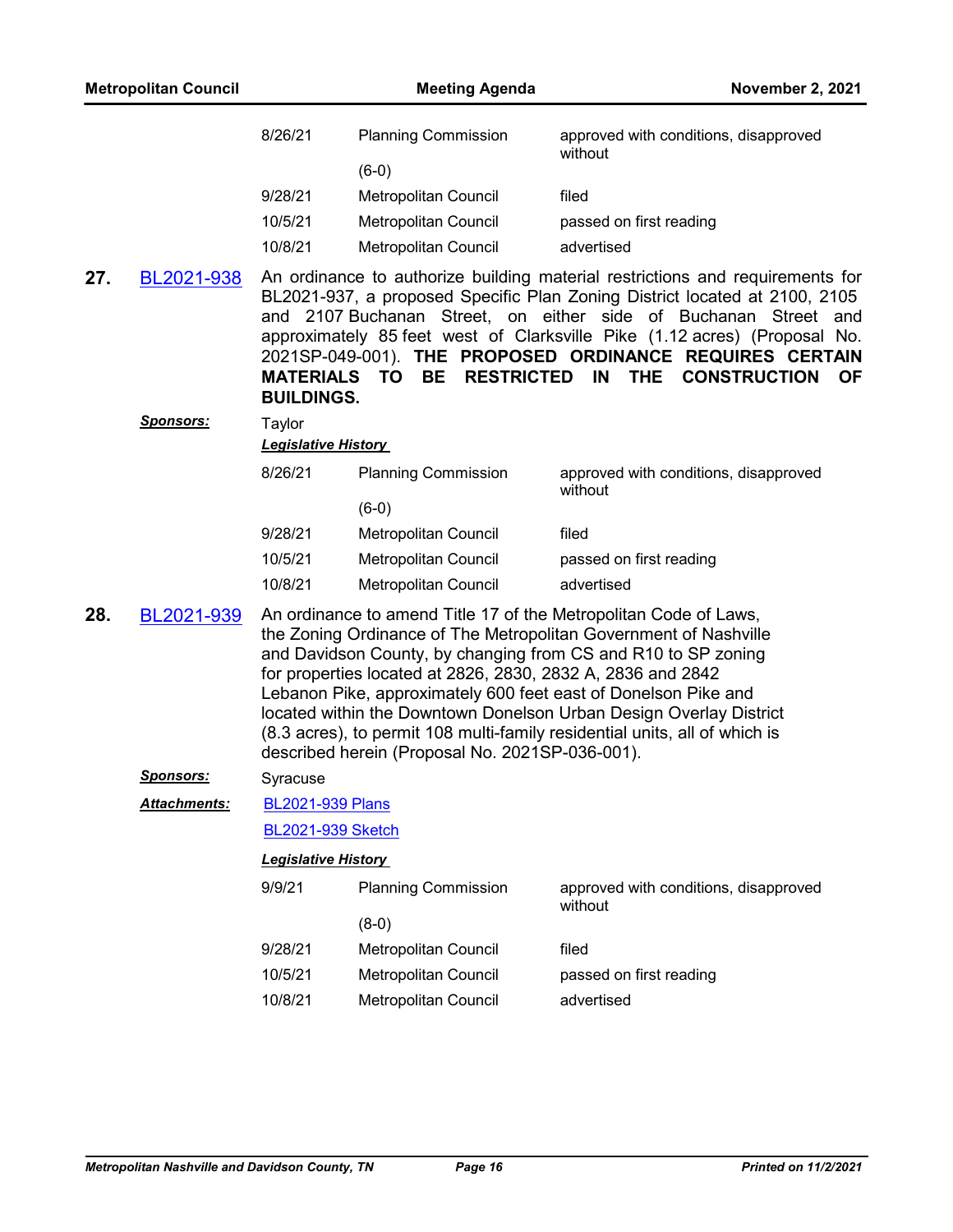| | | |
|---|---|---|
| 8/26/21 | Planning Commission (6-0) | approved with conditions, disapproved without |
| 9/28/21 | Metropolitan Council | filed |
| 10/5/21 | Metropolitan Council | passed on first reading |
| 10/8/21 | Metropolitan Council | advertised |

**27.** BL2021-938 An ordinance to authorize building material restrictions and requirements for BL2021-937, a proposed Specific Plan Zoning District located at 2100, 2105 and 2107 Buchanan Street, on either side of Buchanan Street and approximately 85 feet west of Clarksville Pike (1.12 acres) (Proposal No. 2021SP-049-001). **THE PROPOSED ORDINANCE REQUIRES CERTAIN MATERIALS TO BE RESTRICTED IN THE CONSTRUCTION OF BUILDINGS.**

***Sponsors:*** Taylor

***Legislative History***

| | | |
|---|---|---|
| 8/26/21 | Planning Commission (6-0) | approved with conditions, disapproved without |
| 9/28/21 | Metropolitan Council | filed |
| 10/5/21 | Metropolitan Council | passed on first reading |
| 10/8/21 | Metropolitan Council | advertised |

**28.** BL2021-939 An ordinance to amend Title 17 of the Metropolitan Code of Laws, the Zoning Ordinance of The Metropolitan Government of Nashville and Davidson County, by changing from CS and R10 to SP zoning for properties located at 2826, 2830, 2832 A, 2836 and 2842 Lebanon Pike, approximately 600 feet east of Donelson Pike and located within the Downtown Donelson Urban Design Overlay District (8.3 acres), to permit 108 multi-family residential units, all of which is described herein (Proposal No. 2021SP-036-001).

***Sponsors:*** Syracuse

***Attachments:*** BL2021-939 Plans

BL2021-939 Sketch

***Legislative History***

| | | |
|---|---|---|
| 9/9/21 | Planning Commission (8-0) | approved with conditions, disapproved without |
| 9/28/21 | Metropolitan Council | filed |
| 10/5/21 | Metropolitan Council | passed on first reading |
| 10/8/21 | Metropolitan Council | advertised |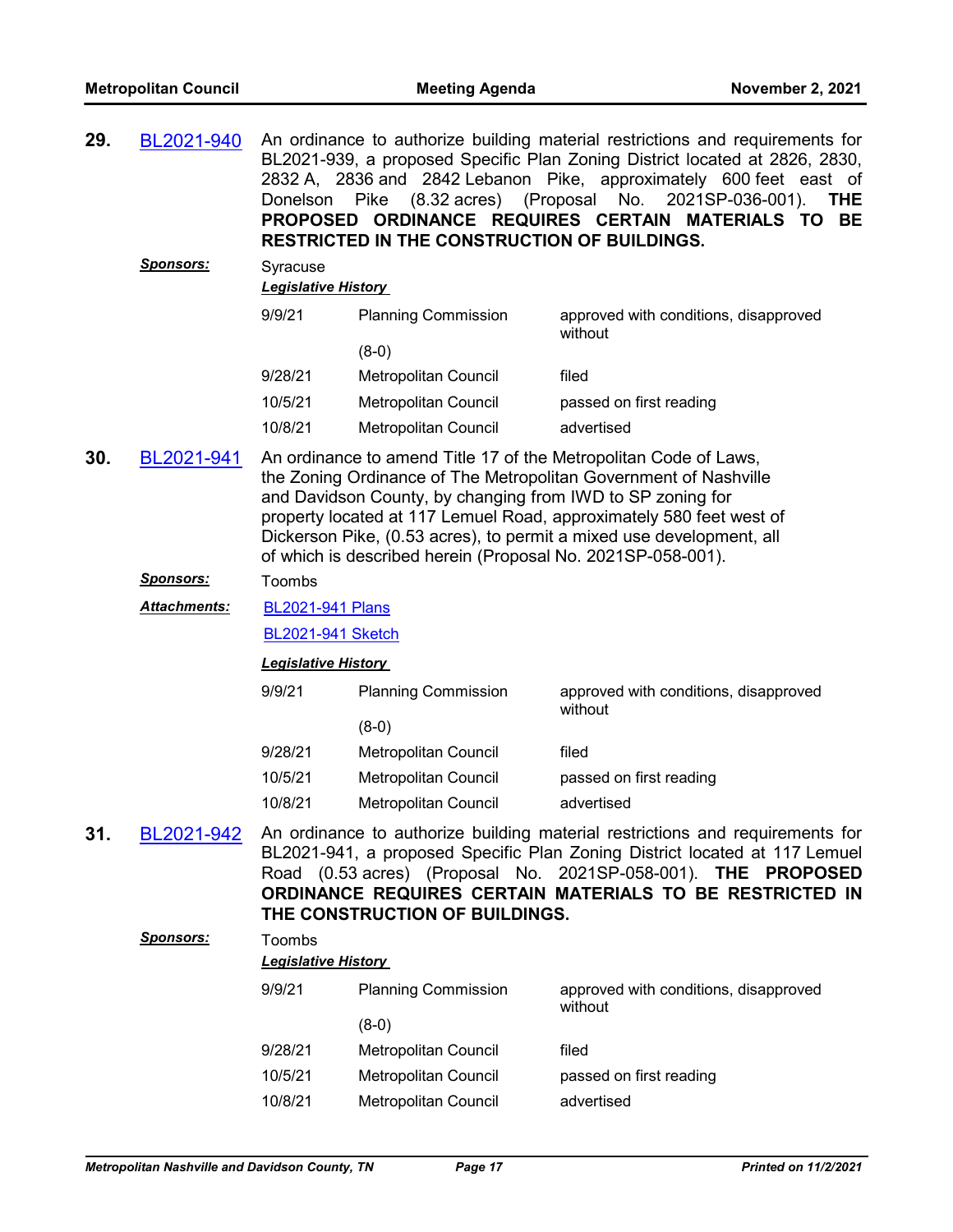**29.** BL2021-940 An ordinance to authorize building material restrictions and requirements for BL2021-939, a proposed Specific Plan Zoning District located at 2826, 2830, 2832 A, 2836 and 2842 Lebanon Pike, approximately 600 feet east of Donelson Pike (8.32 acres) (Proposal No. 2021SP-036-001). **THE PROPOSED ORDINANCE REQUIRES CERTAIN MATERIALS TO BE RESTRICTED IN THE CONSTRUCTION OF BUILDINGS.**

***Sponsors:*** Syracuse

***Legislative History***

| | | |
|---|---|---|
| 9/9/21 | Planning Commission (8-0) | approved with conditions, disapproved without |
| 9/28/21 | Metropolitan Council | filed |
| 10/5/21 | Metropolitan Council | passed on first reading |
| 10/8/21 | Metropolitan Council | advertised |

**30.** BL2021-941 An ordinance to amend Title 17 of the Metropolitan Code of Laws, the Zoning Ordinance of The Metropolitan Government of Nashville and Davidson County, by changing from IWD to SP zoning for property located at 117 Lemuel Road, approximately 580 feet west of Dickerson Pike, (0.53 acres), to permit a mixed use development, all of which is described herein (Proposal No. 2021SP-058-001).

***Sponsors:*** Toombs

***Attachments:*** BL2021-941 Plans
BL2021-941 Sketch

***Legislative History***

| | | |
|---|---|---|
| 9/9/21 | Planning Commission (8-0) | approved with conditions, disapproved without |
| 9/28/21 | Metropolitan Council | filed |
| 10/5/21 | Metropolitan Council | passed on first reading |
| 10/8/21 | Metropolitan Council | advertised |

**31.** BL2021-942 An ordinance to authorize building material restrictions and requirements for BL2021-941, a proposed Specific Plan Zoning District located at 117 Lemuel Road (0.53 acres) (Proposal No. 2021SP-058-001). **THE PROPOSED ORDINANCE REQUIRES CERTAIN MATERIALS TO BE RESTRICTED IN THE CONSTRUCTION OF BUILDINGS.**

***Sponsors:*** Toombs

***Legislative History***

| | | |
|---|---|---|
| 9/9/21 | Planning Commission (8-0) | approved with conditions, disapproved without |
| 9/28/21 | Metropolitan Council | filed |
| 10/5/21 | Metropolitan Council | passed on first reading |
| 10/8/21 | Metropolitan Council | advertised |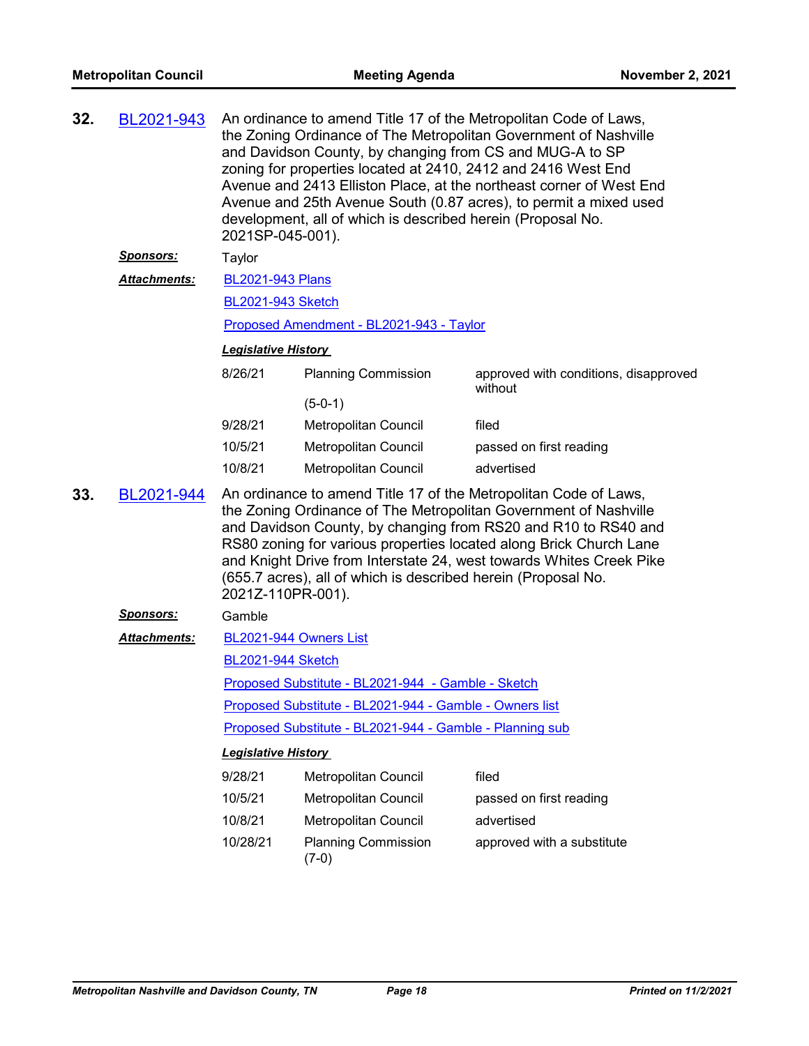**32.** BL2021-943 An ordinance to amend Title 17 of the Metropolitan Code of Laws, the Zoning Ordinance of The Metropolitan Government of Nashville and Davidson County, by changing from CS and MUG-A to SP zoning for properties located at 2410, 2412 and 2416 West End Avenue and 2413 Elliston Place, at the northeast corner of West End Avenue and 25th Avenue South (0.87 acres), to permit a mixed used development, all of which is described herein (Proposal No. 2021SP-045-001).

***Sponsors:*** Taylor

***Attachments:*** BL2021-943 Plans

BL2021-943 Sketch

Proposed Amendment - BL2021-943 - Taylor

***Legislative History***

| | | |
|---|---|---|
| 8/26/21 | Planning Commission (5-0-1) | approved with conditions, disapproved without |
| 9/28/21 | Metropolitan Council | filed |
| 10/5/21 | Metropolitan Council | passed on first reading |
| 10/8/21 | Metropolitan Council | advertised |

**33.** BL2021-944 An ordinance to amend Title 17 of the Metropolitan Code of Laws, the Zoning Ordinance of The Metropolitan Government of Nashville and Davidson County, by changing from RS20 and R10 to RS40 and RS80 zoning for various properties located along Brick Church Lane and Knight Drive from Interstate 24, west towards Whites Creek Pike (655.7 acres), all of which is described herein (Proposal No. 2021Z-110PR-001).

***Sponsors:*** Gamble

***Attachments:*** BL2021-944 Owners List

BL2021-944 Sketch

Proposed Substitute - BL2021-944 - Gamble - Sketch

Proposed Substitute - BL2021-944 - Gamble - Owners list

Proposed Substitute - BL2021-944 - Gamble - Planning sub

***Legislative History***

| | | |
|---|---|---|
| 9/28/21 | Metropolitan Council | filed |
| 10/5/21 | Metropolitan Council | passed on first reading |
| 10/8/21 | Metropolitan Council | advertised |
| 10/28/21 | Planning Commission (7-0) | approved with a substitute |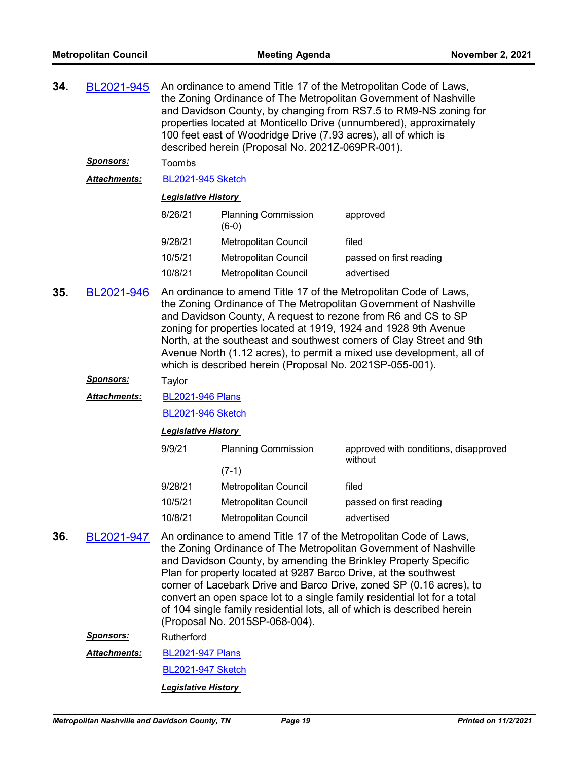**34.** BL2021-945

An ordinance to amend Title 17 of the Metropolitan Code of Laws, the Zoning Ordinance of The Metropolitan Government of Nashville and Davidson County, by changing from RS7.5 to RM9-NS zoning for properties located at Monticello Drive (unnumbered), approximately 100 feet east of Woodridge Drive (7.93 acres), all of which is described herein (Proposal No. 2021Z-069PR-001).

***Sponsors:*** Toombs

***Attachments:*** BL2021-945 Sketch

***Legislative History***

| | | |
|---|---|---|
| 8/26/21 | Planning Commission (6-0) | approved |
| 9/28/21 | Metropolitan Council | filed |
| 10/5/21 | Metropolitan Council | passed on first reading |
| 10/8/21 | Metropolitan Council | advertised |

**35.** BL2021-946

An ordinance to amend Title 17 of the Metropolitan Code of Laws, the Zoning Ordinance of The Metropolitan Government of Nashville and Davidson County, A request to rezone from R6 and CS to SP zoning for properties located at 1919, 1924 and 1928 9th Avenue North, at the southeast and southwest corners of Clay Street and 9th Avenue North (1.12 acres), to permit a mixed use development, all of which is described herein (Proposal No. 2021SP-055-001).

***Sponsors:*** Taylor

***Attachments:*** BL2021-946 Plans

BL2021-946 Sketch

***Legislative History***

| | | |
|---|---|---|
| 9/9/21 | Planning Commission (7-1) | approved with conditions, disapproved without |
| 9/28/21 | Metropolitan Council | filed |
| 10/5/21 | Metropolitan Council | passed on first reading |
| 10/8/21 | Metropolitan Council | advertised |

**36.** BL2021-947

An ordinance to amend Title 17 of the Metropolitan Code of Laws, the Zoning Ordinance of The Metropolitan Government of Nashville and Davidson County, by amending the Brinkley Property Specific Plan for property located at 9287 Barco Drive, at the southwest corner of Lacebark Drive and Barco Drive, zoned SP (0.16 acres), to convert an open space lot to a single family residential lot for a total of 104 single family residential lots, all of which is described herein (Proposal No. 2015SP-068-004).

***Sponsors:*** Rutherford

***Attachments:*** BL2021-947 Plans

BL2021-947 Sketch

***Legislative History***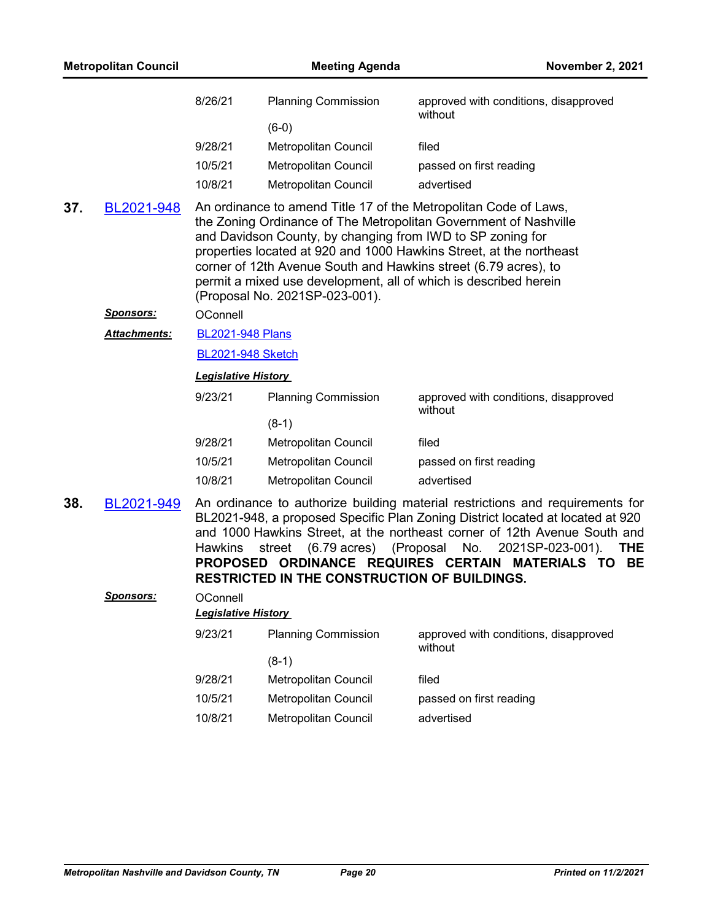| | | |
|---|---|---|
| 8/26/21 | Planning Commission (6-0) | approved with conditions, disapproved without |
| 9/28/21 | Metropolitan Council | filed |
| 10/5/21 | Metropolitan Council | passed on first reading |
| 10/8/21 | Metropolitan Council | advertised |

**37.** BL2021-948

An ordinance to amend Title 17 of the Metropolitan Code of Laws, the Zoning Ordinance of The Metropolitan Government of Nashville and Davidson County, by changing from IWD to SP zoning for properties located at 920 and 1000 Hawkins Street, at the northeast corner of 12th Avenue South and Hawkins street (6.79 acres), to permit a mixed use development, all of which is described herein (Proposal No. 2021SP-023-001).

***Sponsors:*** OConnell

***Attachments:*** BL2021-948 Plans

BL2021-948 Sketch

***Legislative History***

| | | |
|---|---|---|
| 9/23/21 | Planning Commission (8-1) | approved with conditions, disapproved without |
| 9/28/21 | Metropolitan Council | filed |
| 10/5/21 | Metropolitan Council | passed on first reading |
| 10/8/21 | Metropolitan Council | advertised |

**38.** BL2021-949

An ordinance to authorize building material restrictions and requirements for BL2021-948, a proposed Specific Plan Zoning District located at located at 920 and 1000 Hawkins Street, at the northeast corner of 12th Avenue South and Hawkins street (6.79 acres) (Proposal No. 2021SP-023-001). **THE PROPOSED ORDINANCE REQUIRES CERTAIN MATERIALS TO BE RESTRICTED IN THE CONSTRUCTION OF BUILDINGS.**

***Sponsors:*** OConnell

***Legislative History***

| | | |
|---|---|---|
| 9/23/21 | Planning Commission (8-1) | approved with conditions, disapproved without |
| 9/28/21 | Metropolitan Council | filed |
| 10/5/21 | Metropolitan Council | passed on first reading |
| 10/8/21 | Metropolitan Council | advertised |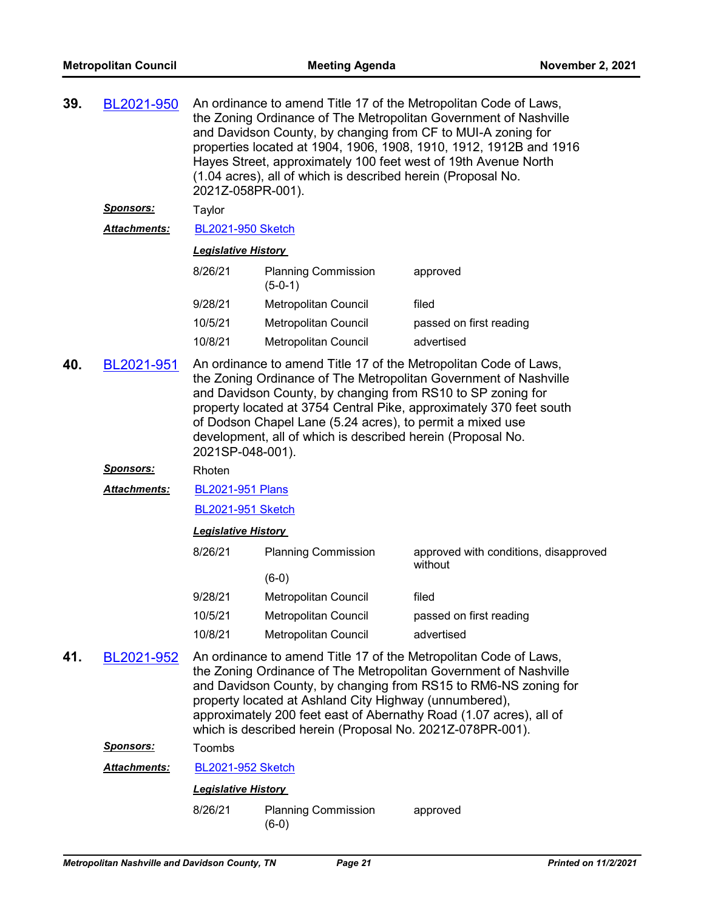**39.** BL2021-950 An ordinance to amend Title 17 of the Metropolitan Code of Laws, the Zoning Ordinance of The Metropolitan Government of Nashville and Davidson County, by changing from CF to MUI-A zoning for properties located at 1904, 1906, 1908, 1910, 1912, 1912B and 1916 Hayes Street, approximately 100 feet west of 19th Avenue North (1.04 acres), all of which is described herein (Proposal No. 2021Z-058PR-001).

***Sponsors:*** Taylor

***Attachments:*** BL2021-950 Sketch

***Legislative History***

| | | |
|---|---|---|
| 8/26/21 | Planning Commission (5-0-1) | approved |
| 9/28/21 | Metropolitan Council | filed |
| 10/5/21 | Metropolitan Council | passed on first reading |
| 10/8/21 | Metropolitan Council | advertised |

**40.** BL2021-951 An ordinance to amend Title 17 of the Metropolitan Code of Laws, the Zoning Ordinance of The Metropolitan Government of Nashville and Davidson County, by changing from RS10 to SP zoning for property located at 3754 Central Pike, approximately 370 feet south of Dodson Chapel Lane (5.24 acres), to permit a mixed use development, all of which is described herein (Proposal No. 2021SP-048-001).

***Sponsors:*** Rhoten

***Attachments:*** BL2021-951 Plans

BL2021-951 Sketch

***Legislative History***

| | | |
|---|---|---|
| 8/26/21 | Planning Commission (6-0) | approved with conditions, disapproved without |
| 9/28/21 | Metropolitan Council | filed |
| 10/5/21 | Metropolitan Council | passed on first reading |
| 10/8/21 | Metropolitan Council | advertised |

**41.** BL2021-952 An ordinance to amend Title 17 of the Metropolitan Code of Laws, the Zoning Ordinance of The Metropolitan Government of Nashville and Davidson County, by changing from RS15 to RM6-NS zoning for property located at Ashland City Highway (unnumbered), approximately 200 feet east of Abernathy Road (1.07 acres), all of which is described herein (Proposal No. 2021Z-078PR-001).

***Sponsors:*** Toombs

***Attachments:*** BL2021-952 Sketch

***Legislative History***

| | | |
|---|---|---|
| 8/26/21 | Planning Commission (6-0) | approved |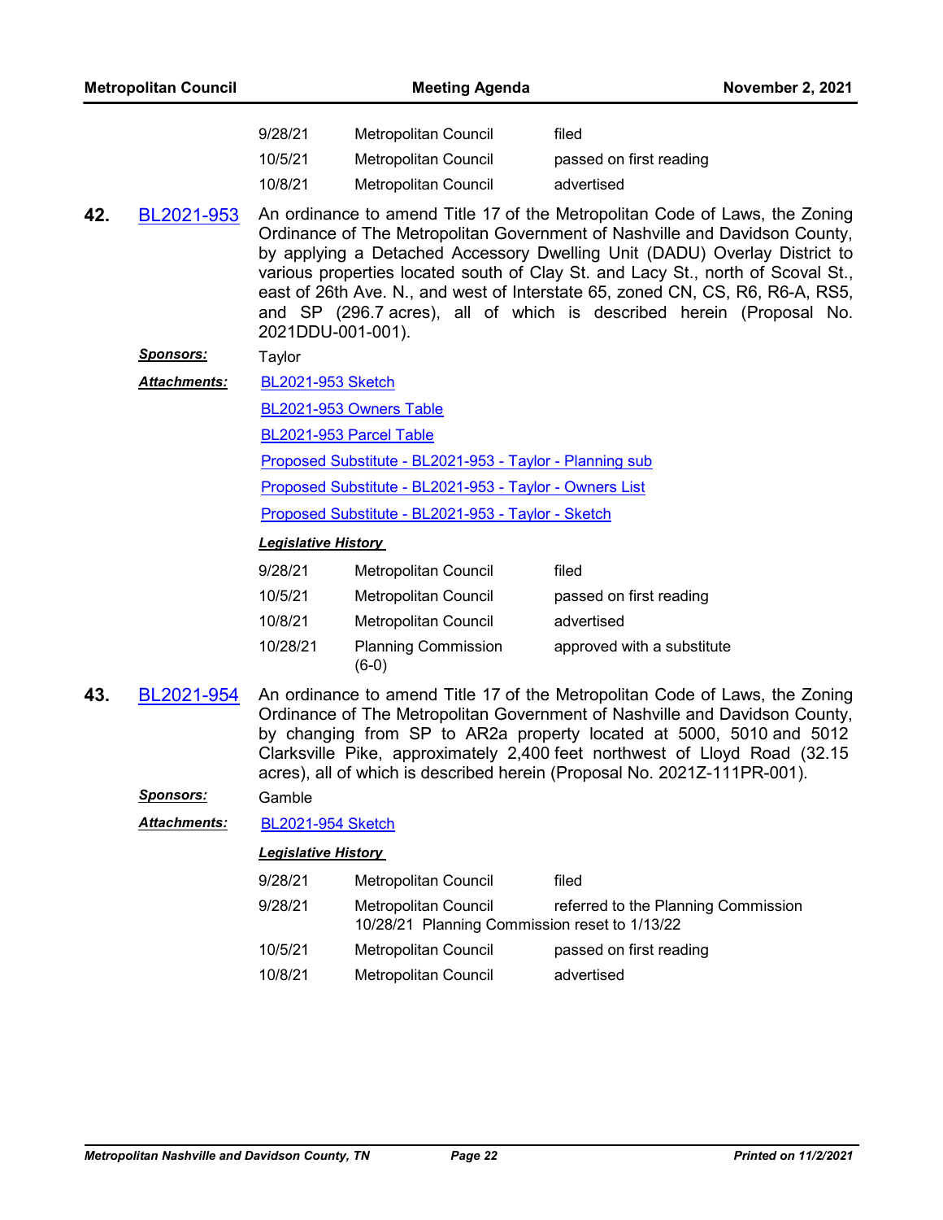| | | |
|---|---|---|
| 9/28/21 | Metropolitan Council | filed |
| 10/5/21 | Metropolitan Council | passed on first reading |
| 10/8/21 | Metropolitan Council | advertised |

**42.** BL2021-953 An ordinance to amend Title 17 of the Metropolitan Code of Laws, the Zoning Ordinance of The Metropolitan Government of Nashville and Davidson County, by applying a Detached Accessory Dwelling Unit (DADU) Overlay District to various properties located south of Clay St. and Lacy St., north of Scoval St., east of 26th Ave. N., and west of Interstate 65, zoned CN, CS, R6, R6-A, RS5, and SP (296.7 acres), all of which is described herein (Proposal No. 2021DDU-001-001).

***Sponsors:*** Taylor

***Attachments:*** BL2021-953 Sketch

BL2021-953 Owners Table

BL2021-953 Parcel Table

Proposed Substitute - BL2021-953 - Taylor - Planning sub

Proposed Substitute - BL2021-953 - Taylor - Owners List

Proposed Substitute - BL2021-953 - Taylor - Sketch

***Legislative History***

| | | |
|---|---|---|
| 9/28/21 | Metropolitan Council | filed |
| 10/5/21 | Metropolitan Council | passed on first reading |
| 10/8/21 | Metropolitan Council | advertised |
| 10/28/21 | Planning Commission (6-0) | approved with a substitute |

**43.** BL2021-954 An ordinance to amend Title 17 of the Metropolitan Code of Laws, the Zoning Ordinance of The Metropolitan Government of Nashville and Davidson County, by changing from SP to AR2a property located at 5000, 5010 and 5012 Clarksville Pike, approximately 2,400 feet northwest of Lloyd Road (32.15 acres), all of which is described herein (Proposal No. 2021Z-111PR-001).

***Sponsors:*** Gamble

***Attachments:*** BL2021-954 Sketch

***Legislative History***

| | | |
|---|---|---|
| 9/28/21 | Metropolitan Council | filed |
| 9/28/21 | Metropolitan Council | referred to the Planning Commission |
| | 10/28/21 Planning Commission reset to 1/13/22 | |
| 10/5/21 | Metropolitan Council | passed on first reading |
| 10/8/21 | Metropolitan Council | advertised |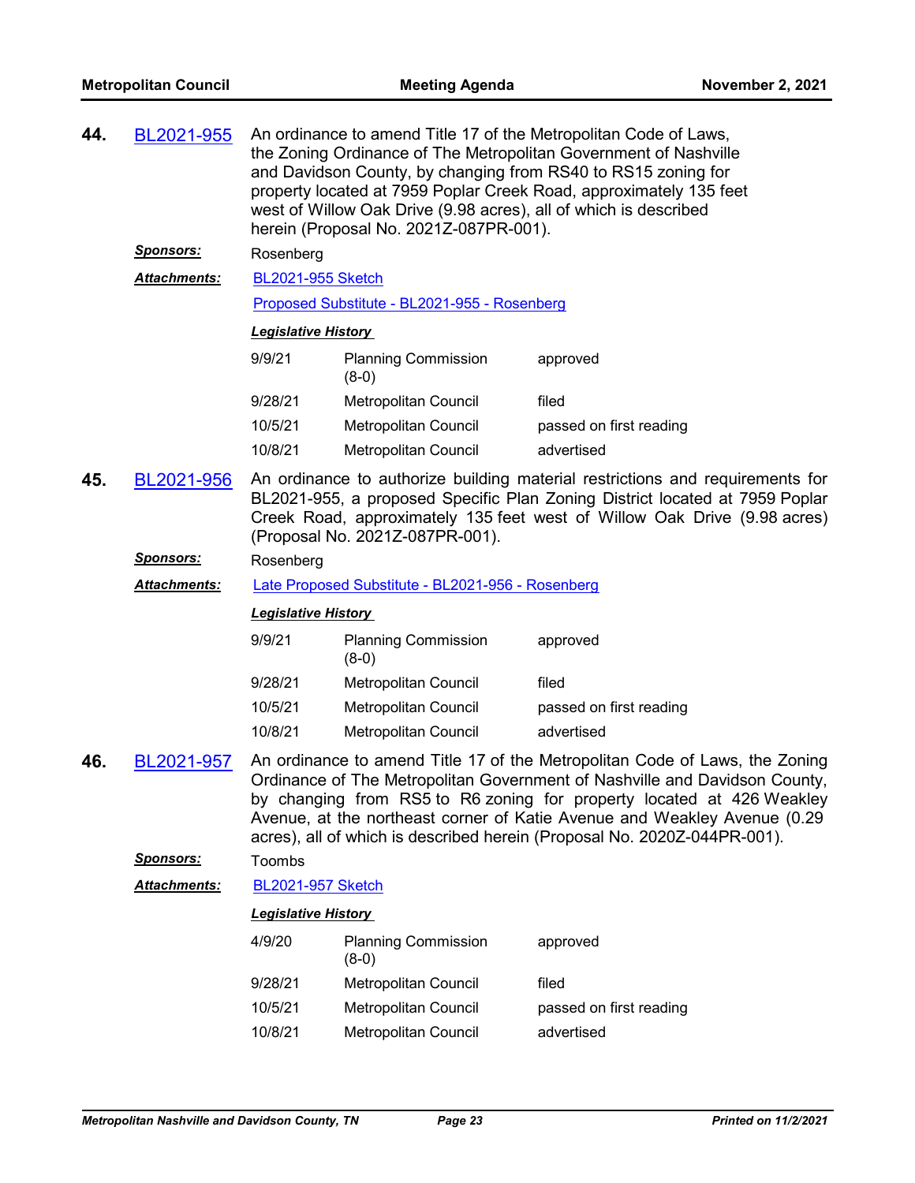**44.** BL2021-955 An ordinance to amend Title 17 of the Metropolitan Code of Laws, the Zoning Ordinance of The Metropolitan Government of Nashville and Davidson County, by changing from RS40 to RS15 zoning for property located at 7959 Poplar Creek Road, approximately 135 feet west of Willow Oak Drive (9.98 acres), all of which is described herein (Proposal No. 2021Z-087PR-001).

***Sponsors:*** Rosenberg

***Attachments:*** BL2021-955 Sketch

Proposed Substitute - BL2021-955 - Rosenberg

***Legislative History***

| | | |
|---|---|---|
| 9/9/21 | Planning Commission (8-0) | approved |
| 9/28/21 | Metropolitan Council | filed |
| 10/5/21 | Metropolitan Council | passed on first reading |
| 10/8/21 | Metropolitan Council | advertised |

**45.** BL2021-956 An ordinance to authorize building material restrictions and requirements for BL2021-955, a proposed Specific Plan Zoning District located at 7959 Poplar Creek Road, approximately 135 feet west of Willow Oak Drive (9.98 acres) (Proposal No. 2021Z-087PR-001).

***Sponsors:*** Rosenberg

***Attachments:*** Late Proposed Substitute - BL2021-956 - Rosenberg

***Legislative History***

| | | |
|---|---|---|
| 9/9/21 | Planning Commission (8-0) | approved |
| 9/28/21 | Metropolitan Council | filed |
| 10/5/21 | Metropolitan Council | passed on first reading |
| 10/8/21 | Metropolitan Council | advertised |

**46.** BL2021-957 An ordinance to amend Title 17 of the Metropolitan Code of Laws, the Zoning Ordinance of The Metropolitan Government of Nashville and Davidson County, by changing from RS5 to R6 zoning for property located at 426 Weakley Avenue, at the northeast corner of Katie Avenue and Weakley Avenue (0.29 acres), all of which is described herein (Proposal No. 2020Z-044PR-001).

***Sponsors:*** Toombs

***Attachments:*** BL2021-957 Sketch

***Legislative History***

| | | |
|---|---|---|
| 4/9/20 | Planning Commission (8-0) | approved |
| 9/28/21 | Metropolitan Council | filed |
| 10/5/21 | Metropolitan Council | passed on first reading |
| 10/8/21 | Metropolitan Council | advertised |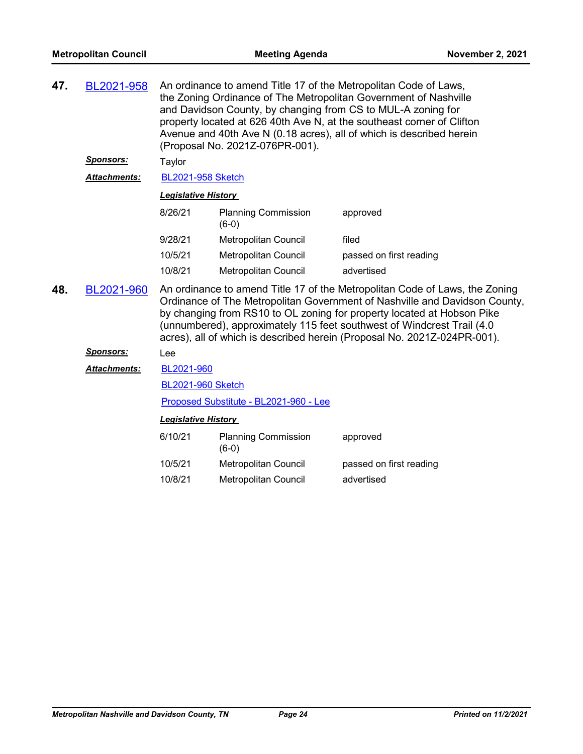**47.** BL2021-958 An ordinance to amend Title 17 of the Metropolitan Code of Laws, the Zoning Ordinance of The Metropolitan Government of Nashville and Davidson County, by changing from CS to MUL-A zoning for property located at 626 40th Ave N, at the southeast corner of Clifton Avenue and 40th Ave N (0.18 acres), all of which is described herein (Proposal No. 2021Z-076PR-001).

***Sponsors:*** Taylor

***Attachments:*** BL2021-958 Sketch

***Legislative History***

| | | |
|---|---|---|
| 8/26/21 | Planning Commission (6-0) | approved |
| 9/28/21 | Metropolitan Council | filed |
| 10/5/21 | Metropolitan Council | passed on first reading |
| 10/8/21 | Metropolitan Council | advertised |

**48.** BL2021-960 An ordinance to amend Title 17 of the Metropolitan Code of Laws, the Zoning Ordinance of The Metropolitan Government of Nashville and Davidson County, by changing from RS10 to OL zoning for property located at Hobson Pike (unnumbered), approximately 115 feet southwest of Windcrest Trail (4.0 acres), all of which is described herein (Proposal No. 2021Z-024PR-001).

***Sponsors:*** Lee

***Attachments:*** BL2021-960

BL2021-960 Sketch

Proposed Substitute - BL2021-960 - Lee

***Legislative History***

| | | |
|---|---|---|
| 6/10/21 | Planning Commission (6-0) | approved |
| 10/5/21 | Metropolitan Council | passed on first reading |
| 10/8/21 | Metropolitan Council | advertised |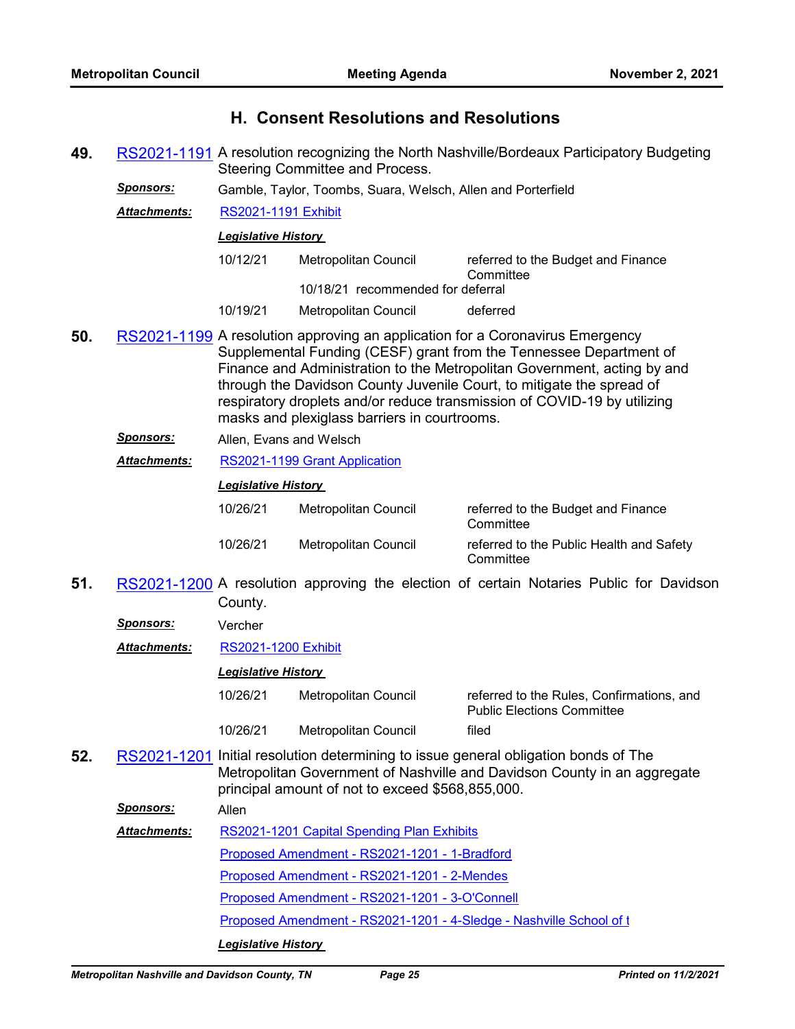## H. Consent Resolutions and Resolutions

**49.** RS2021-1191 A resolution recognizing the North Nashville/Bordeaux Participatory Budgeting Steering Committee and Process.

***Sponsors:*** Gamble, Taylor, Toombs, Suara, Welsch, Allen and Porterfield

***Attachments:*** RS2021-1191 Exhibit

***Legislative History***

| | | |
|---|---|---|
| 10/12/21 | Metropolitan Council | referred to the Budget and Finance Committee |
| | 10/18/21 recommended for deferral | |
| 10/19/21 | Metropolitan Council | deferred |

**50.** RS2021-1199 A resolution approving an application for a Coronavirus Emergency Supplemental Funding (CESF) grant from the Tennessee Department of Finance and Administration to the Metropolitan Government, acting by and through the Davidson County Juvenile Court, to mitigate the spread of respiratory droplets and/or reduce transmission of COVID-19 by utilizing masks and plexiglass barriers in courtrooms.

***Sponsors:*** Allen, Evans and Welsch

***Attachments:*** RS2021-1199 Grant Application

***Legislative History***

| | | |
|---|---|---|
| 10/26/21 | Metropolitan Council | referred to the Budget and Finance Committee |
| 10/26/21 | Metropolitan Council | referred to the Public Health and Safety Committee |

**51.** RS2021-1200 A resolution approving the election of certain Notaries Public for Davidson County.

***Sponsors:*** Vercher

***Attachments:*** RS2021-1200 Exhibit

***Legislative History***

| | | |
|---|---|---|
| 10/26/21 | Metropolitan Council | referred to the Rules, Confirmations, and Public Elections Committee |
| 10/26/21 | Metropolitan Council | filed |

**52.** RS2021-1201 Initial resolution determining to issue general obligation bonds of The Metropolitan Government of Nashville and Davidson County in an aggregate principal amount of not to exceed $568,855,000.

***Sponsors:*** Allen

***Attachments:*** RS2021-1201 Capital Spending Plan Exhibits

Proposed Amendment - RS2021-1201 - 1-Bradford

Proposed Amendment - RS2021-1201 - 2-Mendes

Proposed Amendment - RS2021-1201 - 3-O'Connell

Proposed Amendment - RS2021-1201 - 4-Sledge - Nashville School of t

***Legislative History***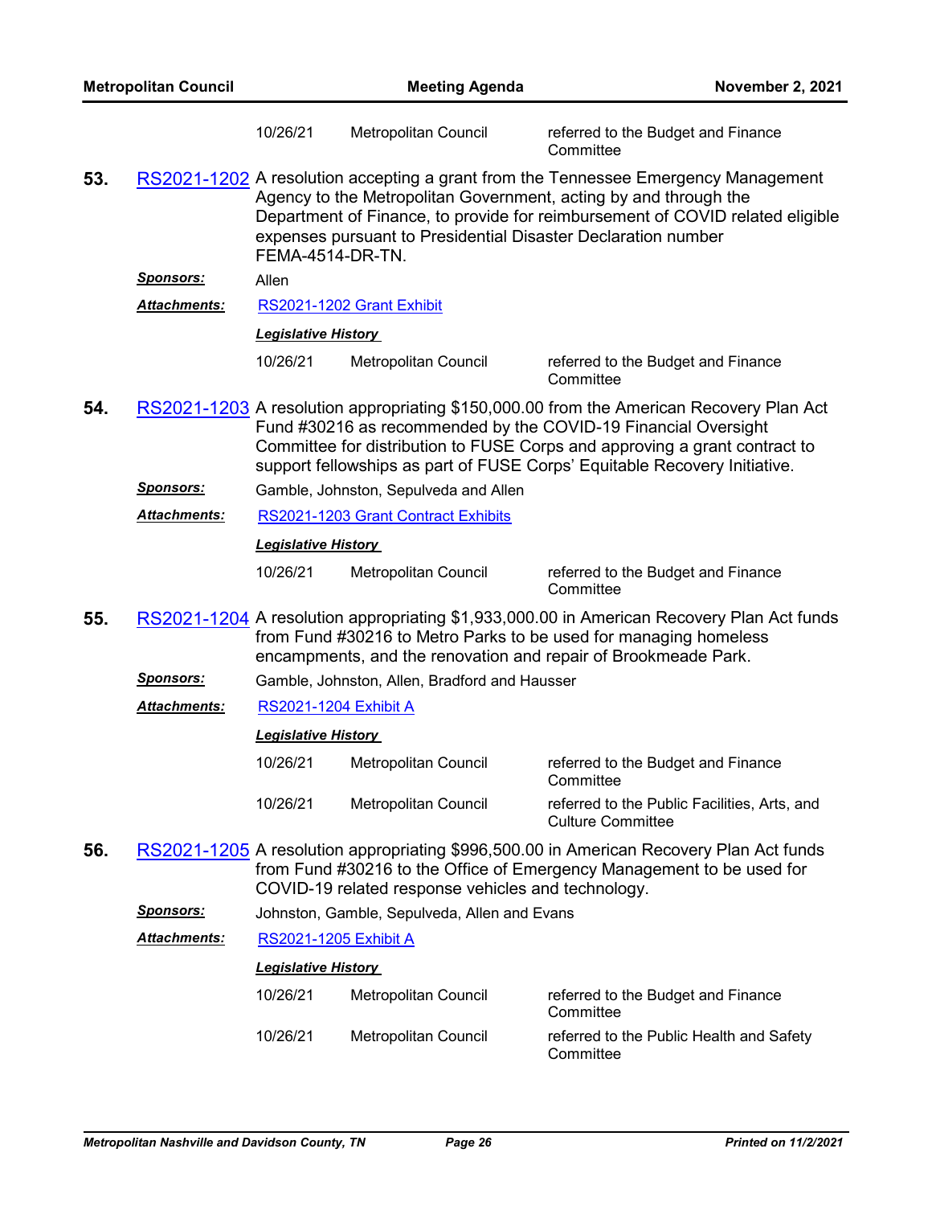| | | |
|---|---|---|
| 10/26/21 | Metropolitan Council | referred to the Budget and Finance Committee |

**53.** RS2021-1202 A resolution accepting a grant from the Tennessee Emergency Management Agency to the Metropolitan Government, acting by and through the Department of Finance, to provide for reimbursement of COVID related eligible expenses pursuant to Presidential Disaster Declaration number FEMA-4514-DR-TN.

***Sponsors:*** Allen

***Attachments:*** RS2021-1202 Grant Exhibit

***Legislative History***

| | | |
|---|---|---|
| 10/26/21 | Metropolitan Council | referred to the Budget and Finance Committee |

**54.** RS2021-1203 A resolution appropriating $150,000.00 from the American Recovery Plan Act Fund #30216 as recommended by the COVID-19 Financial Oversight Committee for distribution to FUSE Corps and approving a grant contract to support fellowships as part of FUSE Corps' Equitable Recovery Initiative.

***Sponsors:*** Gamble, Johnston, Sepulveda and Allen

***Attachments:*** RS2021-1203 Grant Contract Exhibits

***Legislative History***

| | | |
|---|---|---|
| 10/26/21 | Metropolitan Council | referred to the Budget and Finance Committee |

**55.** RS2021-1204 A resolution appropriating $1,933,000.00 in American Recovery Plan Act funds from Fund #30216 to Metro Parks to be used for managing homeless encampments, and the renovation and repair of Brookmeade Park.

***Sponsors:*** Gamble, Johnston, Allen, Bradford and Hausser

***Attachments:*** RS2021-1204 Exhibit A

***Legislative History***

| | | |
|---|---|---|
| 10/26/21 | Metropolitan Council | referred to the Budget and Finance Committee |
| 10/26/21 | Metropolitan Council | referred to the Public Facilities, Arts, and Culture Committee |

**56.** RS2021-1205 A resolution appropriating $996,500.00 in American Recovery Plan Act funds from Fund #30216 to the Office of Emergency Management to be used for COVID-19 related response vehicles and technology.

***Sponsors:*** Johnston, Gamble, Sepulveda, Allen and Evans

***Attachments:*** RS2021-1205 Exhibit A

***Legislative History***

| | | |
|---|---|---|
| 10/26/21 | Metropolitan Council | referred to the Budget and Finance Committee |
| 10/26/21 | Metropolitan Council | referred to the Public Health and Safety Committee |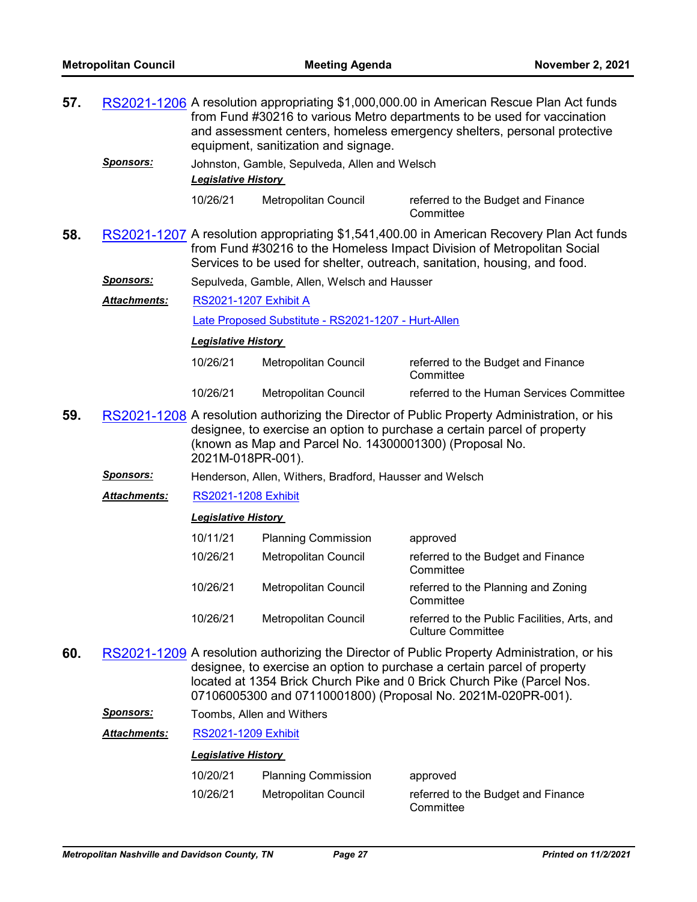**57.** RS2021-1206 A resolution appropriating $1,000,000.00 in American Rescue Plan Act funds from Fund #30216 to various Metro departments to be used for vaccination and assessment centers, homeless emergency shelters, personal protective equipment, sanitization and signage.

***Sponsors:*** Johnston, Gamble, Sepulveda, Allen and Welsch

***Legislative History***

| | | |
|---|---|---|
| 10/26/21 | Metropolitan Council | referred to the Budget and Finance Committee |

**58.** RS2021-1207 A resolution appropriating $1,541,400.00 in American Recovery Plan Act funds from Fund #30216 to the Homeless Impact Division of Metropolitan Social Services to be used for shelter, outreach, sanitation, housing, and food.

***Sponsors:*** Sepulveda, Gamble, Allen, Welsch and Hausser

***Attachments:*** RS2021-1207 Exhibit A

Late Proposed Substitute - RS2021-1207 - Hurt-Allen

***Legislative History***

| | | |
|---|---|---|
| 10/26/21 | Metropolitan Council | referred to the Budget and Finance Committee |
| 10/26/21 | Metropolitan Council | referred to the Human Services Committee |

**59.** RS2021-1208 A resolution authorizing the Director of Public Property Administration, or his designee, to exercise an option to purchase a certain parcel of property (known as Map and Parcel No. 14300001300) (Proposal No. 2021M-018PR-001).

***Sponsors:*** Henderson, Allen, Withers, Bradford, Hausser and Welsch

***Attachments:*** RS2021-1208 Exhibit

***Legislative History***

| | | |
|---|---|---|
| 10/11/21 | Planning Commission | approved |
| 10/26/21 | Metropolitan Council | referred to the Budget and Finance Committee |
| 10/26/21 | Metropolitan Council | referred to the Planning and Zoning Committee |
| 10/26/21 | Metropolitan Council | referred to the Public Facilities, Arts, and Culture Committee |

**60.** RS2021-1209 A resolution authorizing the Director of Public Property Administration, or his designee, to exercise an option to purchase a certain parcel of property located at 1354 Brick Church Pike and 0 Brick Church Pike (Parcel Nos. 07106005300 and 07110001800) (Proposal No. 2021M-020PR-001).

***Sponsors:*** Toombs, Allen and Withers

***Attachments:*** RS2021-1209 Exhibit

***Legislative History***

| | | |
|---|---|---|
| 10/20/21 | Planning Commission | approved |
| 10/26/21 | Metropolitan Council | referred to the Budget and Finance Committee |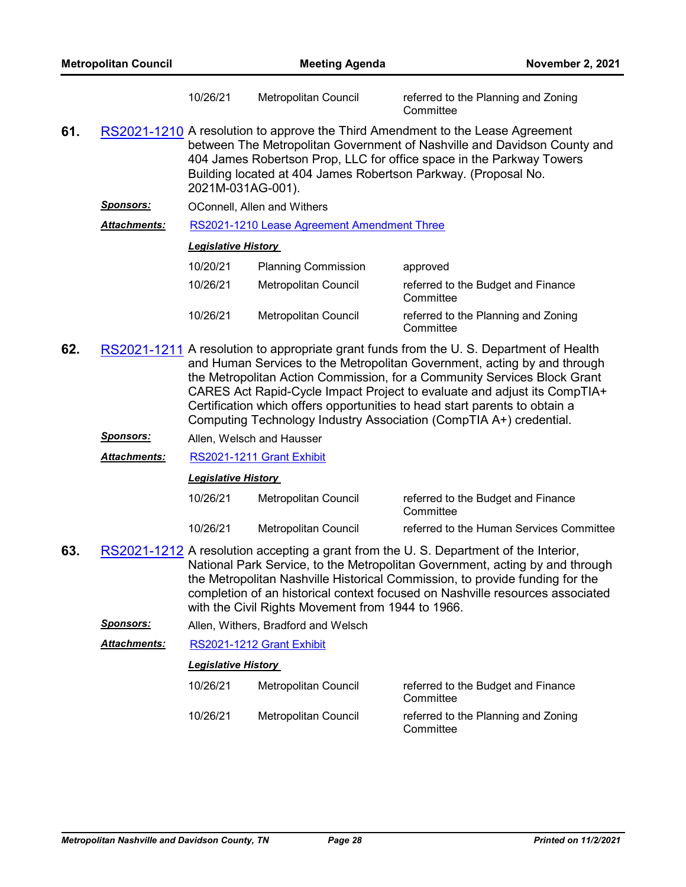| 10/26/21 | Metropolitan Council | referred to the Planning and Zoning Committee |
|---|---|---|

**61.** RS2021-1210 A resolution to approve the Third Amendment to the Lease Agreement between The Metropolitan Government of Nashville and Davidson County and 404 James Robertson Prop, LLC for office space in the Parkway Towers Building located at 404 James Robertson Parkway. (Proposal No. 2021M-031AG-001).

***Sponsors:*** OConnell, Allen and Withers

***Attachments:*** RS2021-1210 Lease Agreement Amendment Three

***Legislative History***

| Date | Body | Action |
|---|---|---|
| 10/20/21 | Planning Commission | approved |
| 10/26/21 | Metropolitan Council | referred to the Budget and Finance Committee |
| 10/26/21 | Metropolitan Council | referred to the Planning and Zoning Committee |

**62.** RS2021-1211 A resolution to appropriate grant funds from the U. S. Department of Health and Human Services to the Metropolitan Government, acting by and through the Metropolitan Action Commission, for a Community Services Block Grant CARES Act Rapid-Cycle Impact Project to evaluate and adjust its CompTIA+ Certification which offers opportunities to head start parents to obtain a Computing Technology Industry Association (CompTIA A+) credential.

***Sponsors:*** Allen, Welsch and Hausser

***Attachments:*** RS2021-1211 Grant Exhibit

***Legislative History***

| Date | Body | Action |
|---|---|---|
| 10/26/21 | Metropolitan Council | referred to the Budget and Finance Committee |
| 10/26/21 | Metropolitan Council | referred to the Human Services Committee |

**63.** RS2021-1212 A resolution accepting a grant from the U. S. Department of the Interior, National Park Service, to the Metropolitan Government, acting by and through the Metropolitan Nashville Historical Commission, to provide funding for the completion of an historical context focused on Nashville resources associated with the Civil Rights Movement from 1944 to 1966.

***Sponsors:*** Allen, Withers, Bradford and Welsch

***Attachments:*** RS2021-1212 Grant Exhibit

***Legislative History***

| Date | Body | Action |
|---|---|---|
| 10/26/21 | Metropolitan Council | referred to the Budget and Finance Committee |
| 10/26/21 | Metropolitan Council | referred to the Planning and Zoning Committee |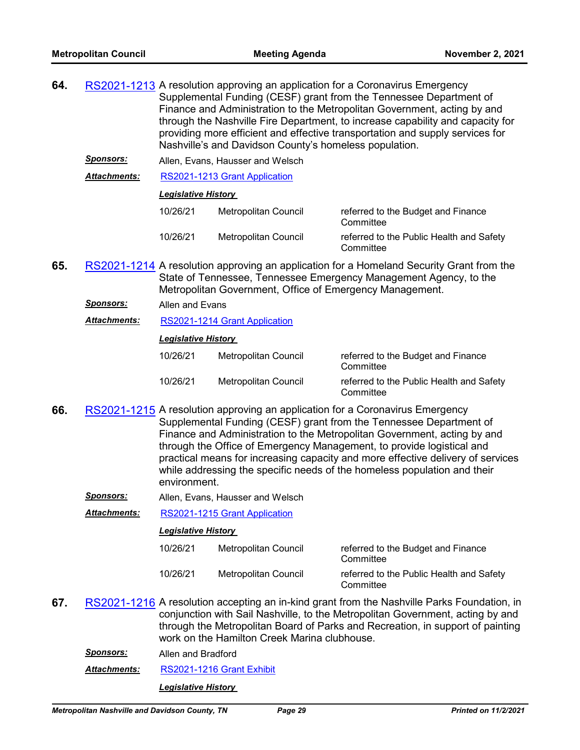**64.** RS2021-1213 A resolution approving an application for a Coronavirus Emergency Supplemental Funding (CESF) grant from the Tennessee Department of Finance and Administration to the Metropolitan Government, acting by and through the Nashville Fire Department, to increase capability and capacity for providing more efficient and effective transportation and supply services for Nashville's and Davidson County's homeless population.

***Sponsors:*** Allen, Evans, Hausser and Welsch

***Attachments:*** RS2021-1213 Grant Application

***Legislative History***

| | | |
|---|---|---|
| 10/26/21 | Metropolitan Council | referred to the Budget and Finance Committee |
| 10/26/21 | Metropolitan Council | referred to the Public Health and Safety Committee |

**65.** RS2021-1214 A resolution approving an application for a Homeland Security Grant from the State of Tennessee, Tennessee Emergency Management Agency, to the Metropolitan Government, Office of Emergency Management.

***Sponsors:*** Allen and Evans

***Attachments:*** RS2021-1214 Grant Application

***Legislative History***

| | | |
|---|---|---|
| 10/26/21 | Metropolitan Council | referred to the Budget and Finance Committee |
| 10/26/21 | Metropolitan Council | referred to the Public Health and Safety Committee |

**66.** RS2021-1215 A resolution approving an application for a Coronavirus Emergency Supplemental Funding (CESF) grant from the Tennessee Department of Finance and Administration to the Metropolitan Government, acting by and through the Office of Emergency Management, to provide logistical and practical means for increasing capacity and more effective delivery of services while addressing the specific needs of the homeless population and their environment.

***Sponsors:*** Allen, Evans, Hausser and Welsch

***Attachments:*** RS2021-1215 Grant Application

***Legislative History***

| | | |
|---|---|---|
| 10/26/21 | Metropolitan Council | referred to the Budget and Finance Committee |
| 10/26/21 | Metropolitan Council | referred to the Public Health and Safety Committee |

**67.** RS2021-1216 A resolution accepting an in-kind grant from the Nashville Parks Foundation, in conjunction with Sail Nashville, to the Metropolitan Government, acting by and through the Metropolitan Board of Parks and Recreation, in support of painting work on the Hamilton Creek Marina clubhouse.

***Sponsors:*** Allen and Bradford

***Attachments:*** RS2021-1216 Grant Exhibit

***Legislative History***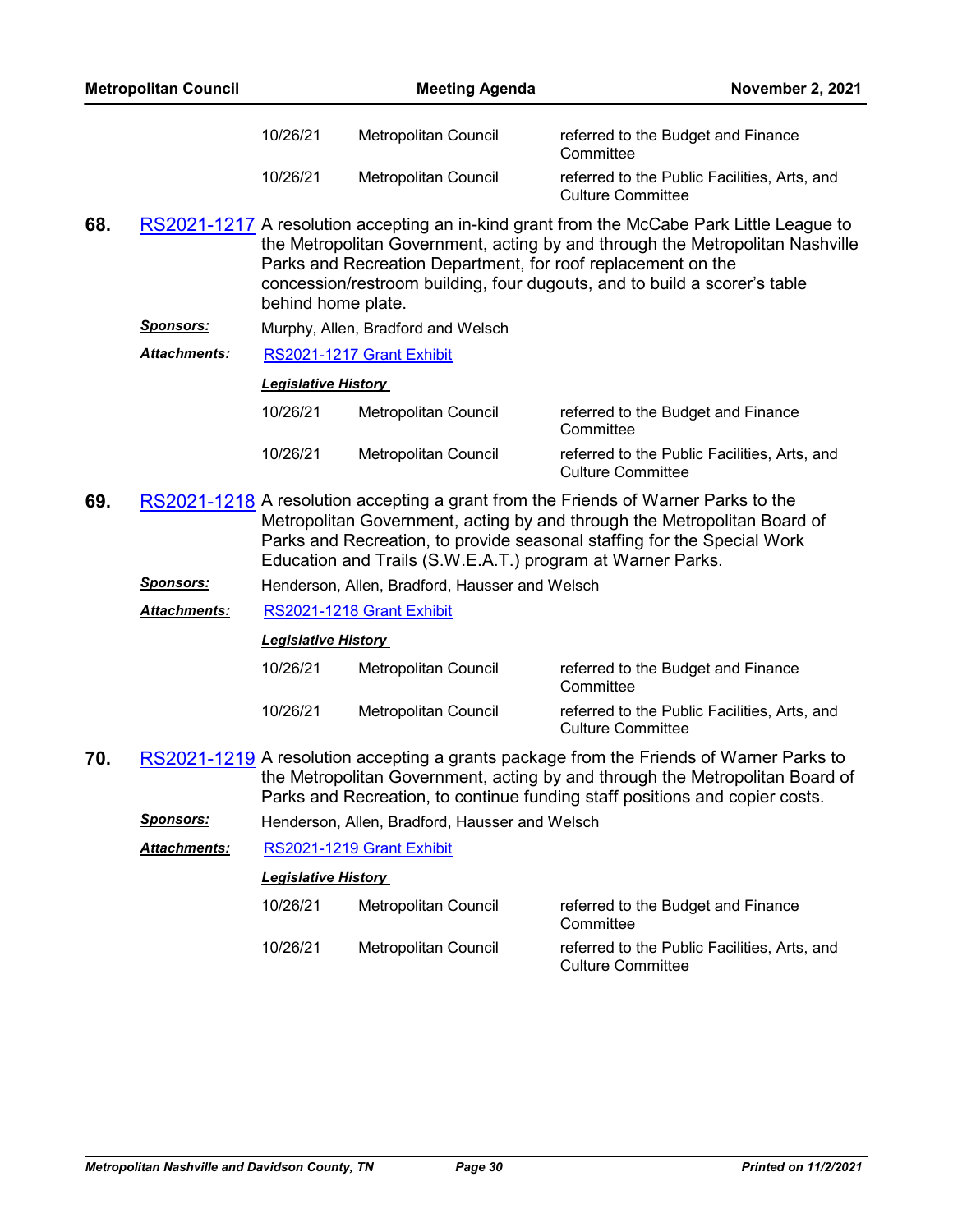| | | |
|---|---|---|
| 10/26/21 | Metropolitan Council | referred to the Budget and Finance Committee |
| 10/26/21 | Metropolitan Council | referred to the Public Facilities, Arts, and Culture Committee |

**68.** RS2021-1217 A resolution accepting an in-kind grant from the McCabe Park Little League to the Metropolitan Government, acting by and through the Metropolitan Nashville Parks and Recreation Department, for roof replacement on the concession/restroom building, four dugouts, and to build a scorer's table behind home plate.

***Sponsors:*** Murphy, Allen, Bradford and Welsch

***Attachments:*** RS2021-1217 Grant Exhibit

***Legislative History***

| | | |
|---|---|---|
| 10/26/21 | Metropolitan Council | referred to the Budget and Finance Committee |
| 10/26/21 | Metropolitan Council | referred to the Public Facilities, Arts, and Culture Committee |

**69.** RS2021-1218 A resolution accepting a grant from the Friends of Warner Parks to the Metropolitan Government, acting by and through the Metropolitan Board of Parks and Recreation, to provide seasonal staffing for the Special Work Education and Trails (S.W.E.A.T.) program at Warner Parks.

***Sponsors:*** Henderson, Allen, Bradford, Hausser and Welsch

***Attachments:*** RS2021-1218 Grant Exhibit

***Legislative History***

| | | |
|---|---|---|
| 10/26/21 | Metropolitan Council | referred to the Budget and Finance Committee |
| 10/26/21 | Metropolitan Council | referred to the Public Facilities, Arts, and Culture Committee |

**70.** RS2021-1219 A resolution accepting a grants package from the Friends of Warner Parks to the Metropolitan Government, acting by and through the Metropolitan Board of Parks and Recreation, to continue funding staff positions and copier costs.

***Sponsors:*** Henderson, Allen, Bradford, Hausser and Welsch

***Attachments:*** RS2021-1219 Grant Exhibit

***Legislative History***

| | | |
|---|---|---|
| 10/26/21 | Metropolitan Council | referred to the Budget and Finance Committee |
| 10/26/21 | Metropolitan Council | referred to the Public Facilities, Arts, and Culture Committee |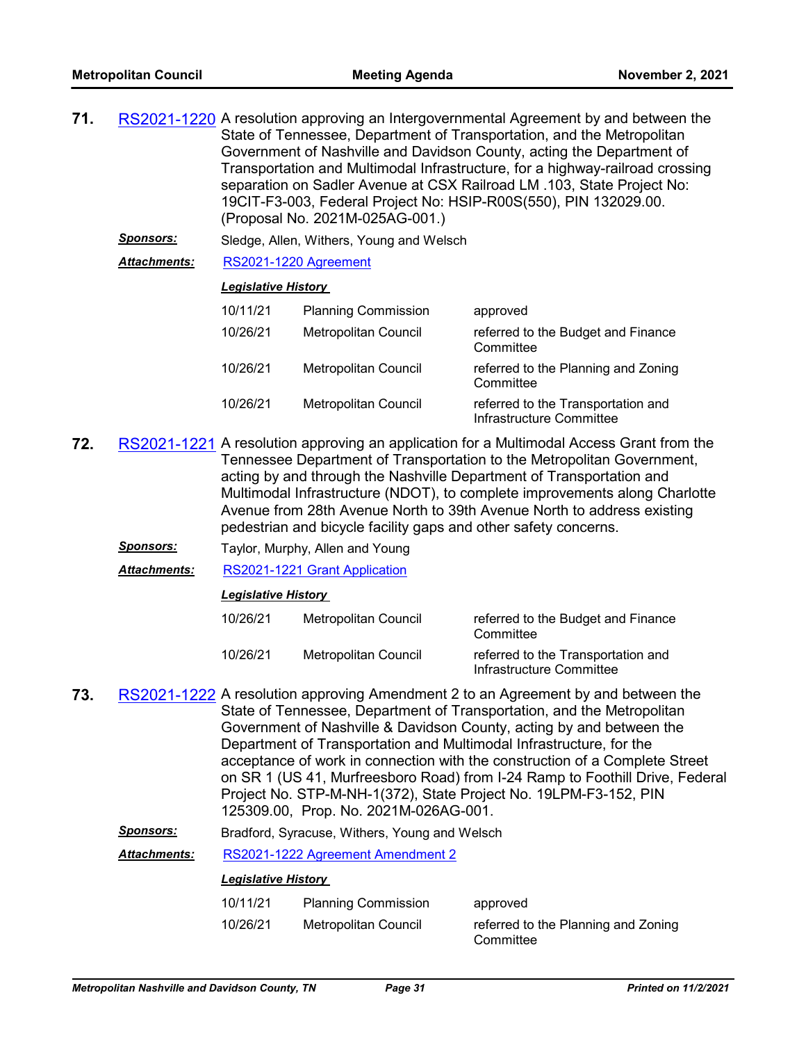**71.** RS2021-1220 A resolution approving an Intergovernmental Agreement by and between the State of Tennessee, Department of Transportation, and the Metropolitan Government of Nashville and Davidson County, acting the Department of Transportation and Multimodal Infrastructure, for a highway-railroad crossing separation on Sadler Avenue at CSX Railroad LM .103, State Project No: 19CIT-F3-003, Federal Project No: HSIP-R00S(550), PIN 132029.00. (Proposal No. 2021M-025AG-001.)

***Sponsors:*** Sledge, Allen, Withers, Young and Welsch

***Attachments:*** RS2021-1220 Agreement

***Legislative History***

| | | |
|---|---|---|
| 10/11/21 | Planning Commission | approved |
| 10/26/21 | Metropolitan Council | referred to the Budget and Finance Committee |
| 10/26/21 | Metropolitan Council | referred to the Planning and Zoning Committee |
| 10/26/21 | Metropolitan Council | referred to the Transportation and Infrastructure Committee |

**72.** RS2021-1221 A resolution approving an application for a Multimodal Access Grant from the Tennessee Department of Transportation to the Metropolitan Government, acting by and through the Nashville Department of Transportation and Multimodal Infrastructure (NDOT), to complete improvements along Charlotte Avenue from 28th Avenue North to 39th Avenue North to address existing pedestrian and bicycle facility gaps and other safety concerns.

***Sponsors:*** Taylor, Murphy, Allen and Young

***Attachments:*** RS2021-1221 Grant Application

***Legislative History***

| | | |
|---|---|---|
| 10/26/21 | Metropolitan Council | referred to the Budget and Finance Committee |
| 10/26/21 | Metropolitan Council | referred to the Transportation and Infrastructure Committee |

**73.** RS2021-1222 A resolution approving Amendment 2 to an Agreement by and between the State of Tennessee, Department of Transportation, and the Metropolitan Government of Nashville & Davidson County, acting by and between the Department of Transportation and Multimodal Infrastructure, for the acceptance of work in connection with the construction of a Complete Street on SR 1 (US 41, Murfreesboro Road) from I-24 Ramp to Foothill Drive, Federal Project No. STP-M-NH-1(372), State Project No. 19LPM-F3-152, PIN 125309.00, Prop. No. 2021M-026AG-001.

***Sponsors:*** Bradford, Syracuse, Withers, Young and Welsch

***Attachments:*** RS2021-1222 Agreement Amendment 2

***Legislative History***

| | | |
|---|---|---|
| 10/11/21 | Planning Commission | approved |
| 10/26/21 | Metropolitan Council | referred to the Planning and Zoning Committee |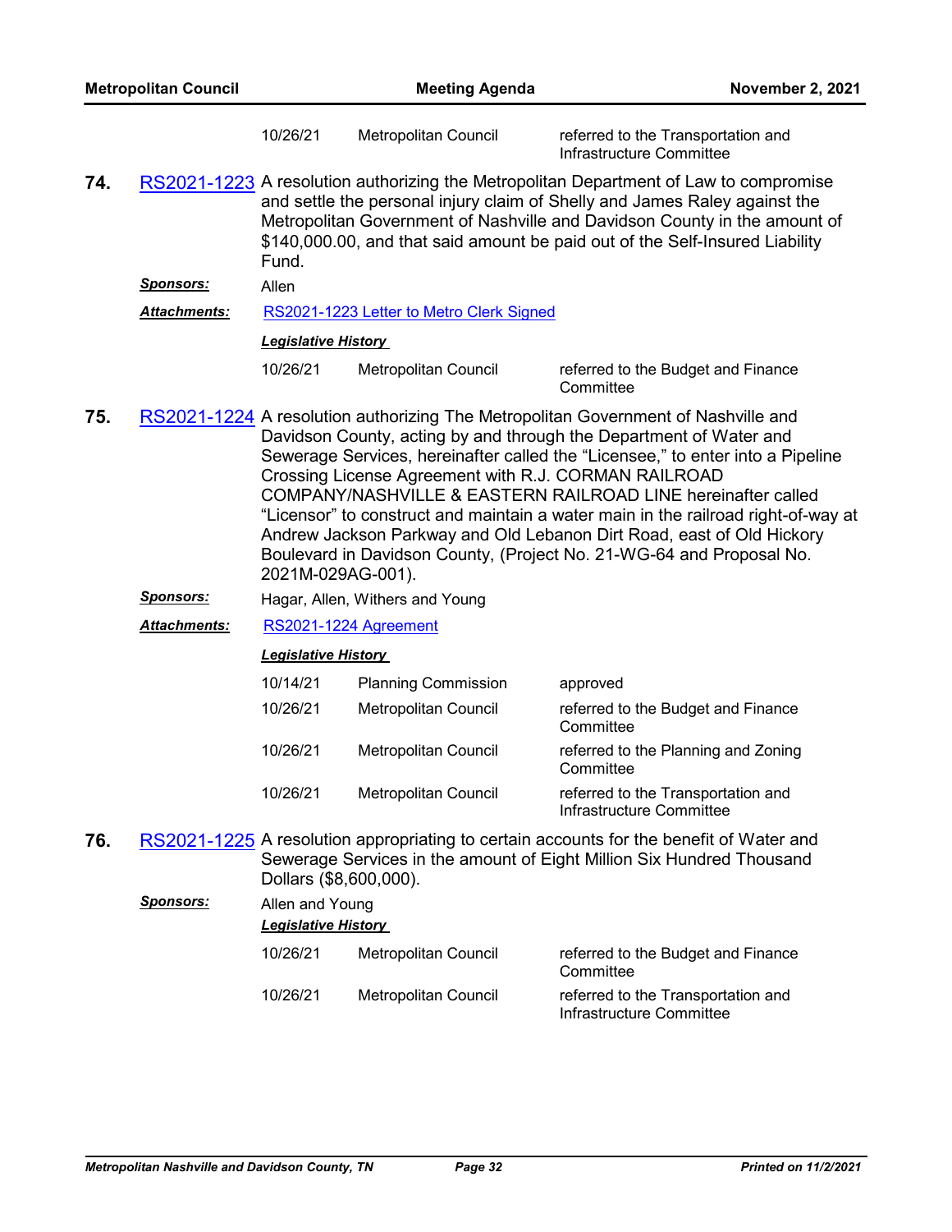| | | |
|---|---|---|
| 10/26/21 | Metropolitan Council | referred to the Transportation and Infrastructure Committee |

**74.** RS2021-1223 A resolution authorizing the Metropolitan Department of Law to compromise and settle the personal injury claim of Shelly and James Raley against the Metropolitan Government of Nashville and Davidson County in the amount of $140,000.00, and that said amount be paid out of the Self-Insured Liability Fund.

***Sponsors:*** Allen

***Attachments:*** RS2021-1223 Letter to Metro Clerk Signed

***Legislative History***

| | | |
|---|---|---|
| 10/26/21 | Metropolitan Council | referred to the Budget and Finance Committee |

**75.** RS2021-1224 A resolution authorizing The Metropolitan Government of Nashville and Davidson County, acting by and through the Department of Water and Sewerage Services, hereinafter called the "Licensee," to enter into a Pipeline Crossing License Agreement with R.J. CORMAN RAILROAD COMPANY/NASHVILLE & EASTERN RAILROAD LINE hereinafter called "Licensor" to construct and maintain a water main in the railroad right-of-way at Andrew Jackson Parkway and Old Lebanon Dirt Road, east of Old Hickory Boulevard in Davidson County, (Project No. 21-WG-64 and Proposal No. 2021M-029AG-001).

***Sponsors:*** Hagar, Allen, Withers and Young

***Attachments:*** RS2021-1224 Agreement

***Legislative History***

| | | |
|---|---|---|
| 10/14/21 | Planning Commission | approved |
| 10/26/21 | Metropolitan Council | referred to the Budget and Finance Committee |
| 10/26/21 | Metropolitan Council | referred to the Planning and Zoning Committee |
| 10/26/21 | Metropolitan Council | referred to the Transportation and Infrastructure Committee |

**76.** RS2021-1225 A resolution appropriating to certain accounts for the benefit of Water and Sewerage Services in the amount of Eight Million Six Hundred Thousand Dollars ($8,600,000).

***Sponsors:*** Allen and Young

***Legislative History***

| | | |
|---|---|---|
| 10/26/21 | Metropolitan Council | referred to the Budget and Finance Committee |
| 10/26/21 | Metropolitan Council | referred to the Transportation and Infrastructure Committee |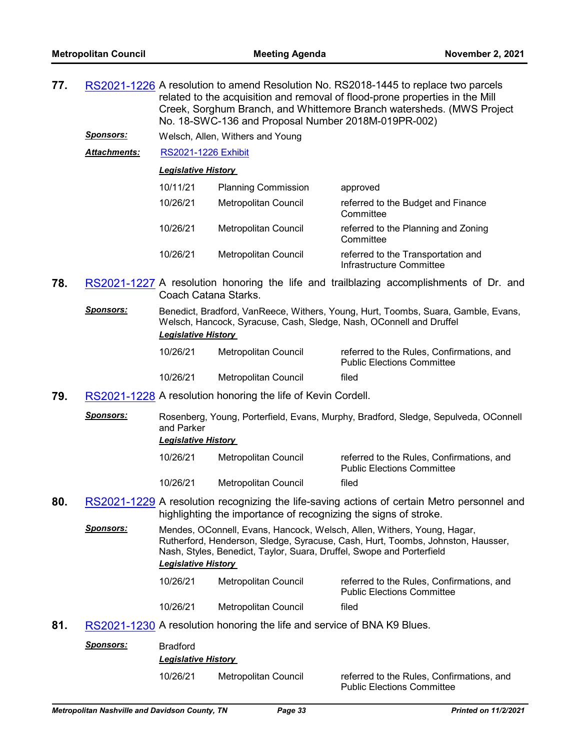**77.** RS2021-1226 A resolution to amend Resolution No. RS2018-1445 to replace two parcels related to the acquisition and removal of flood-prone properties in the Mill Creek, Sorghum Branch, and Whittemore Branch watersheds. (MWS Project No. 18-SWC-136 and Proposal Number 2018M-019PR-002)

***Sponsors:*** Welsch, Allen, Withers and Young

***Attachments:*** RS2021-1226 Exhibit

***Legislative History***

| | | |
|---|---|---|
| 10/11/21 | Planning Commission | approved |
| 10/26/21 | Metropolitan Council | referred to the Budget and Finance Committee |
| 10/26/21 | Metropolitan Council | referred to the Planning and Zoning Committee |
| 10/26/21 | Metropolitan Council | referred to the Transportation and Infrastructure Committee |

**78.** RS2021-1227 A resolution honoring the life and trailblazing accomplishments of Dr. and Coach Catana Starks.

***Sponsors:*** Benedict, Bradford, VanReece, Withers, Young, Hurt, Toombs, Suara, Gamble, Evans, Welsch, Hancock, Syracuse, Cash, Sledge, Nash, OConnell and Druffel

***Legislative History***

| | | |
|---|---|---|
| 10/26/21 | Metropolitan Council | referred to the Rules, Confirmations, and Public Elections Committee |
| 10/26/21 | Metropolitan Council | filed |

**79.** RS2021-1228 A resolution honoring the life of Kevin Cordell.

***Sponsors:*** Rosenberg, Young, Porterfield, Evans, Murphy, Bradford, Sledge, Sepulveda, OConnell and Parker

***Legislative History***

| | | |
|---|---|---|
| 10/26/21 | Metropolitan Council | referred to the Rules, Confirmations, and Public Elections Committee |
| 10/26/21 | Metropolitan Council | filed |

**80.** RS2021-1229 A resolution recognizing the life-saving actions of certain Metro personnel and highlighting the importance of recognizing the signs of stroke.

***Sponsors:*** Mendes, OConnell, Evans, Hancock, Welsch, Allen, Withers, Young, Hagar, Rutherford, Henderson, Sledge, Syracuse, Cash, Hurt, Toombs, Johnston, Hausser, Nash, Styles, Benedict, Taylor, Suara, Druffel, Swope and Porterfield

***Legislative History***

| | | |
|---|---|---|
| 10/26/21 | Metropolitan Council | referred to the Rules, Confirmations, and Public Elections Committee |
| 10/26/21 | Metropolitan Council | filed |

**81.** RS2021-1230 A resolution honoring the life and service of BNA K9 Blues.

***Sponsors:*** Bradford

***Legislative History***

| | | |
|---|---|---|
| 10/26/21 | Metropolitan Council | referred to the Rules, Confirmations, and Public Elections Committee |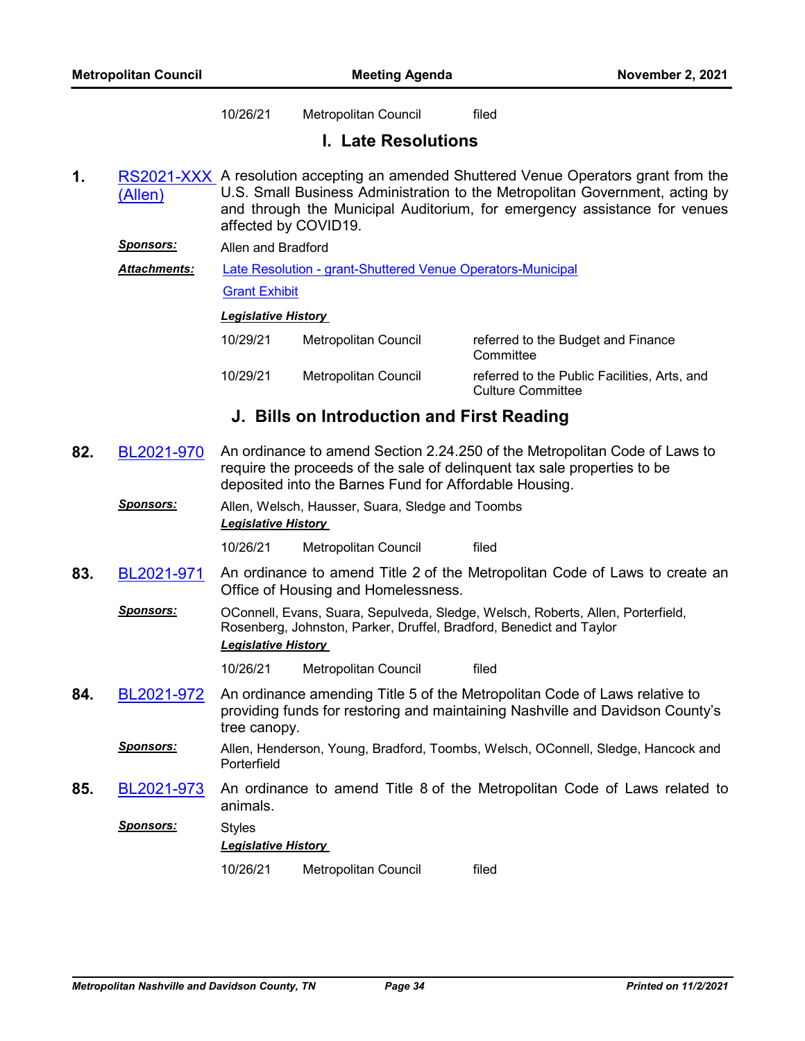| | | |
|---|---|---|
| 10/26/21 | Metropolitan Council | filed |

## I. Late Resolutions

**1.** RS2021-XXX (Allen) A resolution accepting an amended Shuttered Venue Operators grant from the U.S. Small Business Administration to the Metropolitan Government, acting by and through the Municipal Auditorium, for emergency assistance for venues affected by COVID19.

***Sponsors:*** Allen and Bradford

***Attachments:*** Late Resolution - grant-Shuttered Venue Operators-Municipal

Grant Exhibit

***Legislative History***

| | | |
|---|---|---|
| 10/29/21 | Metropolitan Council | referred to the Budget and Finance Committee |
| 10/29/21 | Metropolitan Council | referred to the Public Facilities, Arts, and Culture Committee |

## J. Bills on Introduction and First Reading

**82.** BL2021-970 An ordinance to amend Section 2.24.250 of the Metropolitan Code of Laws to require the proceeds of the sale of delinquent tax sale properties to be deposited into the Barnes Fund for Affordable Housing.

***Sponsors:*** Allen, Welsch, Hausser, Suara, Sledge and Toombs

***Legislative History***

| | | |
|---|---|---|
| 10/26/21 | Metropolitan Council | filed |

**83.** BL2021-971 An ordinance to amend Title 2 of the Metropolitan Code of Laws to create an Office of Housing and Homelessness.

***Sponsors:*** OConnell, Evans, Suara, Sepulveda, Sledge, Welsch, Roberts, Allen, Porterfield, Rosenberg, Johnston, Parker, Druffel, Bradford, Benedict and Taylor

***Legislative History***

| | | |
|---|---|---|
| 10/26/21 | Metropolitan Council | filed |

**84.** BL2021-972 An ordinance amending Title 5 of the Metropolitan Code of Laws relative to providing funds for restoring and maintaining Nashville and Davidson County's tree canopy.

***Sponsors:*** Allen, Henderson, Young, Bradford, Toombs, Welsch, OConnell, Sledge, Hancock and Porterfield

**85.** BL2021-973 An ordinance to amend Title 8 of the Metropolitan Code of Laws related to animals.

***Sponsors:*** Styles

***Legislative History***

| | | |
|---|---|---|
| 10/26/21 | Metropolitan Council | filed |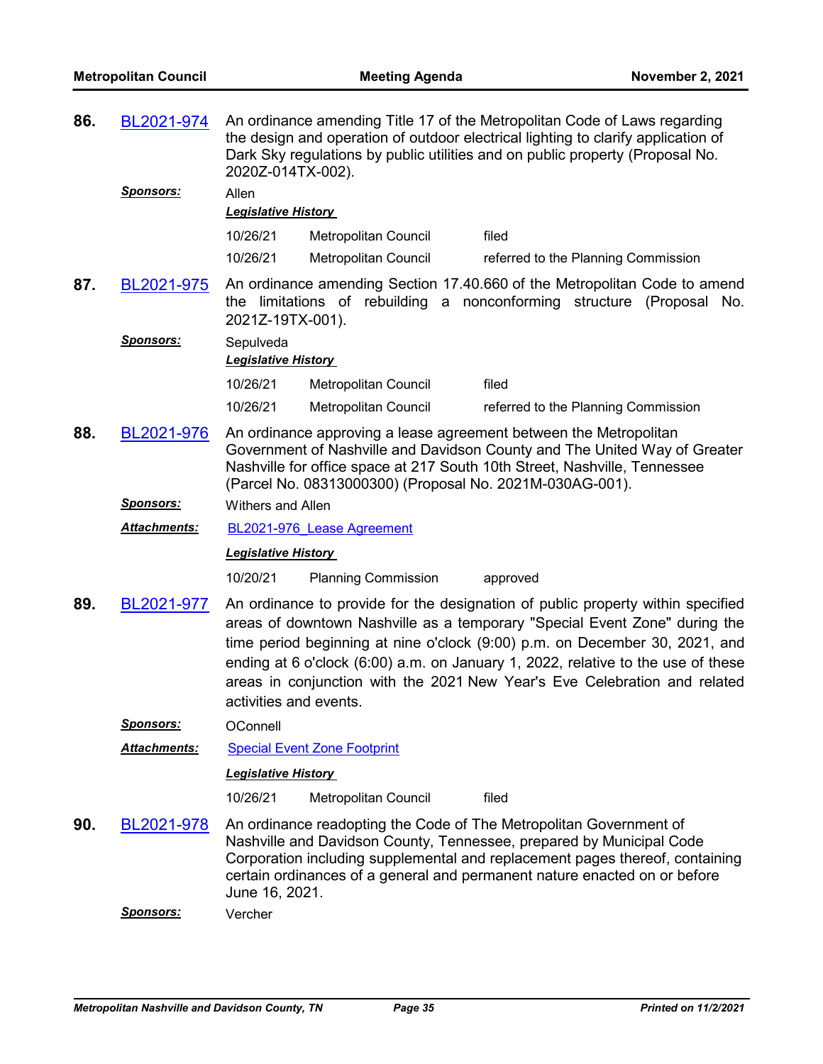**86.** BL2021-974 An ordinance amending Title 17 of the Metropolitan Code of Laws regarding the design and operation of outdoor electrical lighting to clarify application of Dark Sky regulations by public utilities and on public property (Proposal No. 2020Z-014TX-002).

***Sponsors:*** Allen

***Legislative History***

| | | |
|---|---|---|
| 10/26/21 | Metropolitan Council | filed |
| 10/26/21 | Metropolitan Council | referred to the Planning Commission |

**87.** BL2021-975 An ordinance amending Section 17.40.660 of the Metropolitan Code to amend the limitations of rebuilding a nonconforming structure (Proposal No. 2021Z-19TX-001).

***Sponsors:*** Sepulveda

***Legislative History***

| | | |
|---|---|---|
| 10/26/21 | Metropolitan Council | filed |
| 10/26/21 | Metropolitan Council | referred to the Planning Commission |

**88.** BL2021-976 An ordinance approving a lease agreement between the Metropolitan Government of Nashville and Davidson County and The United Way of Greater Nashville for office space at 217 South 10th Street, Nashville, Tennessee (Parcel No. 08313000300) (Proposal No. 2021M-030AG-001).

***Sponsors:*** Withers and Allen

***Attachments:*** BL2021-976_Lease Agreement

***Legislative History***

| | | |
|---|---|---|
| 10/20/21 | Planning Commission | approved |

**89.** BL2021-977 An ordinance to provide for the designation of public property within specified areas of downtown Nashville as a temporary "Special Event Zone" during the time period beginning at nine o'clock (9:00) p.m. on December 30, 2021, and ending at 6 o'clock (6:00) a.m. on January 1, 2022, relative to the use of these areas in conjunction with the 2021 New Year's Eve Celebration and related activities and events.

***Sponsors:*** OConnell

***Attachments:*** Special Event Zone Footprint

***Legislative History***

| | | |
|---|---|---|
| 10/26/21 | Metropolitan Council | filed |

**90.** BL2021-978 An ordinance readopting the Code of The Metropolitan Government of Nashville and Davidson County, Tennessee, prepared by Municipal Code Corporation including supplemental and replacement pages thereof, containing certain ordinances of a general and permanent nature enacted on or before June 16, 2021.

***Sponsors:*** Vercher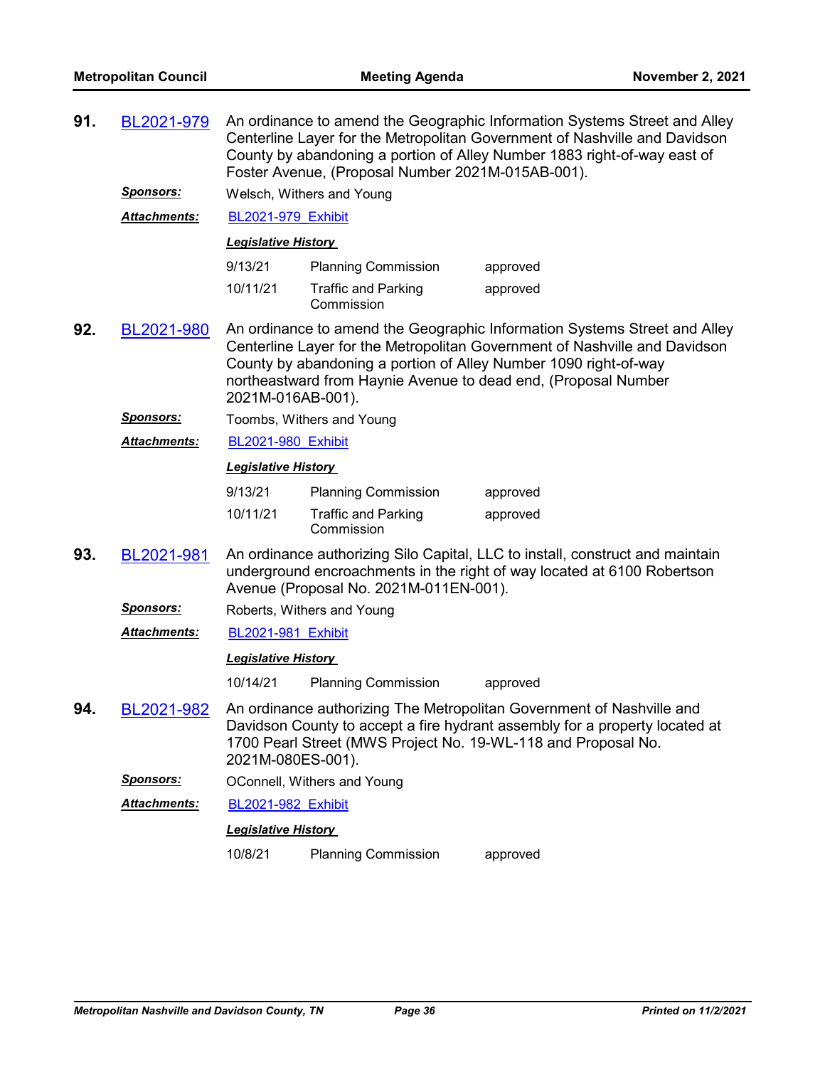**91.** BL2021-979 An ordinance to amend the Geographic Information Systems Street and Alley Centerline Layer for the Metropolitan Government of Nashville and Davidson County by abandoning a portion of Alley Number 1883 right-of-way east of Foster Avenue, (Proposal Number 2021M-015AB-001).

***Sponsors:*** Welsch, Withers and Young

***Attachments:*** BL2021-979_Exhibit

***Legislative History***

| | | |
|---|---|---|
| 9/13/21 | Planning Commission | approved |
| 10/11/21 | Traffic and Parking Commission | approved |

**92.** BL2021-980 An ordinance to amend the Geographic Information Systems Street and Alley Centerline Layer for the Metropolitan Government of Nashville and Davidson County by abandoning a portion of Alley Number 1090 right-of-way northeastward from Haynie Avenue to dead end, (Proposal Number 2021M-016AB-001).

***Sponsors:*** Toombs, Withers and Young

***Attachments:*** BL2021-980_Exhibit

***Legislative History***

| | | |
|---|---|---|
| 9/13/21 | Planning Commission | approved |
| 10/11/21 | Traffic and Parking Commission | approved |

**93.** BL2021-981 An ordinance authorizing Silo Capital, LLC to install, construct and maintain underground encroachments in the right of way located at 6100 Robertson Avenue (Proposal No. 2021M-011EN-001).

***Sponsors:*** Roberts, Withers and Young

***Attachments:*** BL2021-981_Exhibit

***Legislative History***

| | | |
|---|---|---|
| 10/14/21 | Planning Commission | approved |

**94.** BL2021-982 An ordinance authorizing The Metropolitan Government of Nashville and Davidson County to accept a fire hydrant assembly for a property located at 1700 Pearl Street (MWS Project No. 19-WL-118 and Proposal No. 2021M-080ES-001).

***Sponsors:*** OConnell, Withers and Young

***Attachments:*** BL2021-982_Exhibit

***Legislative History***

| | | |
|---|---|---|
| 10/8/21 | Planning Commission | approved |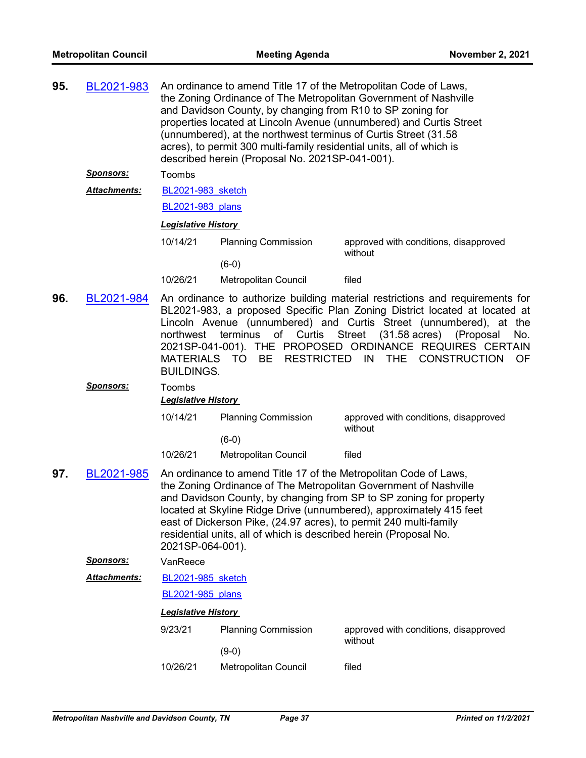**95.** BL2021-983 An ordinance to amend Title 17 of the Metropolitan Code of Laws, the Zoning Ordinance of The Metropolitan Government of Nashville and Davidson County, by changing from R10 to SP zoning for properties located at Lincoln Avenue (unnumbered) and Curtis Street (unnumbered), at the northwest terminus of Curtis Street (31.58 acres), to permit 300 multi-family residential units, all of which is described herein (Proposal No. 2021SP-041-001).

***Sponsors:*** Toombs

***Attachments:*** BL2021-983_sketch

BL2021-983_plans

***Legislative History***

| Date | Body | Action |
|---|---|---|
| 10/14/21 | Planning Commission (6-0) | approved with conditions, disapproved without |
| 10/26/21 | Metropolitan Council | filed |

**96.** BL2021-984 An ordinance to authorize building material restrictions and requirements for BL2021-983, a proposed Specific Plan Zoning District located at located at Lincoln Avenue (unnumbered) and Curtis Street (unnumbered), at the northwest terminus of Curtis Street (31.58 acres) (Proposal No. 2021SP-041-001). THE PROPOSED ORDINANCE REQUIRES CERTAIN MATERIALS TO BE RESTRICTED IN THE CONSTRUCTION OF BUILDINGS.

***Sponsors:*** Toombs

***Legislative History***

| Date | Body | Action |
|---|---|---|
| 10/14/21 | Planning Commission (6-0) | approved with conditions, disapproved without |
| 10/26/21 | Metropolitan Council | filed |

**97.** BL2021-985 An ordinance to amend Title 17 of the Metropolitan Code of Laws, the Zoning Ordinance of The Metropolitan Government of Nashville and Davidson County, by changing from SP to SP zoning for property located at Skyline Ridge Drive (unnumbered), approximately 415 feet east of Dickerson Pike, (24.97 acres), to permit 240 multi-family residential units, all of which is described herein (Proposal No. 2021SP-064-001).

***Sponsors:*** VanReece

***Attachments:*** BL2021-985_sketch

BL2021-985_plans

***Legislative History***

| Date | Body | Action |
|---|---|---|
| 9/23/21 | Planning Commission (9-0) | approved with conditions, disapproved without |
| 10/26/21 | Metropolitan Council | filed |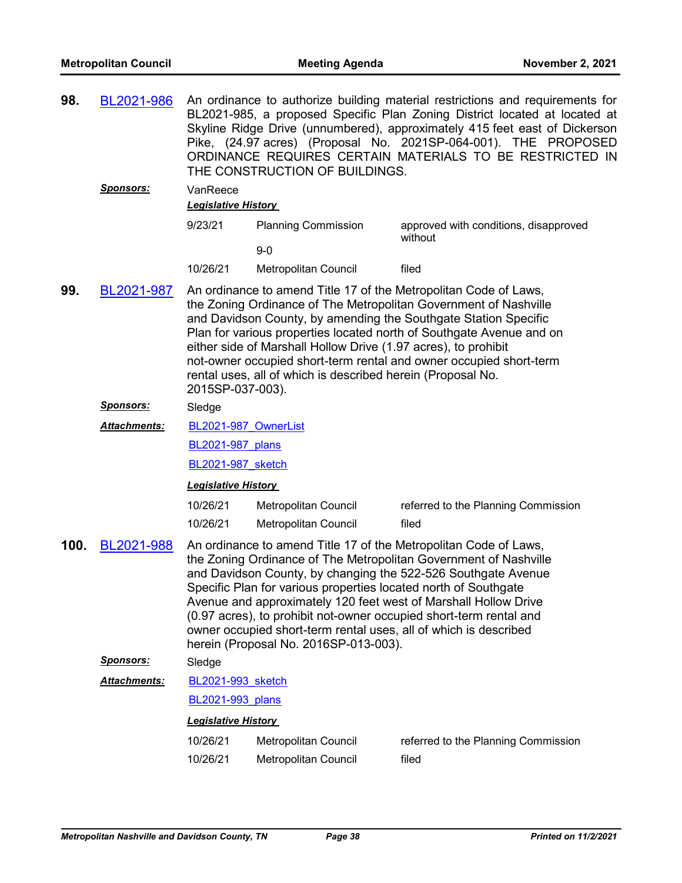**98.** BL2021-986 An ordinance to authorize building material restrictions and requirements for BL2021-985, a proposed Specific Plan Zoning District located at located at Skyline Ridge Drive (unnumbered), approximately 415 feet east of Dickerson Pike, (24.97 acres) (Proposal No. 2021SP-064-001). THE PROPOSED ORDINANCE REQUIRES CERTAIN MATERIALS TO BE RESTRICTED IN THE CONSTRUCTION OF BUILDINGS.

***Sponsors:*** VanReece

***Legislative History***

| | | |
|---|---|---|
| 9/23/21 | Planning Commission<br>9-0 | approved with conditions, disapproved without |
| 10/26/21 | Metropolitan Council | filed |

**99.** BL2021-987 An ordinance to amend Title 17 of the Metropolitan Code of Laws, the Zoning Ordinance of The Metropolitan Government of Nashville and Davidson County, by amending the Southgate Station Specific Plan for various properties located north of Southgate Avenue and on either side of Marshall Hollow Drive (1.97 acres), to prohibit not-owner occupied short-term rental and owner occupied short-term rental uses, all of which is described herein (Proposal No. 2015SP-037-003).

***Sponsors:*** Sledge

***Attachments:*** BL2021-987_OwnerList

BL2021-987_plans

BL2021-987_sketch

***Legislative History***

| | | |
|---|---|---|
| 10/26/21 | Metropolitan Council | referred to the Planning Commission |
| 10/26/21 | Metropolitan Council | filed |

**100.** BL2021-988 An ordinance to amend Title 17 of the Metropolitan Code of Laws, the Zoning Ordinance of The Metropolitan Government of Nashville and Davidson County, by changing the 522-526 Southgate Avenue Specific Plan for various properties located north of Southgate Avenue and approximately 120 feet west of Marshall Hollow Drive (0.97 acres), to prohibit not-owner occupied short-term rental and owner occupied short-term rental uses, all of which is described herein (Proposal No. 2016SP-013-003).

***Sponsors:*** Sledge

***Attachments:*** BL2021-993_sketch

BL2021-993_plans

***Legislative History***

| | | |
|---|---|---|
| 10/26/21 | Metropolitan Council | referred to the Planning Commission |
| 10/26/21 | Metropolitan Council | filed |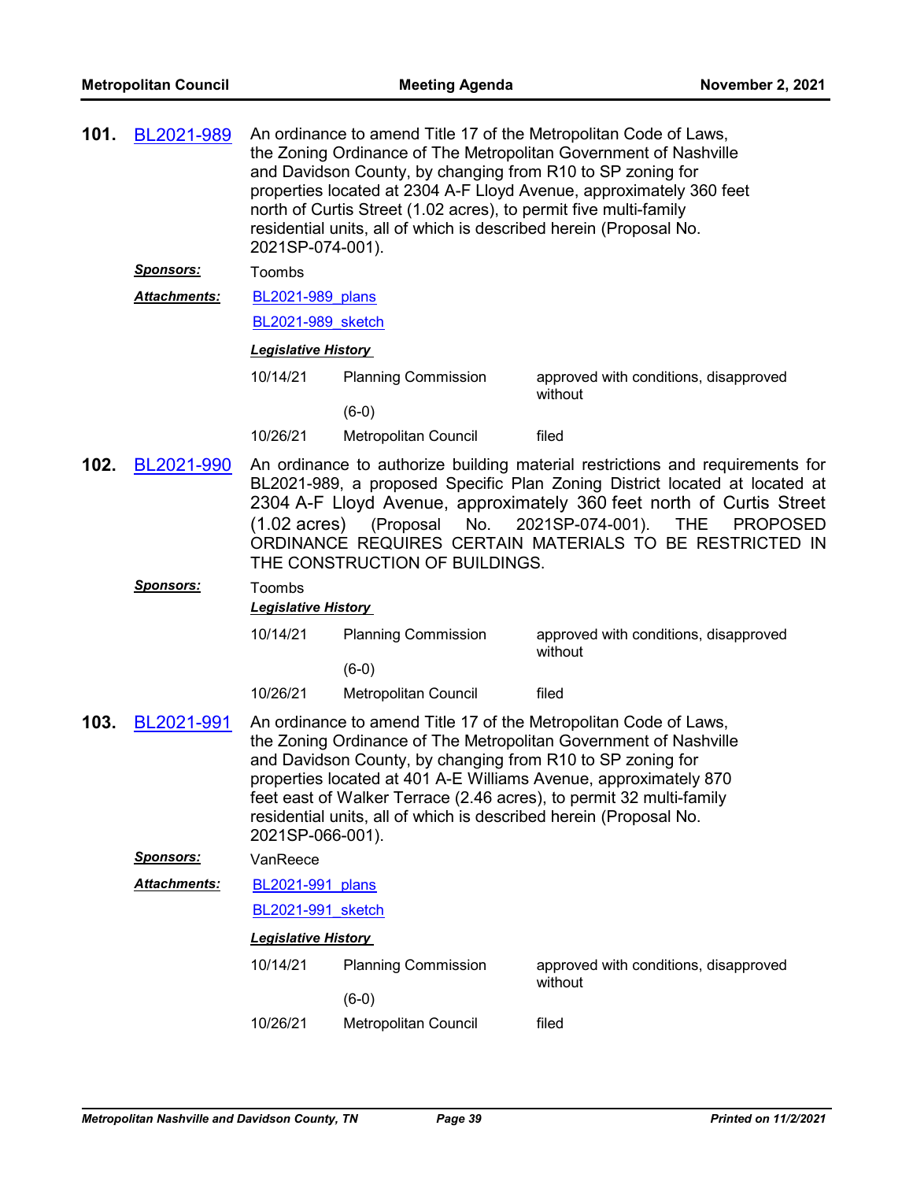**101.** BL2021-989 An ordinance to amend Title 17 of the Metropolitan Code of Laws, the Zoning Ordinance of The Metropolitan Government of Nashville and Davidson County, by changing from R10 to SP zoning for properties located at 2304 A-F Lloyd Avenue, approximately 360 feet north of Curtis Street (1.02 acres), to permit five multi-family residential units, all of which is described herein (Proposal No. 2021SP-074-001).

***Sponsors:*** Toombs

***Attachments:*** BL2021-989_plans

BL2021-989_sketch

***Legislative History***

| | | |
|---|---|---|
| 10/14/21 | Planning Commission (6-0) | approved with conditions, disapproved without |
| 10/26/21 | Metropolitan Council | filed |

**102.** BL2021-990 An ordinance to authorize building material restrictions and requirements for BL2021-989, a proposed Specific Plan Zoning District located at located at 2304 A-F Lloyd Avenue, approximately 360 feet north of Curtis Street (1.02 acres) (Proposal No. 2021SP-074-001). THE PROPOSED ORDINANCE REQUIRES CERTAIN MATERIALS TO BE RESTRICTED IN THE CONSTRUCTION OF BUILDINGS.

***Sponsors:*** Toombs

***Legislative History***

| | | |
|---|---|---|
| 10/14/21 | Planning Commission (6-0) | approved with conditions, disapproved without |
| 10/26/21 | Metropolitan Council | filed |

**103.** BL2021-991 An ordinance to amend Title 17 of the Metropolitan Code of Laws, the Zoning Ordinance of The Metropolitan Government of Nashville and Davidson County, by changing from R10 to SP zoning for properties located at 401 A-E Williams Avenue, approximately 870 feet east of Walker Terrace (2.46 acres), to permit 32 multi-family residential units, all of which is described herein (Proposal No. 2021SP-066-001).

***Sponsors:*** VanReece

***Attachments:*** BL2021-991_plans

BL2021-991_sketch

***Legislative History***

| | | |
|---|---|---|
| 10/14/21 | Planning Commission (6-0) | approved with conditions, disapproved without |
| 10/26/21 | Metropolitan Council | filed |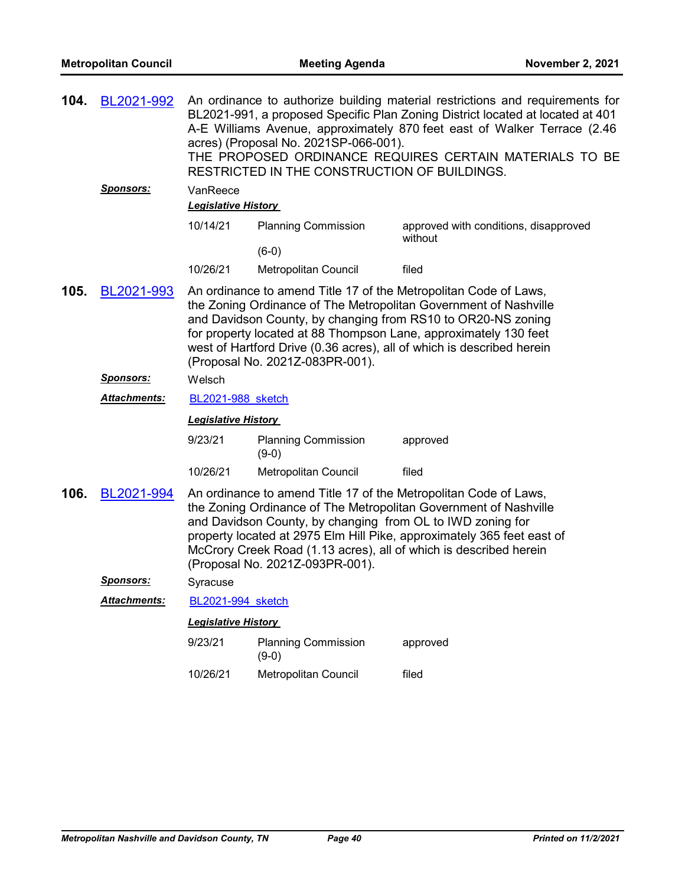**104. BL2021-992** An ordinance to authorize building material restrictions and requirements for BL2021-991, a proposed Specific Plan Zoning District located at located at 401 A-E Williams Avenue, approximately 870 feet east of Walker Terrace (2.46 acres) (Proposal No. 2021SP-066-001).

THE PROPOSED ORDINANCE REQUIRES CERTAIN MATERIALS TO BE RESTRICTED IN THE CONSTRUCTION OF BUILDINGS.

***Sponsors:*** VanReece

***Legislative History***

| | | |
|---|---|---|
| 10/14/21 | Planning Commission (6-0) | approved with conditions, disapproved without |
| 10/26/21 | Metropolitan Council | filed |

**105. BL2021-993** An ordinance to amend Title 17 of the Metropolitan Code of Laws, the Zoning Ordinance of The Metropolitan Government of Nashville and Davidson County, by changing from RS10 to OR20-NS zoning for property located at 88 Thompson Lane, approximately 130 feet west of Hartford Drive (0.36 acres), all of which is described herein (Proposal No. 2021Z-083PR-001).

***Sponsors:*** Welsch

***Attachments:*** BL2021-988 sketch

***Legislative History***

| | | |
|---|---|---|
| 9/23/21 | Planning Commission (9-0) | approved |
| 10/26/21 | Metropolitan Council | filed |

**106. BL2021-994** An ordinance to amend Title 17 of the Metropolitan Code of Laws, the Zoning Ordinance of The Metropolitan Government of Nashville and Davidson County, by changing from OL to IWD zoning for property located at 2975 Elm Hill Pike, approximately 365 feet east of McCrory Creek Road (1.13 acres), all of which is described herein (Proposal No. 2021Z-093PR-001).

***Sponsors:*** Syracuse

***Attachments:*** BL2021-994 sketch

***Legislative History***

| | | |
|---|---|---|
| 9/23/21 | Planning Commission (9-0) | approved |
| 10/26/21 | Metropolitan Council | filed |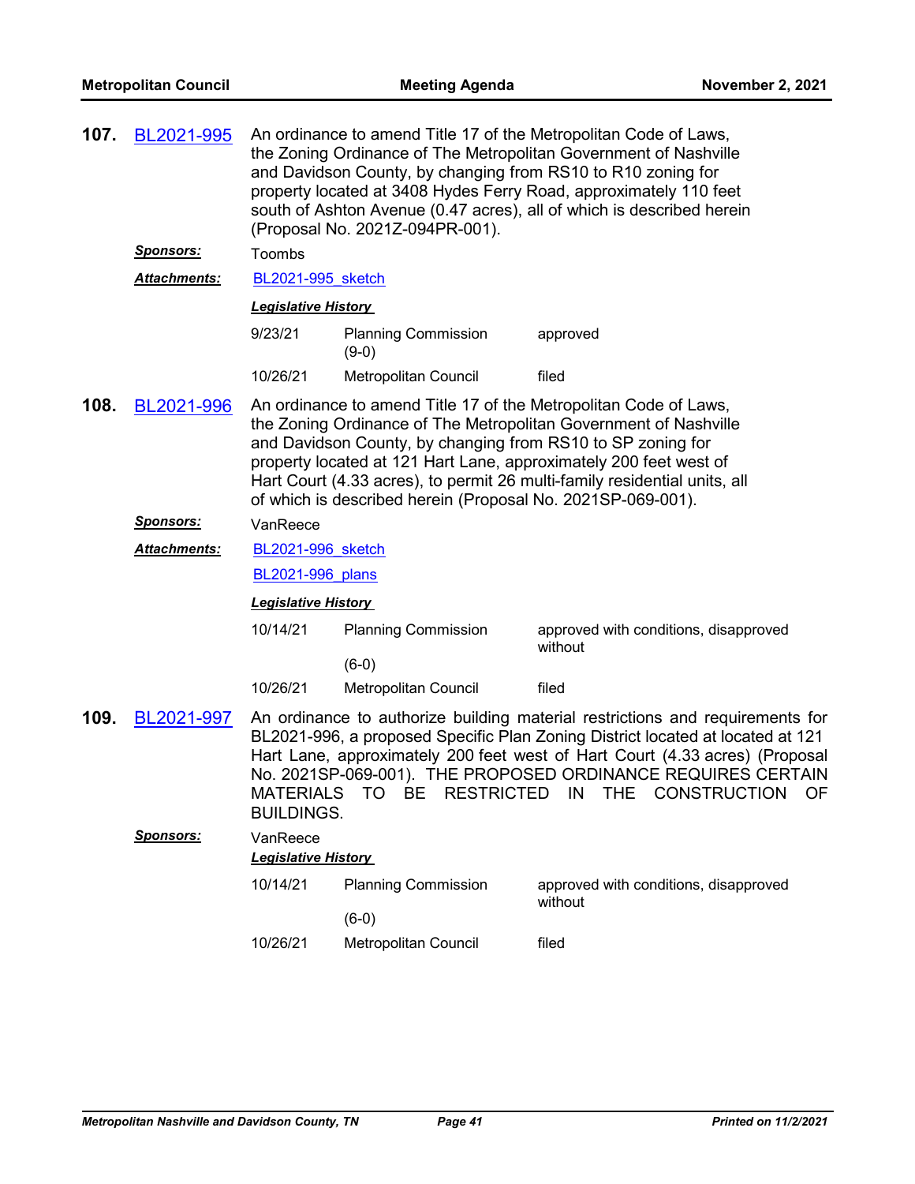**107.** BL2021-995 An ordinance to amend Title 17 of the Metropolitan Code of Laws, the Zoning Ordinance of The Metropolitan Government of Nashville and Davidson County, by changing from RS10 to R10 zoning for property located at 3408 Hydes Ferry Road, approximately 110 feet south of Ashton Avenue (0.47 acres), all of which is described herein (Proposal No. 2021Z-094PR-001).

***Sponsors:*** Toombs

***Attachments:*** BL2021-995_sketch

***Legislative History***

| | | |
|---|---|---|
| 9/23/21 | Planning Commission (9-0) | approved |
| 10/26/21 | Metropolitan Council | filed |

**108.** BL2021-996 An ordinance to amend Title 17 of the Metropolitan Code of Laws, the Zoning Ordinance of The Metropolitan Government of Nashville and Davidson County, by changing from RS10 to SP zoning for property located at 121 Hart Lane, approximately 200 feet west of Hart Court (4.33 acres), to permit 26 multi-family residential units, all of which is described herein (Proposal No. 2021SP-069-001).

***Sponsors:*** VanReece

***Attachments:*** BL2021-996_sketch

BL2021-996_plans

***Legislative History***

| | | |
|---|---|---|
| 10/14/21 | Planning Commission (6-0) | approved with conditions, disapproved without |
| 10/26/21 | Metropolitan Council | filed |

**109.** BL2021-997 An ordinance to authorize building material restrictions and requirements for BL2021-996, a proposed Specific Plan Zoning District located at located at 121 Hart Lane, approximately 200 feet west of Hart Court (4.33 acres) (Proposal No. 2021SP-069-001). THE PROPOSED ORDINANCE REQUIRES CERTAIN MATERIALS TO BE RESTRICTED IN THE CONSTRUCTION OF BUILDINGS.

***Sponsors:*** VanReece

***Legislative History***

| | | |
|---|---|---|
| 10/14/21 | Planning Commission (6-0) | approved with conditions, disapproved without |
| 10/26/21 | Metropolitan Council | filed |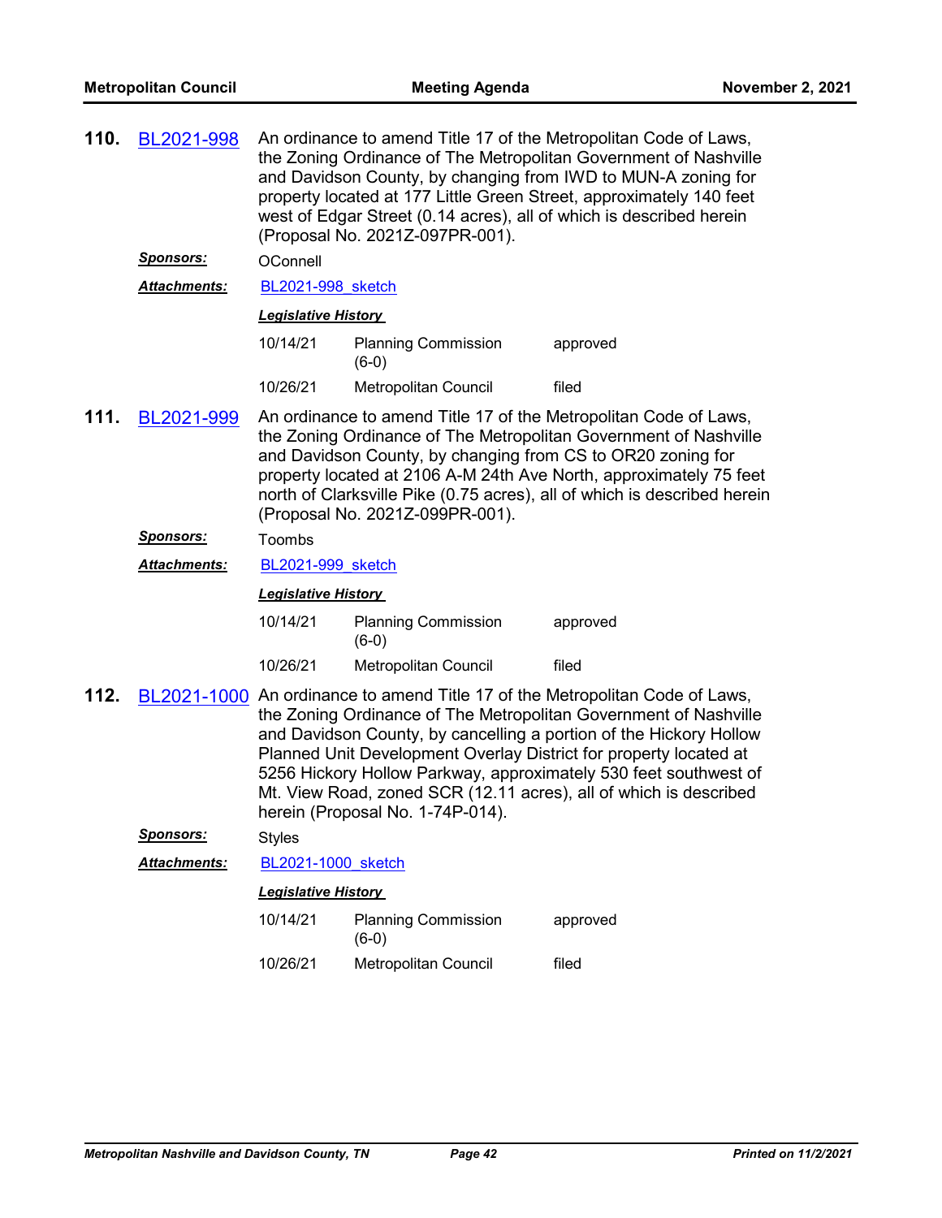**110.** BL2021-998 An ordinance to amend Title 17 of the Metropolitan Code of Laws, the Zoning Ordinance of The Metropolitan Government of Nashville and Davidson County, by changing from IWD to MUN-A zoning for property located at 177 Little Green Street, approximately 140 feet west of Edgar Street (0.14 acres), all of which is described herein (Proposal No. 2021Z-097PR-001).

***Sponsors:*** OConnell

***Attachments:*** BL2021-998_sketch

***Legislative History***

| | | |
|---|---|---|
| 10/14/21 | Planning Commission (6-0) | approved |
| 10/26/21 | Metropolitan Council | filed |

**111.** BL2021-999 An ordinance to amend Title 17 of the Metropolitan Code of Laws, the Zoning Ordinance of The Metropolitan Government of Nashville and Davidson County, by changing from CS to OR20 zoning for property located at 2106 A-M 24th Ave North, approximately 75 feet north of Clarksville Pike (0.75 acres), all of which is described herein (Proposal No. 2021Z-099PR-001).

***Sponsors:*** Toombs

***Attachments:*** BL2021-999_sketch

***Legislative History***

| | | |
|---|---|---|
| 10/14/21 | Planning Commission (6-0) | approved |
| 10/26/21 | Metropolitan Council | filed |

**112.** BL2021-1000 An ordinance to amend Title 17 of the Metropolitan Code of Laws, the Zoning Ordinance of The Metropolitan Government of Nashville and Davidson County, by cancelling a portion of the Hickory Hollow Planned Unit Development Overlay District for property located at 5256 Hickory Hollow Parkway, approximately 530 feet southwest of Mt. View Road, zoned SCR (12.11 acres), all of which is described herein (Proposal No. 1-74P-014).

***Sponsors:*** Styles

***Attachments:*** BL2021-1000_sketch

***Legislative History***

| | | |
|---|---|---|
| 10/14/21 | Planning Commission (6-0) | approved |
| 10/26/21 | Metropolitan Council | filed |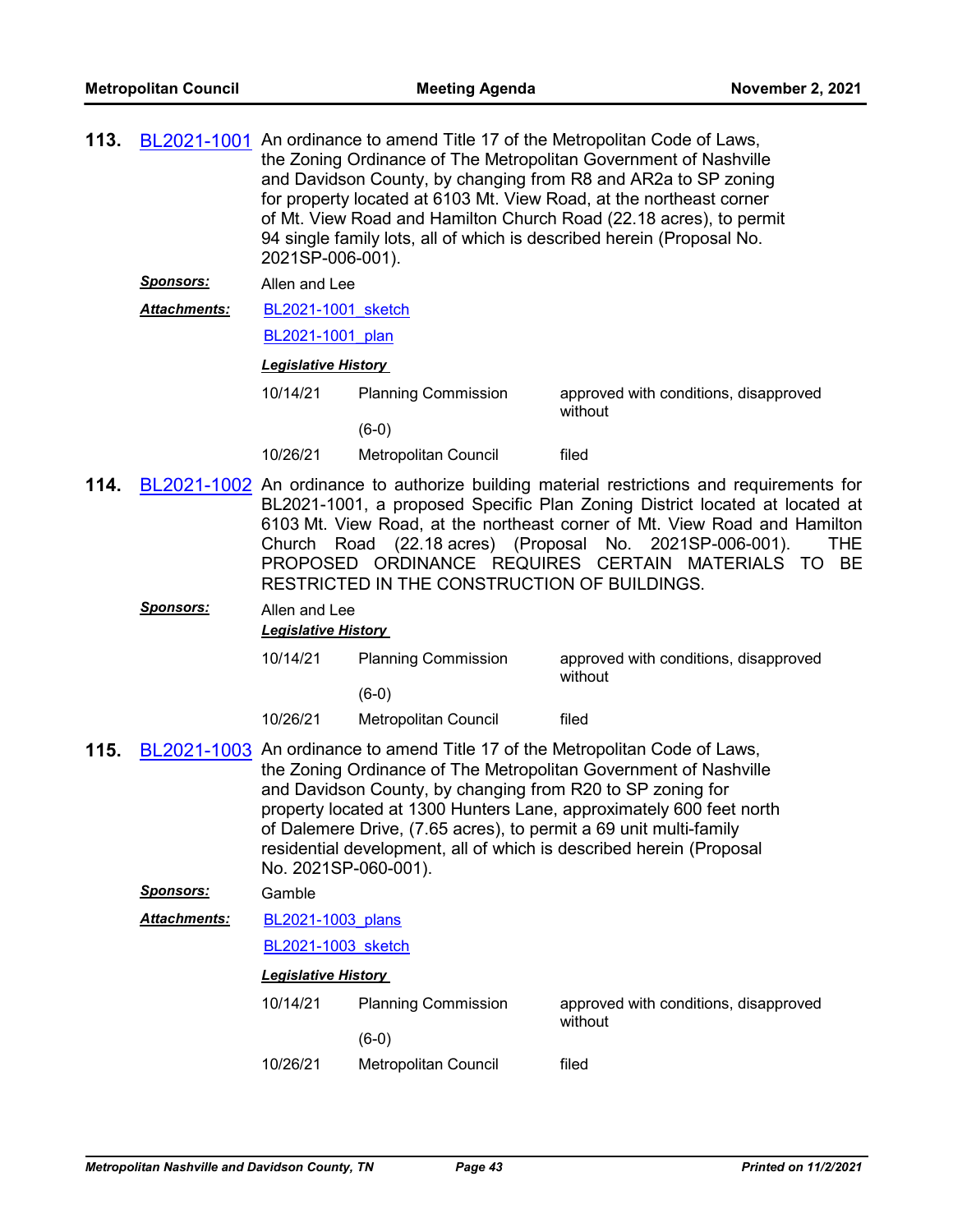**113.** BL2021-1001 An ordinance to amend Title 17 of the Metropolitan Code of Laws, the Zoning Ordinance of The Metropolitan Government of Nashville and Davidson County, by changing from R8 and AR2a to SP zoning for property located at 6103 Mt. View Road, at the northeast corner of Mt. View Road and Hamilton Church Road (22.18 acres), to permit 94 single family lots, all of which is described herein (Proposal No. 2021SP-006-001).

***Sponsors:*** Allen and Lee

***Attachments:*** BL2021-1001_sketch

BL2021-1001_plan

***Legislative History***

| | | |
|---|---|---|
| 10/14/21 | Planning Commission (6-0) | approved with conditions, disapproved without |
| 10/26/21 | Metropolitan Council | filed |

**114.** BL2021-1002 An ordinance to authorize building material restrictions and requirements for BL2021-1001, a proposed Specific Plan Zoning District located at located at 6103 Mt. View Road, at the northeast corner of Mt. View Road and Hamilton Church Road (22.18 acres) (Proposal No. 2021SP-006-001). THE PROPOSED ORDINANCE REQUIRES CERTAIN MATERIALS TO BE RESTRICTED IN THE CONSTRUCTION OF BUILDINGS.

***Sponsors:*** Allen and Lee

***Legislative History***

| | | |
|---|---|---|
| 10/14/21 | Planning Commission (6-0) | approved with conditions, disapproved without |
| 10/26/21 | Metropolitan Council | filed |

**115.** BL2021-1003 An ordinance to amend Title 17 of the Metropolitan Code of Laws, the Zoning Ordinance of The Metropolitan Government of Nashville and Davidson County, by changing from R20 to SP zoning for property located at 1300 Hunters Lane, approximately 600 feet north of Dalemere Drive, (7.65 acres), to permit a 69 unit multi-family residential development, all of which is described herein (Proposal No. 2021SP-060-001).

***Sponsors:*** Gamble

***Attachments:*** BL2021-1003_plans

BL2021-1003_sketch

***Legislative History***

| | | |
|---|---|---|
| 10/14/21 | Planning Commission (6-0) | approved with conditions, disapproved without |
| 10/26/21 | Metropolitan Council | filed |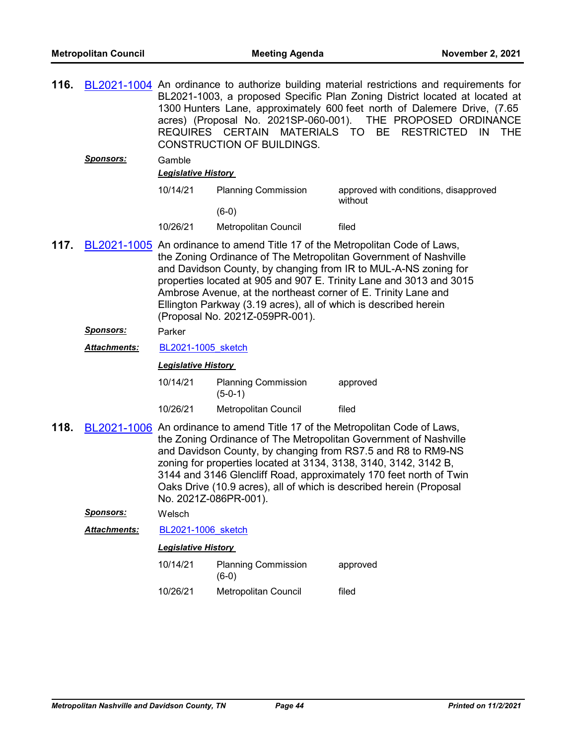**116.** BL2021-1004 An ordinance to authorize building material restrictions and requirements for BL2021-1003, a proposed Specific Plan Zoning District located at located at 1300 Hunters Lane, approximately 600 feet north of Dalemere Drive, (7.65 acres) (Proposal No. 2021SP-060-001). THE PROPOSED ORDINANCE REQUIRES CERTAIN MATERIALS TO BE RESTRICTED IN THE CONSTRUCTION OF BUILDINGS.

***Sponsors:*** Gamble

***Legislative History***

| | | |
|---|---|---|
| 10/14/21 | Planning Commission (6-0) | approved with conditions, disapproved without |
| 10/26/21 | Metropolitan Council | filed |

**117.** BL2021-1005 An ordinance to amend Title 17 of the Metropolitan Code of Laws, the Zoning Ordinance of The Metropolitan Government of Nashville and Davidson County, by changing from IR to MUL-A-NS zoning for properties located at 905 and 907 E. Trinity Lane and 3013 and 3015 Ambrose Avenue, at the northeast corner of E. Trinity Lane and Ellington Parkway (3.19 acres), all of which is described herein (Proposal No. 2021Z-059PR-001).

***Sponsors:*** Parker

***Attachments:*** BL2021-1005_sketch

***Legislative History***

| | | |
|---|---|---|
| 10/14/21 | Planning Commission (5-0-1) | approved |
| 10/26/21 | Metropolitan Council | filed |

**118.** BL2021-1006 An ordinance to amend Title 17 of the Metropolitan Code of Laws, the Zoning Ordinance of The Metropolitan Government of Nashville and Davidson County, by changing from RS7.5 and R8 to RM9-NS zoning for properties located at 3134, 3138, 3140, 3142, 3142 B, 3144 and 3146 Glencliff Road, approximately 170 feet north of Twin Oaks Drive (10.9 acres), all of which is described herein (Proposal No. 2021Z-086PR-001).

***Sponsors:*** Welsch

***Attachments:*** BL2021-1006_sketch

***Legislative History***

| | | |
|---|---|---|
| 10/14/21 | Planning Commission (6-0) | approved |
| 10/26/21 | Metropolitan Council | filed |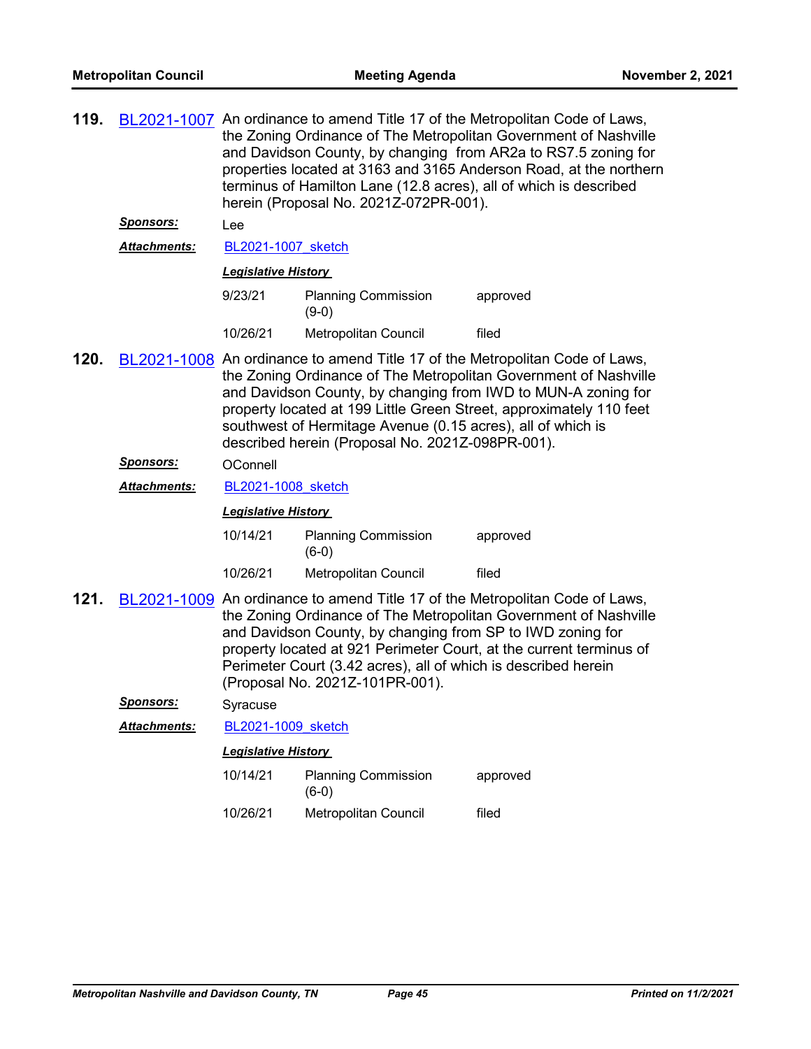**119.** BL2021-1007 An ordinance to amend Title 17 of the Metropolitan Code of Laws, the Zoning Ordinance of The Metropolitan Government of Nashville and Davidson County, by changing from AR2a to RS7.5 zoning for properties located at 3163 and 3165 Anderson Road, at the northern terminus of Hamilton Lane (12.8 acres), all of which is described herein (Proposal No. 2021Z-072PR-001).

***Sponsors:*** Lee

***Attachments:*** BL2021-1007_sketch

***Legislative History***

| | | |
|---|---|---|
| 9/23/21 | Planning Commission (9-0) | approved |
| 10/26/21 | Metropolitan Council | filed |

**120.** BL2021-1008 An ordinance to amend Title 17 of the Metropolitan Code of Laws, the Zoning Ordinance of The Metropolitan Government of Nashville and Davidson County, by changing from IWD to MUN-A zoning for property located at 199 Little Green Street, approximately 110 feet southwest of Hermitage Avenue (0.15 acres), all of which is described herein (Proposal No. 2021Z-098PR-001).

***Sponsors:*** OConnell

***Attachments:*** BL2021-1008_sketch

***Legislative History***

| | | |
|---|---|---|
| 10/14/21 | Planning Commission (6-0) | approved |
| 10/26/21 | Metropolitan Council | filed |

**121.** BL2021-1009 An ordinance to amend Title 17 of the Metropolitan Code of Laws, the Zoning Ordinance of The Metropolitan Government of Nashville and Davidson County, by changing from SP to IWD zoning for property located at 921 Perimeter Court, at the current terminus of Perimeter Court (3.42 acres), all of which is described herein (Proposal No. 2021Z-101PR-001).

***Sponsors:*** Syracuse

***Attachments:*** BL2021-1009_sketch

***Legislative History***

| | | |
|---|---|---|
| 10/14/21 | Planning Commission (6-0) | approved |
| 10/26/21 | Metropolitan Council | filed |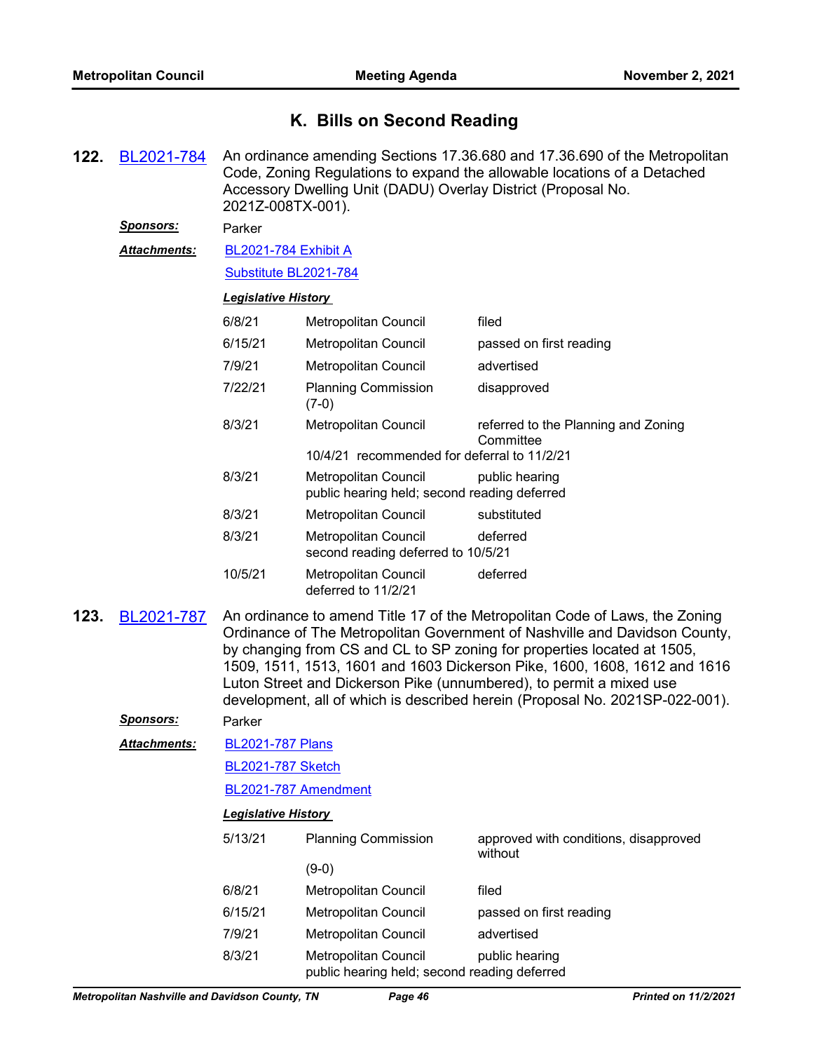## K. Bills on Second Reading

**122.** BL2021-784 An ordinance amending Sections 17.36.680 and 17.36.690 of the Metropolitan Code, Zoning Regulations to expand the allowable locations of a Detached Accessory Dwelling Unit (DADU) Overlay District (Proposal No. 2021Z-008TX-001).

***Sponsors:*** Parker

***Attachments:*** BL2021-784 Exhibit A
Substitute BL2021-784

***Legislative History***

| | | |
|---|---|---|
| 6/8/21 | Metropolitan Council | filed |
| 6/15/21 | Metropolitan Council | passed on first reading |
| 7/9/21 | Metropolitan Council | advertised |
| 7/22/21 | Planning Commission (7-0) | disapproved |
| 8/3/21 | Metropolitan Council | referred to the Planning and Zoning Committee |
| | 10/4/21 recommended for deferral to 11/2/21 | |
| 8/3/21 | Metropolitan Council | public hearing |
| | public hearing held; second reading deferred | |
| 8/3/21 | Metropolitan Council | substituted |
| 8/3/21 | Metropolitan Council | deferred |
| | second reading deferred to 10/5/21 | |
| 10/5/21 | Metropolitan Council | deferred |
| | deferred to 11/2/21 | |

**123.** BL2021-787 An ordinance to amend Title 17 of the Metropolitan Code of Laws, the Zoning Ordinance of The Metropolitan Government of Nashville and Davidson County, by changing from CS and CL to SP zoning for properties located at 1505, 1509, 1511, 1513, 1601 and 1603 Dickerson Pike, 1600, 1608, 1612 and 1616 Luton Street and Dickerson Pike (unnumbered), to permit a mixed use development, all of which is described herein (Proposal No. 2021SP-022-001).

***Sponsors:*** Parker

***Attachments:*** BL2021-787 Plans
BL2021-787 Sketch
BL2021-787 Amendment

***Legislative History***

| | | |
|---|---|---|
| 5/13/21 | Planning Commission (9-0) | approved with conditions, disapproved without |
| 6/8/21 | Metropolitan Council | filed |
| 6/15/21 | Metropolitan Council | passed on first reading |
| 7/9/21 | Metropolitan Council | advertised |
| 8/3/21 | Metropolitan Council | public hearing |
| | public hearing held; second reading deferred | |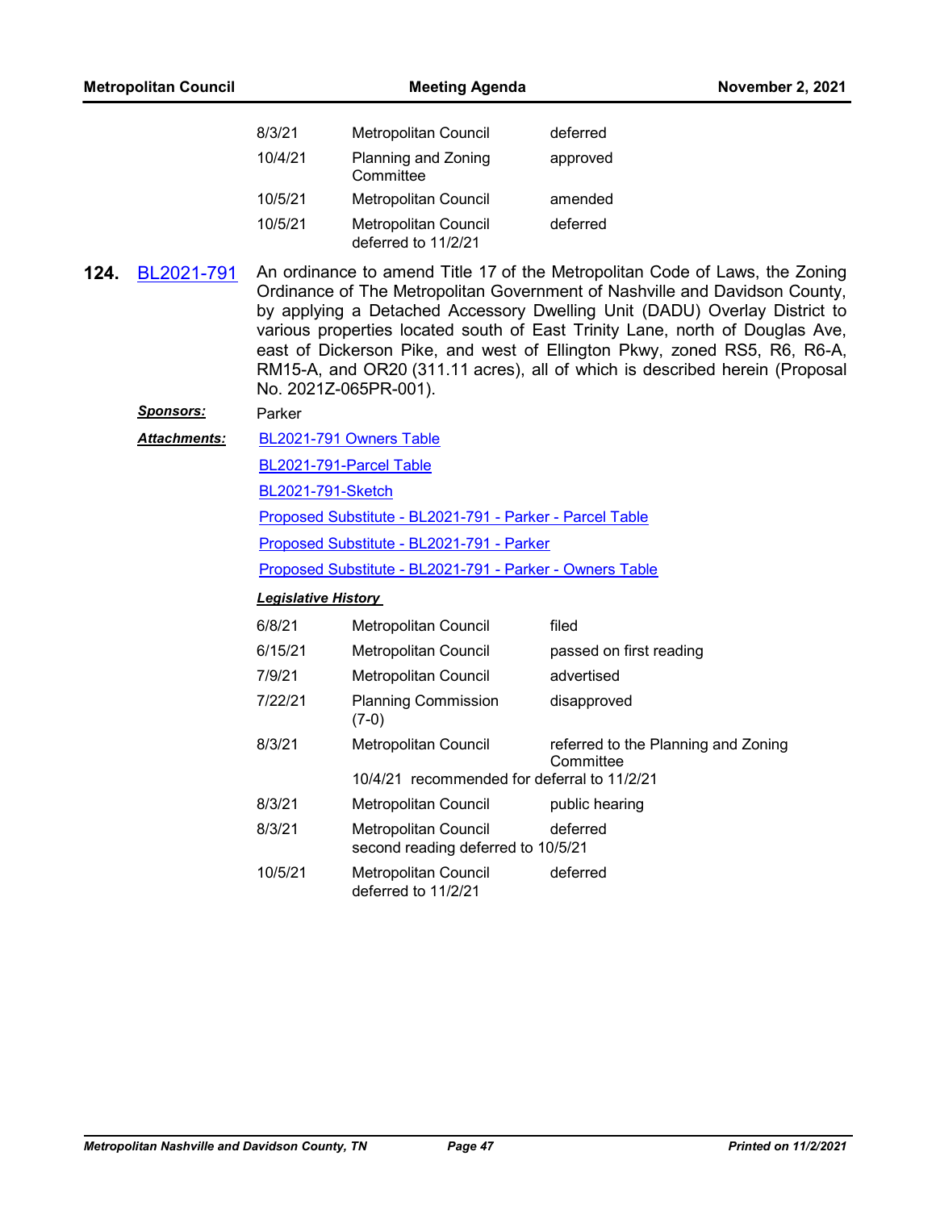| | | |
|---|---|---|
| 8/3/21 | Metropolitan Council | deferred |
| 10/4/21 | Planning and Zoning Committee | approved |
| 10/5/21 | Metropolitan Council | amended |
| 10/5/21 | Metropolitan Council deferred to 11/2/21 | deferred |

**124.** BL2021-791 An ordinance to amend Title 17 of the Metropolitan Code of Laws, the Zoning Ordinance of The Metropolitan Government of Nashville and Davidson County, by applying a Detached Accessory Dwelling Unit (DADU) Overlay District to various properties located south of East Trinity Lane, north of Douglas Ave, east of Dickerson Pike, and west of Ellington Pkwy, zoned RS5, R6, R6-A, RM15-A, and OR20 (311.11 acres), all of which is described herein (Proposal No. 2021Z-065PR-001).

***Sponsors:*** Parker

***Attachments:***
BL2021-791 Owners Table
BL2021-791-Parcel Table
BL2021-791-Sketch
Proposed Substitute - BL2021-791 - Parker - Parcel Table
Proposed Substitute - BL2021-791 - Parker
Proposed Substitute - BL2021-791 - Parker - Owners Table

***Legislative History***

| | | |
|---|---|---|
| 6/8/21 | Metropolitan Council | filed |
| 6/15/21 | Metropolitan Council | passed on first reading |
| 7/9/21 | Metropolitan Council | advertised |
| 7/22/21 | Planning Commission (7-0) | disapproved |
| 8/3/21 | Metropolitan Council 10/4/21 recommended for deferral to 11/2/21 | referred to the Planning and Zoning Committee |
| 8/3/21 | Metropolitan Council | public hearing |
| 8/3/21 | Metropolitan Council second reading deferred to 10/5/21 | deferred |
| 10/5/21 | Metropolitan Council deferred to 11/2/21 | deferred |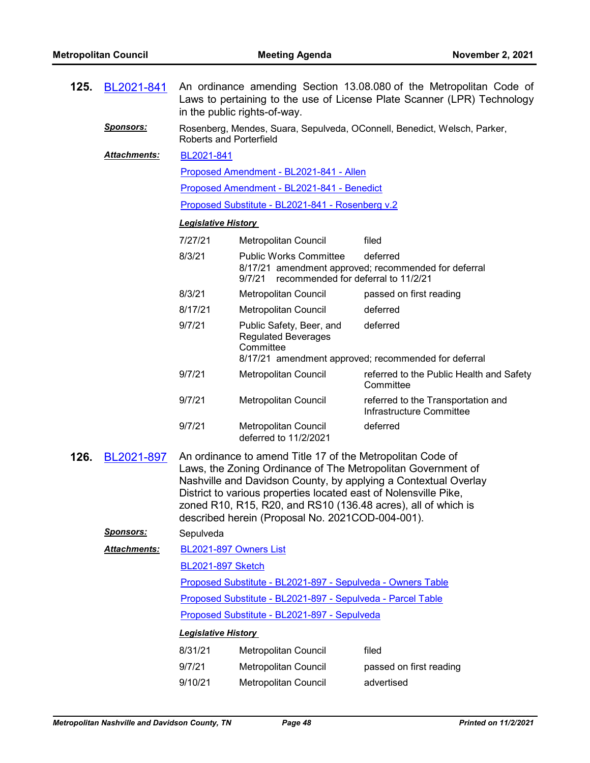**125. BL2021-841** An ordinance amending Section 13.08.080 of the Metropolitan Code of Laws to pertaining to the use of License Plate Scanner (LPR) Technology in the public rights-of-way.

***Sponsors:*** Rosenberg, Mendes, Suara, Sepulveda, OConnell, Benedict, Welsch, Parker, Roberts and Porterfield

***Attachments:*** BL2021-841

Proposed Amendment - BL2021-841 - Allen

Proposed Amendment - BL2021-841 - Benedict

Proposed Substitute - BL2021-841 - Rosenberg v.2

***Legislative History***

| Date | Body | Action |
|---|---|---|
| 7/27/21 | Metropolitan Council | filed |
| 8/3/21 | Public Works Committee<br>8/17/21 amendment approved; recommended for deferral<br>9/7/21 recommended for deferral to 11/2/21 | deferred |
| 8/3/21 | Metropolitan Council | passed on first reading |
| 8/17/21 | Metropolitan Council | deferred |
| 9/7/21 | Public Safety, Beer, and Regulated Beverages Committee<br>8/17/21 amendment approved; recommended for deferral | deferred |
| 9/7/21 | Metropolitan Council | referred to the Public Health and Safety Committee |
| 9/7/21 | Metropolitan Council | referred to the Transportation and Infrastructure Committee |
| 9/7/21 | Metropolitan Council<br>deferred to 11/2/2021 | deferred |

**126. BL2021-897** An ordinance to amend Title 17 of the Metropolitan Code of Laws, the Zoning Ordinance of The Metropolitan Government of Nashville and Davidson County, by applying a Contextual Overlay District to various properties located east of Nolensville Pike, zoned R10, R15, R20, and RS10 (136.48 acres), all of which is described herein (Proposal No. 2021COD-004-001).

***Sponsors:*** Sepulveda

***Attachments:*** BL2021-897 Owners List

BL2021-897 Sketch

Proposed Substitute - BL2021-897 - Sepulveda - Owners Table

Proposed Substitute - BL2021-897 - Sepulveda - Parcel Table

Proposed Substitute - BL2021-897 - Sepulveda

***Legislative History***

| Date | Body | Action |
|---|---|---|
| 8/31/21 | Metropolitan Council | filed |
| 9/7/21 | Metropolitan Council | passed on first reading |
| 9/10/21 | Metropolitan Council | advertised |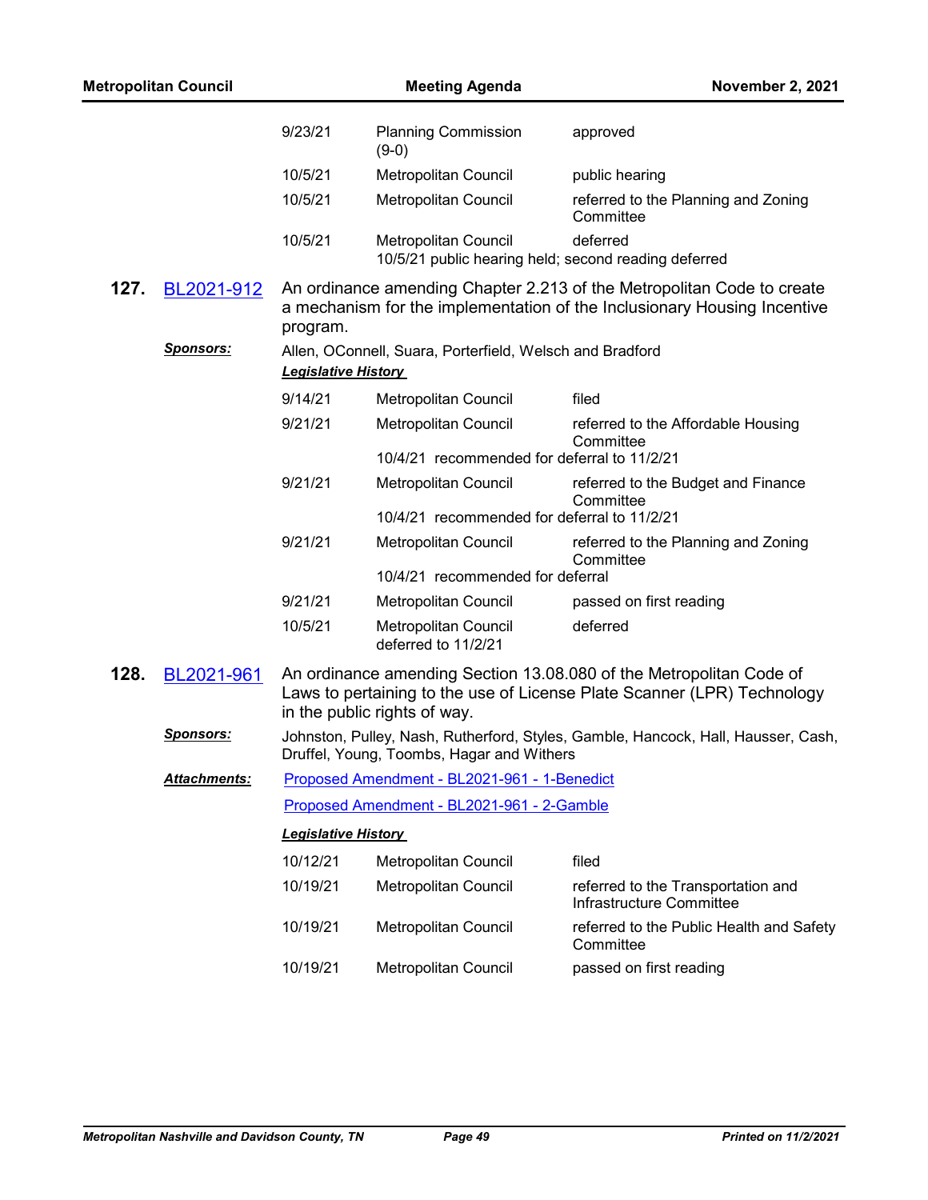| | | |
|---|---|---|
| 9/23/21 | Planning Commission (9-0) | approved |
| 10/5/21 | Metropolitan Council | public hearing |
| 10/5/21 | Metropolitan Council | referred to the Planning and Zoning Committee |
| 10/5/21 | Metropolitan Council | deferred |
| | 10/5/21 public hearing held; second reading deferred | |

**127. BL2021-912** An ordinance amending Chapter 2.213 of the Metropolitan Code to create a mechanism for the implementation of the Inclusionary Housing Incentive program.

***Sponsors:*** Allen, OConnell, Suara, Porterfield, Welsch and Bradford

***Legislative History***

| | | |
|---|---|---|
| 9/14/21 | Metropolitan Council | filed |
| 9/21/21 | Metropolitan Council | referred to the Affordable Housing Committee |
| | 10/4/21 recommended for deferral to 11/2/21 | |
| 9/21/21 | Metropolitan Council | referred to the Budget and Finance Committee |
| | 10/4/21 recommended for deferral to 11/2/21 | |
| 9/21/21 | Metropolitan Council | referred to the Planning and Zoning Committee |
| | 10/4/21 recommended for deferral | |
| 9/21/21 | Metropolitan Council | passed on first reading |
| 10/5/21 | Metropolitan Council deferred to 11/2/21 | deferred |

**128. BL2021-961** An ordinance amending Section 13.08.080 of the Metropolitan Code of Laws to pertaining to the use of License Plate Scanner (LPR) Technology in the public rights of way.

***Sponsors:*** Johnston, Pulley, Nash, Rutherford, Styles, Gamble, Hancock, Hall, Hausser, Cash, Druffel, Young, Toombs, Hagar and Withers

***Attachments:*** Proposed Amendment - BL2021-961 - 1-Benedict

Proposed Amendment - BL2021-961 - 2-Gamble

***Legislative History***

| | | |
|---|---|---|
| 10/12/21 | Metropolitan Council | filed |
| 10/19/21 | Metropolitan Council | referred to the Transportation and Infrastructure Committee |
| 10/19/21 | Metropolitan Council | referred to the Public Health and Safety Committee |
| 10/19/21 | Metropolitan Council | passed on first reading |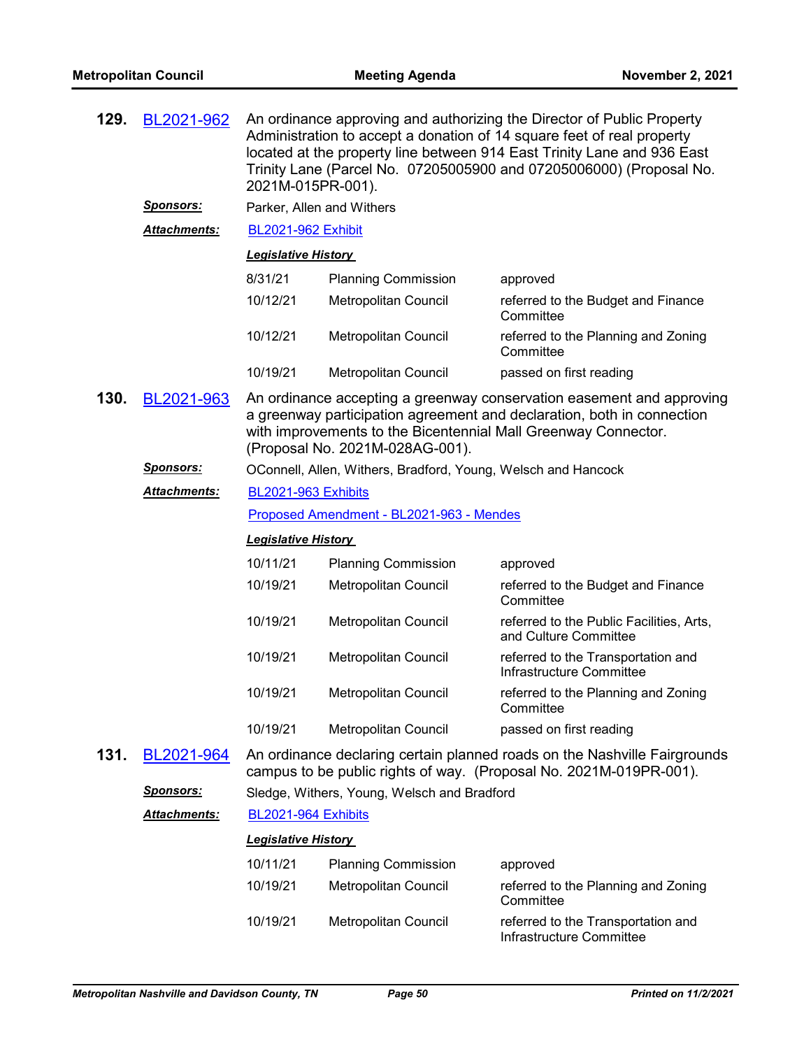**129. BL2021-962** An ordinance approving and authorizing the Director of Public Property Administration to accept a donation of 14 square feet of real property located at the property line between 914 East Trinity Lane and 936 East Trinity Lane (Parcel No. 07205005900 and 07205006000) (Proposal No. 2021M-015PR-001).

***Sponsors:*** Parker, Allen and Withers

***Attachments:*** BL2021-962 Exhibit

***Legislative History***

| | | |
|---|---|---|
| 8/31/21 | Planning Commission | approved |
| 10/12/21 | Metropolitan Council | referred to the Budget and Finance Committee |
| 10/12/21 | Metropolitan Council | referred to the Planning and Zoning Committee |
| 10/19/21 | Metropolitan Council | passed on first reading |

**130. BL2021-963** An ordinance accepting a greenway conservation easement and approving a greenway participation agreement and declaration, both in connection with improvements to the Bicentennial Mall Greenway Connector. (Proposal No. 2021M-028AG-001).

***Sponsors:*** OConnell, Allen, Withers, Bradford, Young, Welsch and Hancock

***Attachments:*** BL2021-963 Exhibits

Proposed Amendment - BL2021-963 - Mendes

***Legislative History***

| | | |
|---|---|---|
| 10/11/21 | Planning Commission | approved |
| 10/19/21 | Metropolitan Council | referred to the Budget and Finance Committee |
| 10/19/21 | Metropolitan Council | referred to the Public Facilities, Arts, and Culture Committee |
| 10/19/21 | Metropolitan Council | referred to the Transportation and Infrastructure Committee |
| 10/19/21 | Metropolitan Council | referred to the Planning and Zoning Committee |
| 10/19/21 | Metropolitan Council | passed on first reading |

**131. BL2021-964** An ordinance declaring certain planned roads on the Nashville Fairgrounds campus to be public rights of way. (Proposal No. 2021M-019PR-001).

***Sponsors:*** Sledge, Withers, Young, Welsch and Bradford

***Attachments:*** BL2021-964 Exhibits

***Legislative History***

| | | |
|---|---|---|
| 10/11/21 | Planning Commission | approved |
| 10/19/21 | Metropolitan Council | referred to the Planning and Zoning Committee |
| 10/19/21 | Metropolitan Council | referred to the Transportation and Infrastructure Committee |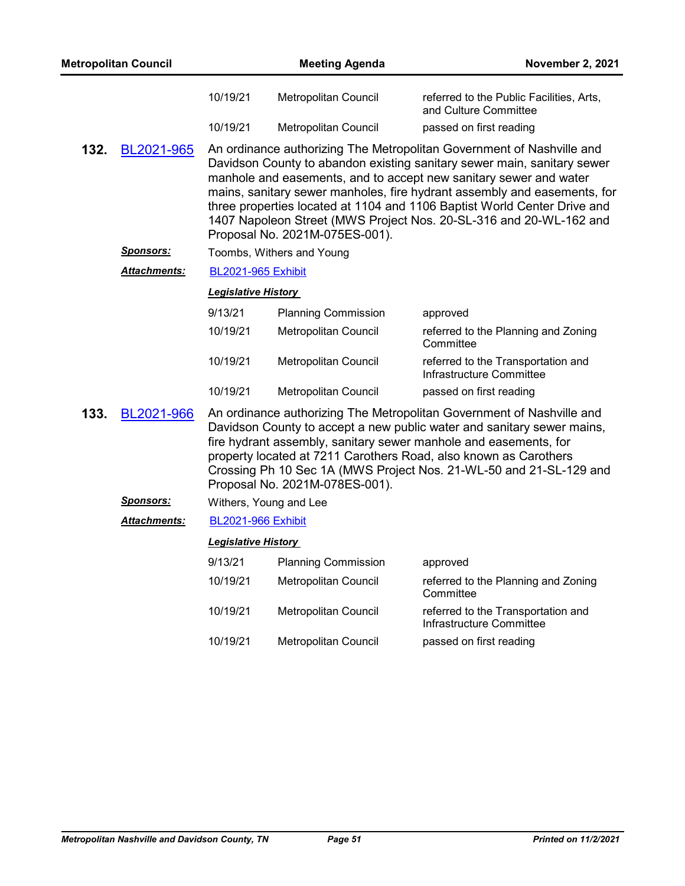| | | |
|---|---|---|
| 10/19/21 | Metropolitan Council | referred to the Public Facilities, Arts, and Culture Committee |
| 10/19/21 | Metropolitan Council | passed on first reading |

**132.** BL2021-965 An ordinance authorizing The Metropolitan Government of Nashville and Davidson County to abandon existing sanitary sewer main, sanitary sewer manhole and easements, and to accept new sanitary sewer and water mains, sanitary sewer manholes, fire hydrant assembly and easements, for three properties located at 1104 and 1106 Baptist World Center Drive and 1407 Napoleon Street (MWS Project Nos. 20-SL-316 and 20-WL-162 and Proposal No. 2021M-075ES-001).

***Sponsors:*** Toombs, Withers and Young

***Attachments:*** BL2021-965 Exhibit

***Legislative History***

| | | |
|---|---|---|
| 9/13/21 | Planning Commission | approved |
| 10/19/21 | Metropolitan Council | referred to the Planning and Zoning Committee |
| 10/19/21 | Metropolitan Council | referred to the Transportation and Infrastructure Committee |
| 10/19/21 | Metropolitan Council | passed on first reading |

**133.** BL2021-966 An ordinance authorizing The Metropolitan Government of Nashville and Davidson County to accept a new public water and sanitary sewer mains, fire hydrant assembly, sanitary sewer manhole and easements, for property located at 7211 Carothers Road, also known as Carothers Crossing Ph 10 Sec 1A (MWS Project Nos. 21-WL-50 and 21-SL-129 and Proposal No. 2021M-078ES-001).

***Sponsors:*** Withers, Young and Lee

***Attachments:*** BL2021-966 Exhibit

***Legislative History***

| | | |
|---|---|---|
| 9/13/21 | Planning Commission | approved |
| 10/19/21 | Metropolitan Council | referred to the Planning and Zoning Committee |
| 10/19/21 | Metropolitan Council | referred to the Transportation and Infrastructure Committee |
| 10/19/21 | Metropolitan Council | passed on first reading |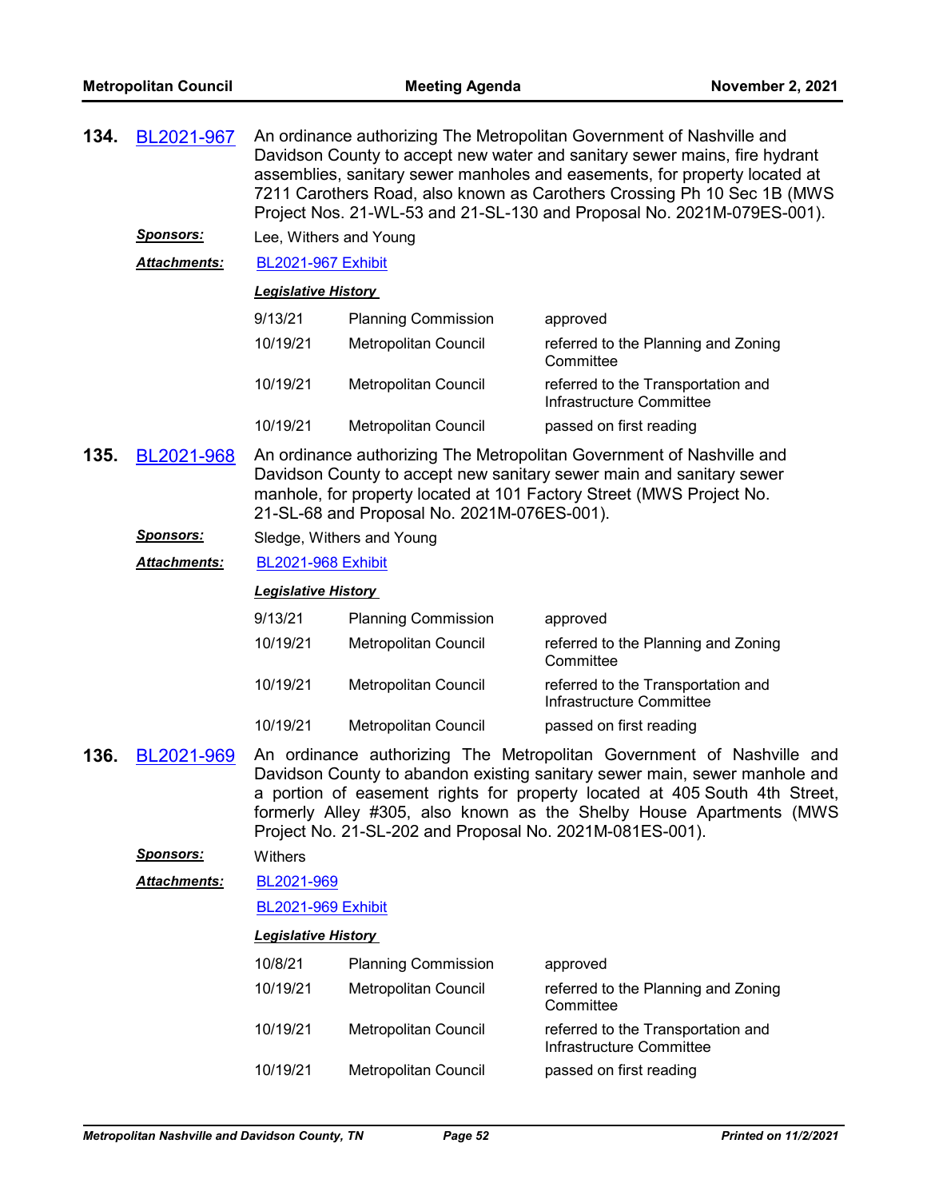**134.** BL2021-967 An ordinance authorizing The Metropolitan Government of Nashville and Davidson County to accept new water and sanitary sewer mains, fire hydrant assemblies, sanitary sewer manholes and easements, for property located at 7211 Carothers Road, also known as Carothers Crossing Ph 10 Sec 1B (MWS Project Nos. 21-WL-53 and 21-SL-130 and Proposal No. 2021M-079ES-001).

***Sponsors:*** Lee, Withers and Young

***Attachments:*** BL2021-967 Exhibit

***Legislative History***

| | | |
|---|---|---|
| 9/13/21 | Planning Commission | approved |
| 10/19/21 | Metropolitan Council | referred to the Planning and Zoning Committee |
| 10/19/21 | Metropolitan Council | referred to the Transportation and Infrastructure Committee |
| 10/19/21 | Metropolitan Council | passed on first reading |

**135.** BL2021-968 An ordinance authorizing The Metropolitan Government of Nashville and Davidson County to accept new sanitary sewer main and sanitary sewer manhole, for property located at 101 Factory Street (MWS Project No. 21-SL-68 and Proposal No. 2021M-076ES-001).

***Sponsors:*** Sledge, Withers and Young

***Attachments:*** BL2021-968 Exhibit

***Legislative History***

| | | |
|---|---|---|
| 9/13/21 | Planning Commission | approved |
| 10/19/21 | Metropolitan Council | referred to the Planning and Zoning Committee |
| 10/19/21 | Metropolitan Council | referred to the Transportation and Infrastructure Committee |
| 10/19/21 | Metropolitan Council | passed on first reading |

**136.** BL2021-969 An ordinance authorizing The Metropolitan Government of Nashville and Davidson County to abandon existing sanitary sewer main, sewer manhole and a portion of easement rights for property located at 405 South 4th Street, formerly Alley #305, also known as the Shelby House Apartments (MWS Project No. 21-SL-202 and Proposal No. 2021M-081ES-001).

***Sponsors:*** Withers

***Attachments:*** BL2021-969

BL2021-969 Exhibit

***Legislative History***

| | | |
|---|---|---|
| 10/8/21 | Planning Commission | approved |
| 10/19/21 | Metropolitan Council | referred to the Planning and Zoning Committee |
| 10/19/21 | Metropolitan Council | referred to the Transportation and Infrastructure Committee |
| 10/19/21 | Metropolitan Council | passed on first reading |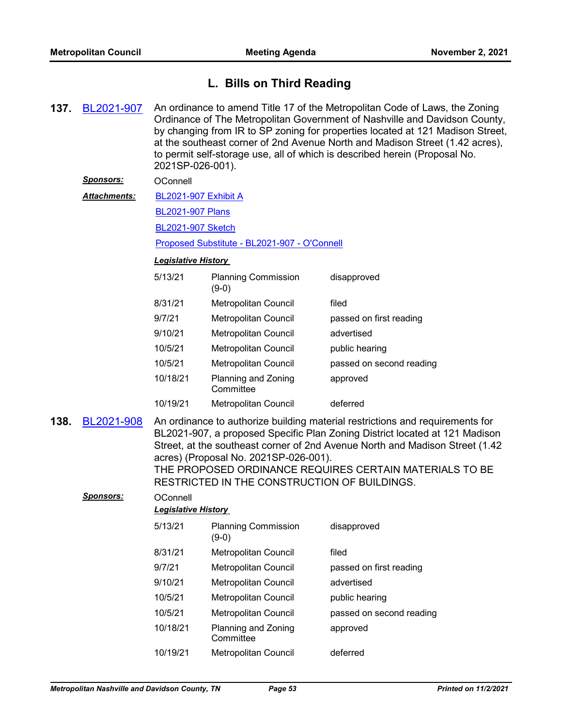## L. Bills on Third Reading

**137.** BL2021-907 An ordinance to amend Title 17 of the Metropolitan Code of Laws, the Zoning Ordinance of The Metropolitan Government of Nashville and Davidson County, by changing from IR to SP zoning for properties located at 121 Madison Street, at the southeast corner of 2nd Avenue North and Madison Street (1.42 acres), to permit self-storage use, all of which is described herein (Proposal No. 2021SP-026-001).

***Sponsors:*** OConnell

***Attachments:*** BL2021-907 Exhibit A

BL2021-907 Plans

BL2021-907 Sketch

Proposed Substitute - BL2021-907 - O'Connell

***Legislative History***

| | | |
|---|---|---|
| 5/13/21 | Planning Commission (9-0) | disapproved |
| 8/31/21 | Metropolitan Council | filed |
| 9/7/21 | Metropolitan Council | passed on first reading |
| 9/10/21 | Metropolitan Council | advertised |
| 10/5/21 | Metropolitan Council | public hearing |
| 10/5/21 | Metropolitan Council | passed on second reading |
| 10/18/21 | Planning and Zoning Committee | approved |
| 10/19/21 | Metropolitan Council | deferred |

**138.** BL2021-908 An ordinance to authorize building material restrictions and requirements for BL2021-907, a proposed Specific Plan Zoning District located at 121 Madison Street, at the southeast corner of 2nd Avenue North and Madison Street (1.42 acres) (Proposal No. 2021SP-026-001).

THE PROPOSED ORDINANCE REQUIRES CERTAIN MATERIALS TO BE RESTRICTED IN THE CONSTRUCTION OF BUILDINGS.

***Sponsors:*** OConnell

***Legislative History***

| | | |
|---|---|---|
| 5/13/21 | Planning Commission (9-0) | disapproved |
| 8/31/21 | Metropolitan Council | filed |
| 9/7/21 | Metropolitan Council | passed on first reading |
| 9/10/21 | Metropolitan Council | advertised |
| 10/5/21 | Metropolitan Council | public hearing |
| 10/5/21 | Metropolitan Council | passed on second reading |
| 10/18/21 | Planning and Zoning Committee | approved |
| 10/19/21 | Metropolitan Council | deferred |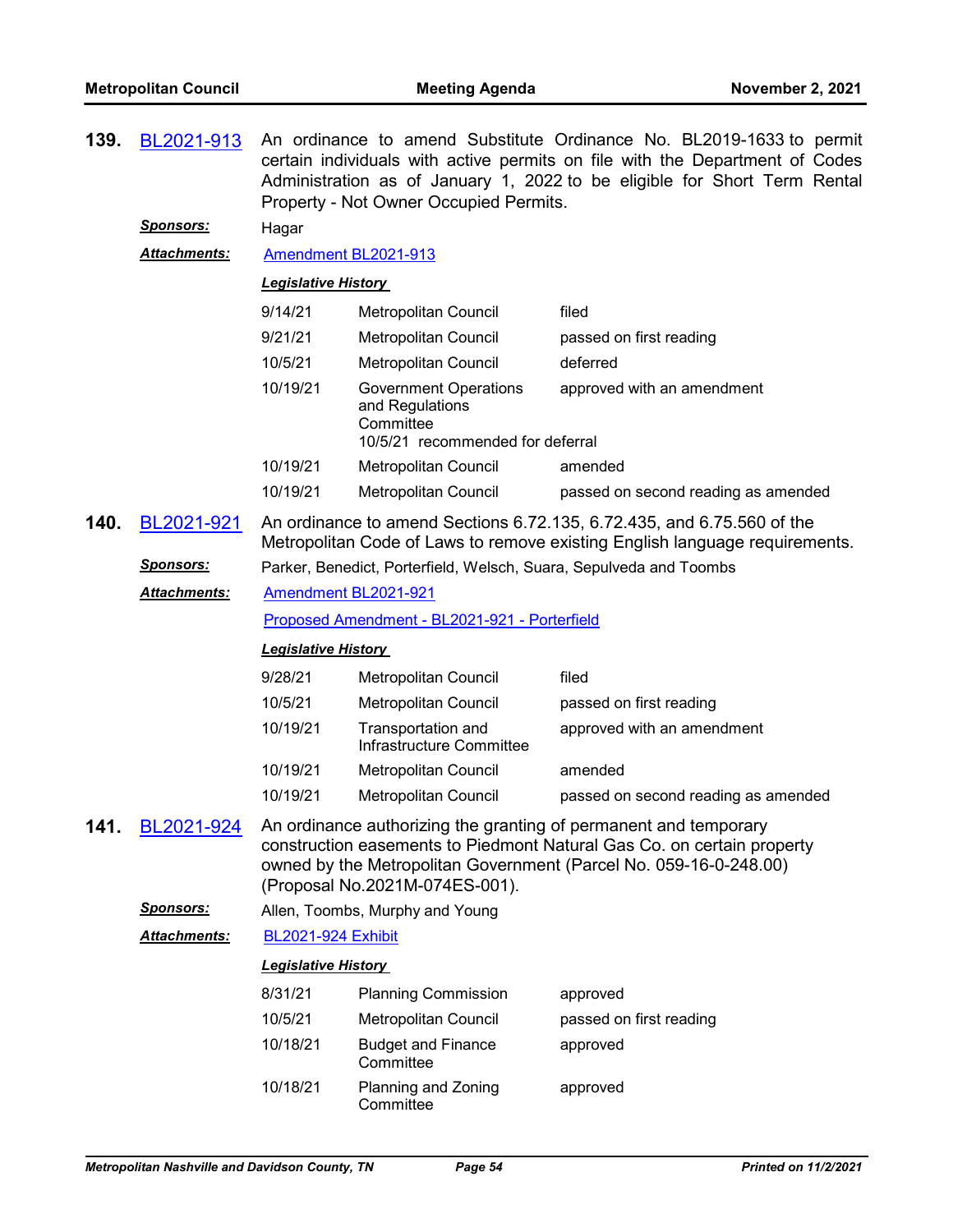**139.** BL2021-913 An ordinance to amend Substitute Ordinance No. BL2019-1633 to permit certain individuals with active permits on file with the Department of Codes Administration as of January 1, 2022 to be eligible for Short Term Rental Property - Not Owner Occupied Permits.

***Sponsors:*** Hagar

***Attachments:*** Amendment BL2021-913

***Legislative History***

| | | |
|---|---|---|
| 9/14/21 | Metropolitan Council | filed |
| 9/21/21 | Metropolitan Council | passed on first reading |
| 10/5/21 | Metropolitan Council | deferred |
| 10/19/21 | Government Operations and Regulations Committee<br>10/5/21 recommended for deferral | approved with an amendment |
| 10/19/21 | Metropolitan Council | amended |
| 10/19/21 | Metropolitan Council | passed on second reading as amended |

**140.** BL2021-921 An ordinance to amend Sections 6.72.135, 6.72.435, and 6.75.560 of the Metropolitan Code of Laws to remove existing English language requirements.

***Sponsors:*** Parker, Benedict, Porterfield, Welsch, Suara, Sepulveda and Toombs

***Attachments:*** Amendment BL2021-921

Proposed Amendment - BL2021-921 - Porterfield

***Legislative History***

| | | |
|---|---|---|
| 9/28/21 | Metropolitan Council | filed |
| 10/5/21 | Metropolitan Council | passed on first reading |
| 10/19/21 | Transportation and Infrastructure Committee | approved with an amendment |
| 10/19/21 | Metropolitan Council | amended |
| 10/19/21 | Metropolitan Council | passed on second reading as amended |

**141.** BL2021-924 An ordinance authorizing the granting of permanent and temporary construction easements to Piedmont Natural Gas Co. on certain property owned by the Metropolitan Government (Parcel No. 059-16-0-248.00) (Proposal No.2021M-074ES-001).

***Sponsors:*** Allen, Toombs, Murphy and Young

***Attachments:*** BL2021-924 Exhibit

***Legislative History***

| | | |
|---|---|---|
| 8/31/21 | Planning Commission | approved |
| 10/5/21 | Metropolitan Council | passed on first reading |
| 10/18/21 | Budget and Finance Committee | approved |
| 10/18/21 | Planning and Zoning Committee | approved |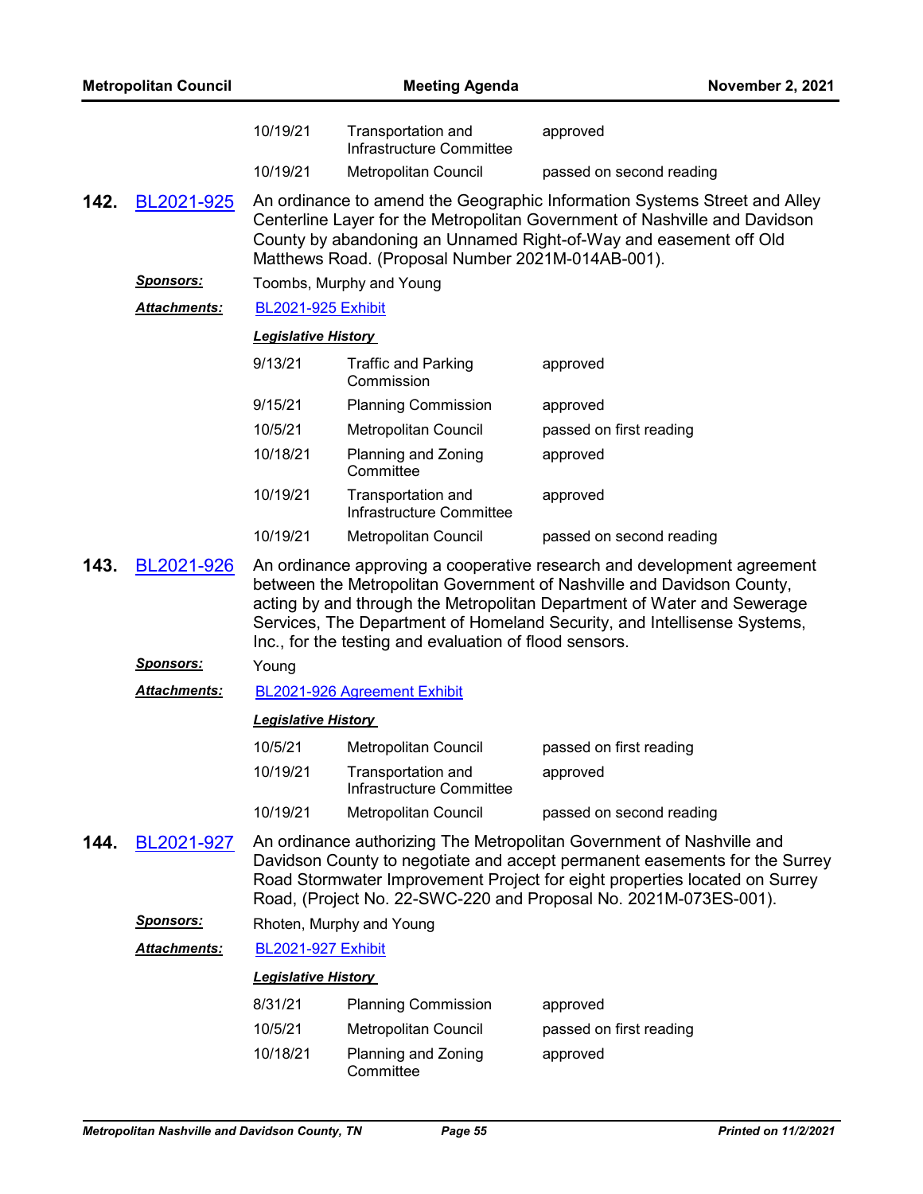| | | |
|---|---|---|
| 10/19/21 | Transportation and Infrastructure Committee | approved |
| 10/19/21 | Metropolitan Council | passed on second reading |

**142.** BL2021-925

An ordinance to amend the Geographic Information Systems Street and Alley Centerline Layer for the Metropolitan Government of Nashville and Davidson County by abandoning an Unnamed Right-of-Way and easement off Old Matthews Road. (Proposal Number 2021M-014AB-001).

***Sponsors:*** Toombs, Murphy and Young

***Attachments:*** BL2021-925 Exhibit

***Legislative History***

| | | |
|---|---|---|
| 9/13/21 | Traffic and Parking Commission | approved |
| 9/15/21 | Planning Commission | approved |
| 10/5/21 | Metropolitan Council | passed on first reading |
| 10/18/21 | Planning and Zoning Committee | approved |
| 10/19/21 | Transportation and Infrastructure Committee | approved |
| 10/19/21 | Metropolitan Council | passed on second reading |

**143.** BL2021-926

An ordinance approving a cooperative research and development agreement between the Metropolitan Government of Nashville and Davidson County, acting by and through the Metropolitan Department of Water and Sewerage Services, The Department of Homeland Security, and Intellisense Systems, Inc., for the testing and evaluation of flood sensors.

***Sponsors:*** Young

***Attachments:*** BL2021-926 Agreement Exhibit

***Legislative History***

| | | |
|---|---|---|
| 10/5/21 | Metropolitan Council | passed on first reading |
| 10/19/21 | Transportation and Infrastructure Committee | approved |
| 10/19/21 | Metropolitan Council | passed on second reading |

**144.** BL2021-927

An ordinance authorizing The Metropolitan Government of Nashville and Davidson County to negotiate and accept permanent easements for the Surrey Road Stormwater Improvement Project for eight properties located on Surrey Road, (Project No. 22-SWC-220 and Proposal No. 2021M-073ES-001).

***Sponsors:*** Rhoten, Murphy and Young

***Attachments:*** BL2021-927 Exhibit

***Legislative History***

| | | |
|---|---|---|
| 8/31/21 | Planning Commission | approved |
| 10/5/21 | Metropolitan Council | passed on first reading |
| 10/18/21 | Planning and Zoning Committee | approved |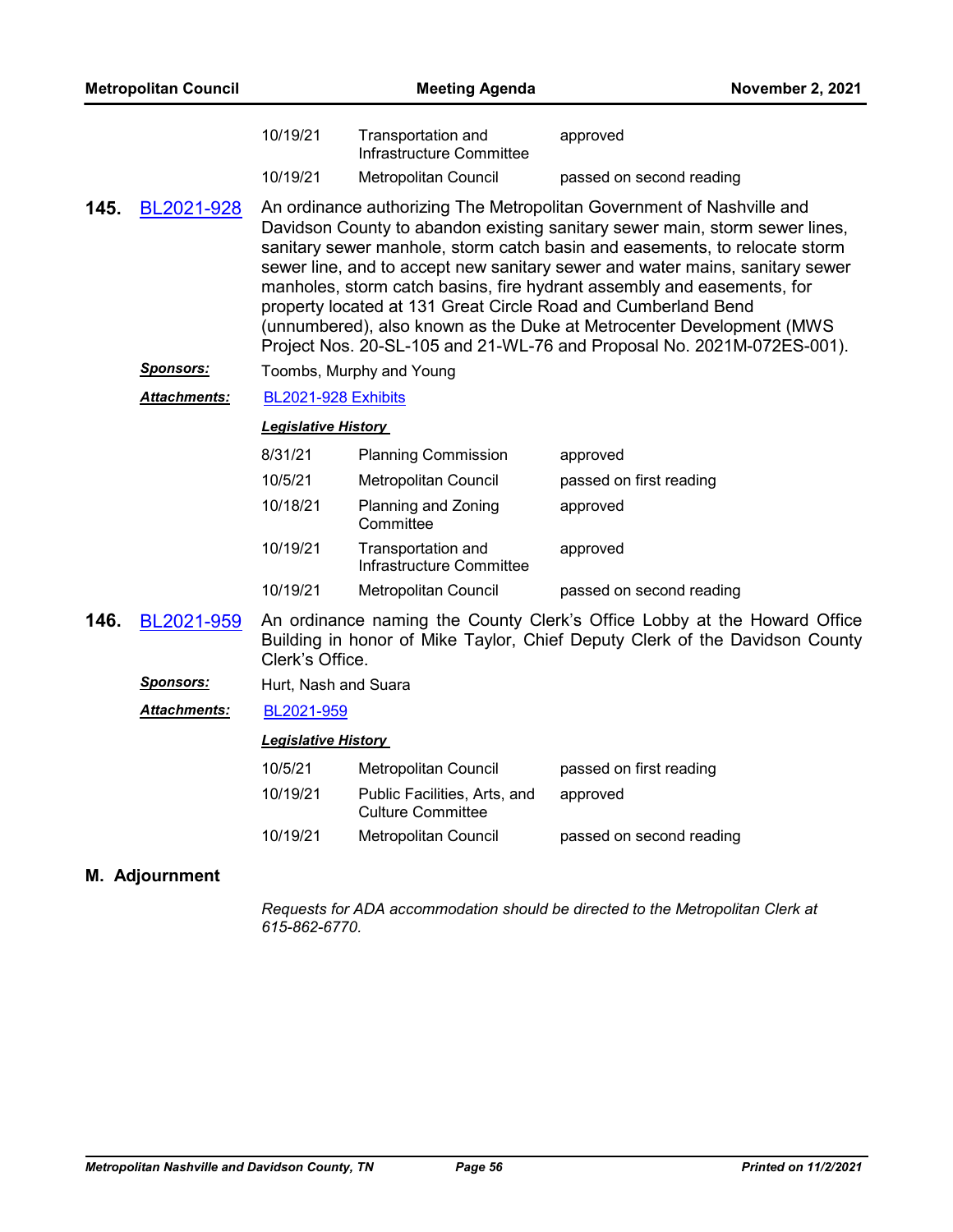| | | |
|---|---|---|
| 10/19/21 | Transportation and Infrastructure Committee | approved |
| 10/19/21 | Metropolitan Council | passed on second reading |

**145.** BL2021-928 An ordinance authorizing The Metropolitan Government of Nashville and Davidson County to abandon existing sanitary sewer main, storm sewer lines, sanitary sewer manhole, storm catch basin and easements, to relocate storm sewer line, and to accept new sanitary sewer and water mains, sanitary sewer manholes, storm catch basins, fire hydrant assembly and easements, for property located at 131 Great Circle Road and Cumberland Bend (unnumbered), also known as the Duke at Metrocenter Development (MWS Project Nos. 20-SL-105 and 21-WL-76 and Proposal No. 2021M-072ES-001).

***Sponsors:*** Toombs, Murphy and Young

***Attachments:*** BL2021-928 Exhibits

***Legislative History***

| | | |
|---|---|---|
| 8/31/21 | Planning Commission | approved |
| 10/5/21 | Metropolitan Council | passed on first reading |
| 10/18/21 | Planning and Zoning Committee | approved |
| 10/19/21 | Transportation and Infrastructure Committee | approved |
| 10/19/21 | Metropolitan Council | passed on second reading |

**146.** BL2021-959 An ordinance naming the County Clerk's Office Lobby at the Howard Office Building in honor of Mike Taylor, Chief Deputy Clerk of the Davidson County Clerk's Office.

***Sponsors:*** Hurt, Nash and Suara

***Attachments:*** BL2021-959

***Legislative History***

| | | |
|---|---|---|
| 10/5/21 | Metropolitan Council | passed on first reading |
| 10/19/21 | Public Facilities, Arts, and Culture Committee | approved |
| 10/19/21 | Metropolitan Council | passed on second reading |

## M. Adjournment

*Requests for ADA accommodation should be directed to the Metropolitan Clerk at 615-862-6770.*